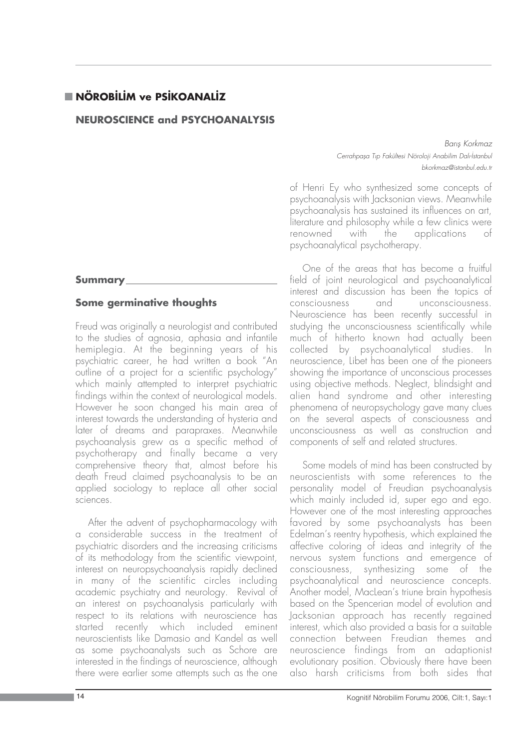# NÖROBİLİM ve PSİKOANALİZ

## NEUROSCIENCE and PSYCHOANALYSIS

*Barış Korkmaz*
*Cerrahpaşa Tıp Fakültesi Nöroloji Anabilim Dalı-İstanbul*
*bkorkmaz@istanbul.edu.tr*

### Summary

### Some germinative thoughts

Freud was originally a neurologist and contributed to the studies of agnosia, aphasia and infantile hemiplegia. At the beginning years of his psychiatric career, he had written a book "An outline of a project for a scientific psychology" which mainly attempted to interpret psychiatric findings within the context of neurological models. However he soon changed his main area of interest towards the understanding of hysteria and later of dreams and parapraxes. Meanwhile psychoanalysis grew as a specific method of psychotherapy and finally became a very comprehensive theory that, almost before his death Freud claimed psychoanalysis to be an applied sociology to replace all other social sciences.

After the advent of psychopharmacology with a considerable success in the treatment of psychiatric disorders and the increasing criticisms of its methodology from the scientific viewpoint, interest on neuropsychoanalysis rapidly declined in many of the scientific circles including academic psychiatry and neurology. Revival of an interest on psychoanalysis particularly with respect to its relations with neuroscience has started recently which included eminent neuroscientists like Damasio and Kandel as well as some psychoanalysts such as Schore are interested in the findings of neuroscience, although there were earlier some attempts such as the one of Henri Ey who synthesized some concepts of psychoanalysis with Jacksonian views. Meanwhile psychoanalysis has sustained its influences on art, literature and philosophy while a few clinics were renowned with the applications of psychoanalytical psychotherapy.

One of the areas that has become a fruitful field of joint neurological and psychoanalytical interest and discussion has been the topics of consciousness and unconsciousness. Neuroscience has been recently successful in studying the unconsciousness scientifically while much of hitherto known had actually been collected by psychoanalytical studies. In neuroscience, Libet has been one of the pioneers showing the importance of unconscious processes using objective methods. Neglect, blindsight and alien hand syndrome and other interesting phenomena of neuropsychology gave many clues on the several aspects of consciousness and unconsciousness as well as construction and components of self and related structures.

Some models of mind has been constructed by neuroscientists with some references to the personality model of Freudian psychoanalysis which mainly included id, super ego and ego. However one of the most interesting approaches favored by some psychoanalysts has been Edelman's reentry hypothesis, which explained the affective coloring of ideas and integrity of the nervous system functions and emergence of consciousness, synthesizing some of the psychoanalytical and neuroscience concepts. Another model, MacLean's triune brain hypothesis based on the Spencerian model of evolution and Jacksonian approach has recently regained interest, which also provided a basis for a suitable connection between Freudian themes and neuroscience findings from an adaptionist evolutionary position. Obviously there have been also harsh criticisms from both sides that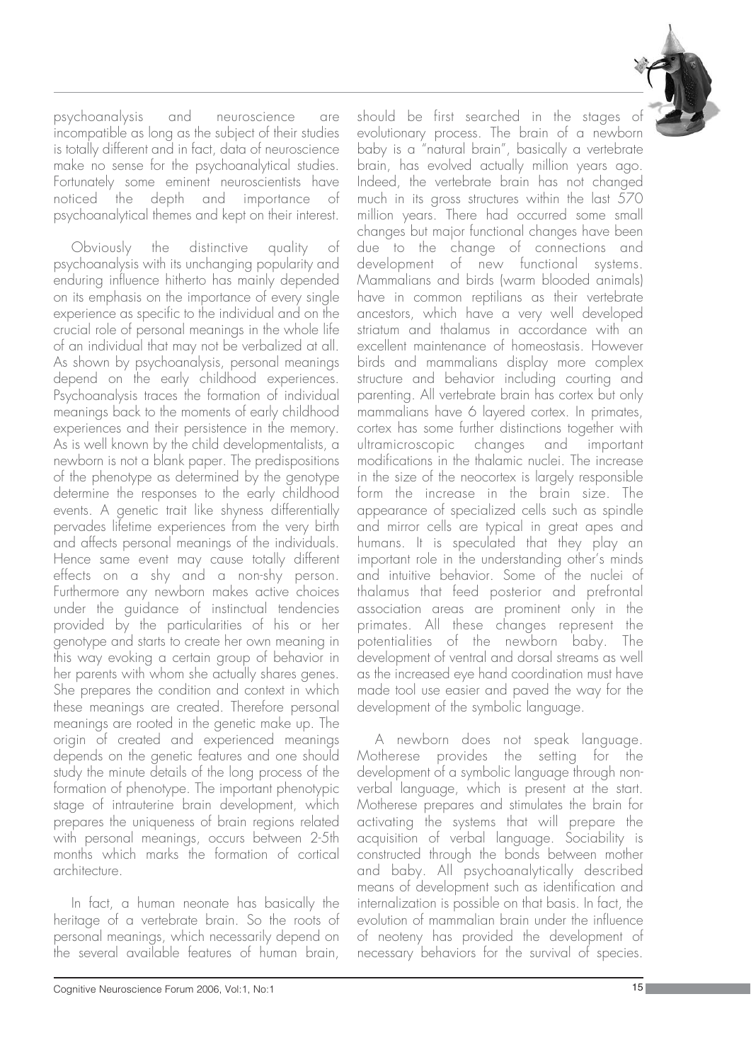psychoanalysis and neuroscience are incompatible as long as the subject of their studies is totally different and in fact, data of neuroscience make no sense for the psychoanalytical studies. Fortunately some eminent neuroscientists have noticed the depth and importance of psychoanalytical themes and kept on their interest.

Obviously the distinctive quality of psychoanalysis with its unchanging popularity and enduring influence hitherto has mainly depended on its emphasis on the importance of every single experience as specific to the individual and on the crucial role of personal meanings in the whole life of an individual that may not be verbalized at all. As shown by psychoanalysis, personal meanings depend on the early childhood experiences. Psychoanalysis traces the formation of individual meanings back to the moments of early childhood experiences and their persistence in the memory. As is well known by the child developmentalists, a newborn is not a blank paper. The predispositions of the phenotype as determined by the genotype determine the responses to the early childhood events. A genetic trait like shyness differentially pervades lifetime experiences from the very birth and affects personal meanings of the individuals. Hence same event may cause totally different effects on a shy and a non-shy person. Furthermore any newborn makes active choices under the guidance of instinctual tendencies provided by the particularities of his or her genotype and starts to create her own meaning in this way evoking a certain group of behavior in her parents with whom she actually shares genes. She prepares the condition and context in which these meanings are created. Therefore personal meanings are rooted in the genetic make up. The origin of created and experienced meanings depends on the genetic features and one should study the minute details of the long process of the formation of phenotype. The important phenotypic stage of intrauterine brain development, which prepares the uniqueness of brain regions related with personal meanings, occurs between 2-5th months which marks the formation of cortical architecture.

In fact, a human neonate has basically the heritage of a vertebrate brain. So the roots of personal meanings, which necessarily depend on the several available features of human brain, should be first searched in the stages of evolutionary process. The brain of a newborn baby is a "natural brain", basically a vertebrate brain, has evolved actually million years ago. Indeed, the vertebrate brain has not changed much in its gross structures within the last 570 million years. There had occurred some small changes but major functional changes have been due to the change of connections and development of new functional systems. Mammalians and birds (warm blooded animals) have in common reptilians as their vertebrate ancestors, which have a very well developed striatum and thalamus in accordance with an excellent maintenance of homeostasis. However birds and mammalians display more complex structure and behavior including courting and parenting. All vertebrate brain has cortex but only mammalians have 6 layered cortex. In primates, cortex has some further distinctions together with ultramicroscopic changes and important modifications in the thalamic nuclei. The increase in the size of the neocortex is largely responsible form the increase in the brain size. The appearance of specialized cells such as spindle and mirror cells are typical in great apes and humans. It is speculated that they play an important role in the understanding other's minds and intuitive behavior. Some of the nuclei of thalamus that feed posterior and prefrontal association areas are prominent only in the primates. All these changes represent the potentialities of the newborn baby. The development of ventral and dorsal streams as well as the increased eye hand coordination must have made tool use easier and paved the way for the development of the symbolic language.

A newborn does not speak language. Motherese provides the setting for the development of a symbolic language through non-verbal language, which is present at the start. Motherese prepares and stimulates the brain for activating the systems that will prepare the acquisition of verbal language. Sociability is constructed through the bonds between mother and baby. All psychoanalytically described means of development such as identification and internalization is possible on that basis. In fact, the evolution of mammalian brain under the influence of neoteny has provided the development of necessary behaviors for the survival of species.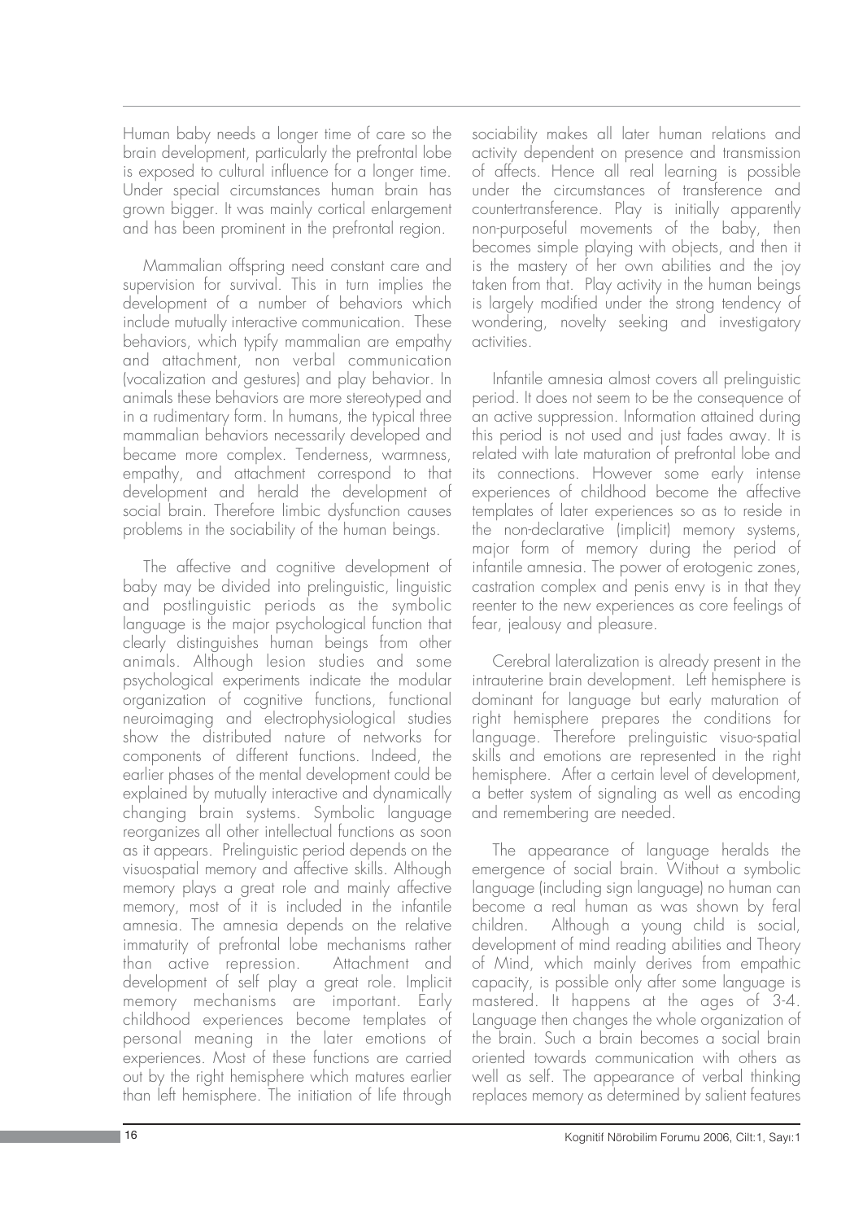Human baby needs a longer time of care so the brain development, particularly the prefrontal lobe is exposed to cultural influence for a longer time. Under special circumstances human brain has grown bigger. It was mainly cortical enlargement and has been prominent in the prefrontal region.

Mammalian offspring need constant care and supervision for survival. This in turn implies the development of a number of behaviors which include mutually interactive communication. These behaviors, which typify mammalian are empathy and attachment, non verbal communication (vocalization and gestures) and play behavior. In animals these behaviors are more stereotyped and in a rudimentary form. In humans, the typical three mammalian behaviors necessarily developed and became more complex. Tenderness, warmness, empathy, and attachment correspond to that development and herald the development of social brain. Therefore limbic dysfunction causes problems in the sociability of the human beings.

The affective and cognitive development of baby may be divided into prelinguistic, linguistic and postlinguistic periods as the symbolic language is the major psychological function that clearly distinguishes human beings from other animals. Although lesion studies and some psychological experiments indicate the modular organization of cognitive functions, functional neuroimaging and electrophysiological studies show the distributed nature of networks for components of different functions. Indeed, the earlier phases of the mental development could be explained by mutually interactive and dynamically changing brain systems. Symbolic language reorganizes all other intellectual functions as soon as it appears. Prelinguistic period depends on the visuospatial memory and affective skills. Although memory plays a great role and mainly affective memory, most of it is included in the infantile amnesia. The amnesia depends on the relative immaturity of prefrontal lobe mechanisms rather than active repression. Attachment and development of self play a great role. Implicit memory mechanisms are important. Early childhood experiences become templates of personal meaning in the later emotions of experiences. Most of these functions are carried out by the right hemisphere which matures earlier than left hemisphere. The initiation of life through sociability makes all later human relations and activity dependent on presence and transmission of affects. Hence all real learning is possible under the circumstances of transference and countertransference. Play is initially apparently non-purposeful movements of the baby, then becomes simple playing with objects, and then it is the mastery of her own abilities and the joy taken from that. Play activity in the human beings is largely modified under the strong tendency of wondering, novelty seeking and investigatory activities.

Infantile amnesia almost covers all prelinguistic period. It does not seem to be the consequence of an active suppression. Information attained during this period is not used and just fades away. It is related with late maturation of prefrontal lobe and its connections. However some early intense experiences of childhood become the affective templates of later experiences so as to reside in the non-declarative (implicit) memory systems, major form of memory during the period of infantile amnesia. The power of erotogenic zones, castration complex and penis envy is in that they reenter to the new experiences as core feelings of fear, jealousy and pleasure.

Cerebral lateralization is already present in the intrauterine brain development. Left hemisphere is dominant for language but early maturation of right hemisphere prepares the conditions for language. Therefore prelinguistic visuo-spatial skills and emotions are represented in the right hemisphere. After a certain level of development, a better system of signaling as well as encoding and remembering are needed.

The appearance of language heralds the emergence of social brain. Without a symbolic language (including sign language) no human can become a real human as was shown by feral children. Although a young child is social, development of mind reading abilities and Theory of Mind, which mainly derives from empathic capacity, is possible only after some language is mastered. It happens at the ages of 3-4. Language then changes the whole organization of the brain. Such a brain becomes a social brain oriented towards communication with others as well as self. The appearance of verbal thinking replaces memory as determined by salient features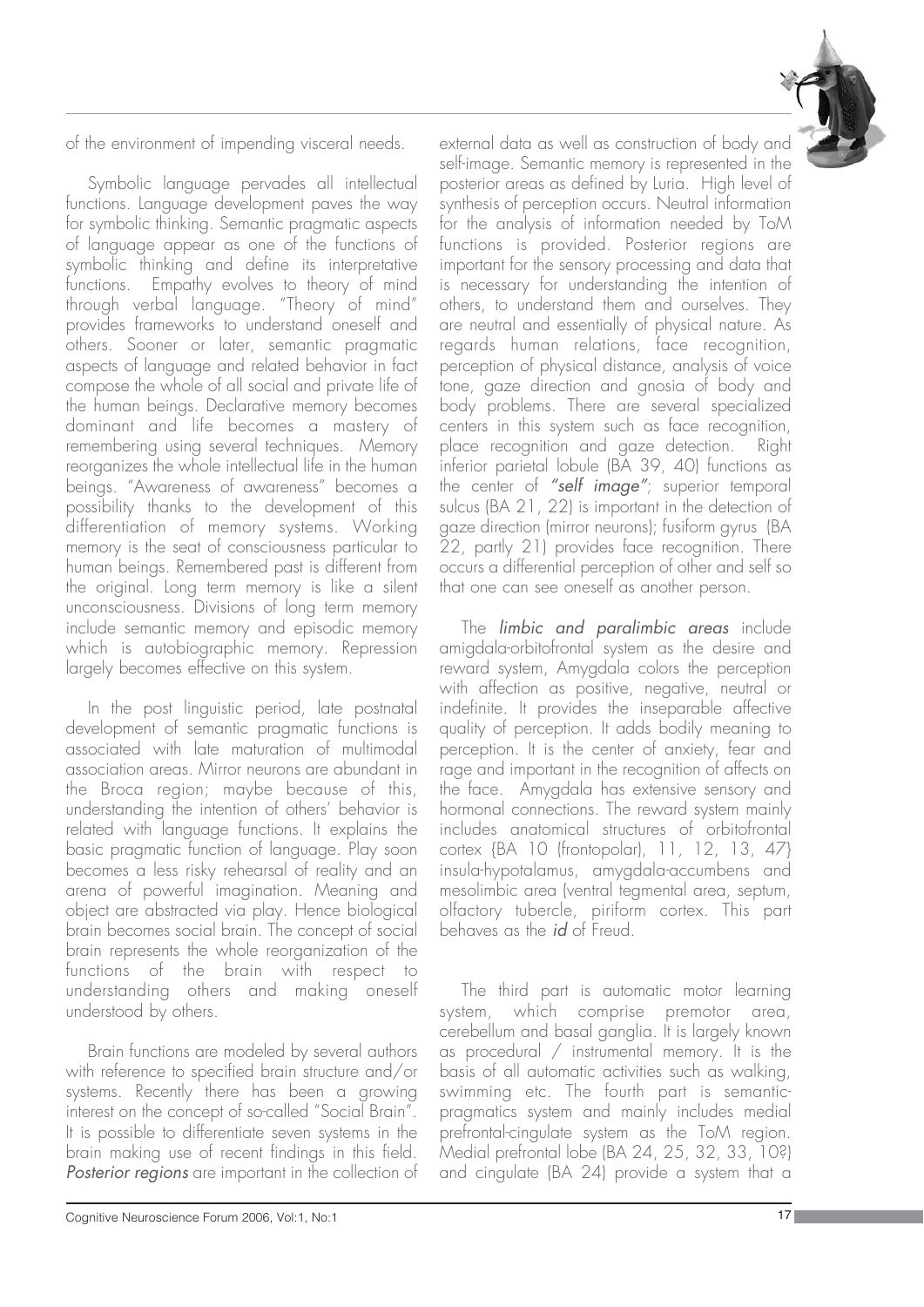of the environment of impending visceral needs.

Symbolic language pervades all intellectual functions. Language development paves the way for symbolic thinking. Semantic pragmatic aspects of language appear as one of the functions of symbolic thinking and define its interpretative functions. Empathy evolves to theory of mind through verbal language. "Theory of mind" provides frameworks to understand oneself and others. Sooner or later, semantic pragmatic aspects of language and related behavior in fact compose the whole of all social and private life of the human beings. Declarative memory becomes dominant and life becomes a mastery of remembering using several techniques. Memory reorganizes the whole intellectual life in the human beings. "Awareness of awareness" becomes a possibility thanks to the development of this differentiation of memory systems. Working memory is the seat of consciousness particular to human beings. Remembered past is different from the original. Long term memory is like a silent unconsciousness. Divisions of long term memory include semantic memory and episodic memory which is autobiographic memory. Repression largely becomes effective on this system.

In the post linguistic period, late postnatal development of semantic pragmatic functions is associated with late maturation of multimodal association areas. Mirror neurons are abundant in the Broca region; maybe because of this, understanding the intention of others' behavior is related with language functions. It explains the basic pragmatic function of language. Play soon becomes a less risky rehearsal of reality and an arena of powerful imagination. Meaning and object are abstracted via play. Hence biological brain becomes social brain. The concept of social brain represents the whole reorganization of the functions of the brain with respect to understanding others and making oneself understood by others.

Brain functions are modeled by several authors with reference to specified brain structure and/or systems. Recently there has been a growing interest on the concept of so-called "Social Brain". It is possible to differentiate seven systems in the brain making use of recent findings in this field. *Posterior regions* are important in the collection of external data as well as construction of body and self-image. Semantic memory is represented in the posterior areas as defined by Luria. High level of synthesis of perception occurs. Neutral information for the analysis of information needed by ToM functions is provided. Posterior regions are important for the sensory processing and data that is necessary for understanding the intention of others, to understand them and ourselves. They are neutral and essentially of physical nature. As regards human relations, face recognition, perception of physical distance, analysis of voice tone, gaze direction and gnosia of body and body problems. There are several specialized centers in this system such as face recognition, place recognition and gaze detection. Right inferior parietal lobule (BA 39, 40) functions as the center of ***"self image"***; superior temporal sulcus (BA 21, 22) is important in the detection of gaze direction (mirror neurons); fusiform gyrus (BA 22, partly 21) provides face recognition. There occurs a differential perception of other and self so that one can see oneself as another person.

The *limbic and paralimbic areas* include amigdala-orbitofrontal system as the desire and reward system, Amygdala colors the perception with affection as positive, negative, neutral or indefinite. It provides the inseparable affective quality of perception. It adds bodily meaning to perception. It is the center of anxiety, fear and rage and important in the recognition of affects on the face. Amygdala has extensive sensory and hormonal connections. The reward system mainly includes anatomical structures of orbitofrontal cortex {BA 10 (frontopolar), 11, 12, 13, 47} insula-hypotalamus, amygdala-accumbens and mesolimbic area (ventral tegmental area, septum, olfactory tubercle, piriform cortex. This part behaves as the *id* of Freud.

The third part is automatic motor learning system, which comprise premotor area, cerebellum and basal ganglia. It is largely known as procedural / instrumental memory. It is the basis of all automatic activities such as walking, swimming etc. The fourth part is semantic-pragmatics system and mainly includes medial prefrontal-cingulate system as the ToM region. Medial prefrontal lobe (BA 24, 25, 32, 33, 10?) and cingulate (BA 24) provide a system that a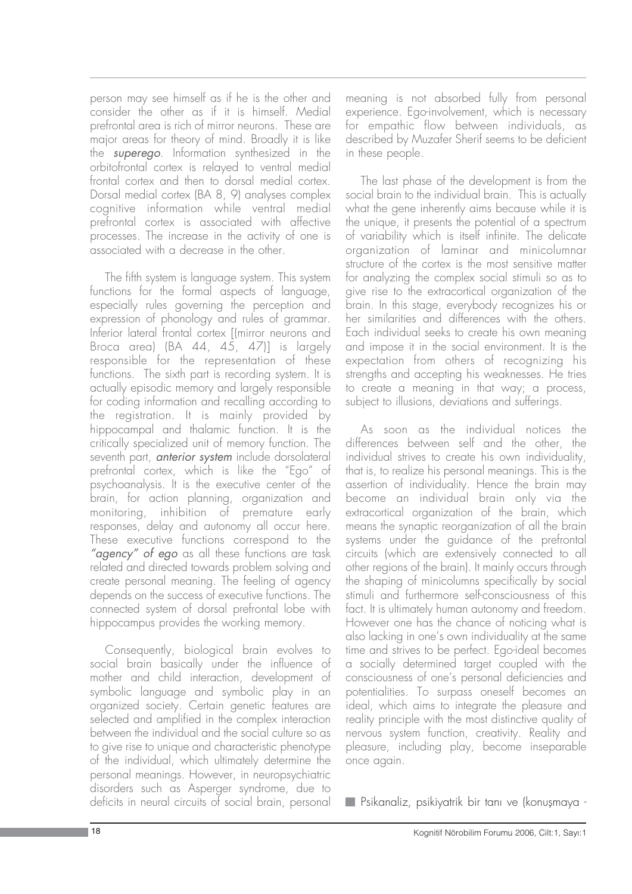person may see himself as if he is the other and consider the other as if it is himself. Medial prefrontal area is rich of mirror neurons. These are major areas for theory of mind. Broadly it is like the ***superego***. Information synthesized in the orbitofrontal cortex is relayed to ventral medial frontal cortex and then to dorsal medial cortex. Dorsal medial cortex (BA 8, 9) analyses complex cognitive information while ventral medial prefrontal cortex is associated with affective processes. The increase in the activity of one is associated with a decrease in the other.

The fifth system is language system. This system functions for the formal aspects of language, especially rules governing the perception and expression of phonology and rules of grammar. Inferior lateral frontal cortex [(mirror neurons and Broca area) (BA 44, 45, 47)] is largely responsible for the representation of these functions. The sixth part is recording system. It is actually episodic memory and largely responsible for coding information and recalling according to the registration. It is mainly provided by hippocampal and thalamic function. It is the critically specialized unit of memory function. The seventh part, ***anterior system*** include dorsolateral prefrontal cortex, which is like the "Ego" of psychoanalysis. It is the executive center of the brain, for action planning, organization and monitoring, inhibition of premature early responses, delay and autonomy all occur here. These executive functions correspond to the ***"agency" of ego*** as all these functions are task related and directed towards problem solving and create personal meaning. The feeling of agency depends on the success of executive functions. The connected system of dorsal prefrontal lobe with hippocampus provides the working memory.

Consequently, biological brain evolves to social brain basically under the influence of mother and child interaction, development of symbolic language and symbolic play in an organized society. Certain genetic features are selected and amplified in the complex interaction between the individual and the social culture so as to give rise to unique and characteristic phenotype of the individual, which ultimately determine the personal meanings. However, in neuropsychiatric disorders such as Asperger syndrome, due to deficits in neural circuits of social brain, personal meaning is not absorbed fully from personal experience. Ego-involvement, which is necessary for empathic flow between individuals, as described by Muzafer Sherif seems to be deficient in these people.

The last phase of the development is from the social brain to the individual brain. This is actually what the gene inherently aims because while it is the unique, it presents the potential of a spectrum of variability which is itself infinite. The delicate organization of laminar and minicolumnar structure of the cortex is the most sensitive matter for analyzing the complex social stimuli so as to give rise to the extracortical organization of the brain. In this stage, everybody recognizes his or her similarities and differences with the others. Each individual seeks to create his own meaning and impose it in the social environment. It is the expectation from others of recognizing his strengths and accepting his weaknesses. He tries to create a meaning in that way; a process, subject to illusions, deviations and sufferings.

As soon as the individual notices the differences between self and the other, the individual strives to create his own individuality, that is, to realize his personal meanings. This is the assertion of individuality. Hence the brain may become an individual brain only via the extracortical organization of the brain, which means the synaptic reorganization of all the brain systems under the guidance of the prefrontal circuits (which are extensively connected to all other regions of the brain). It mainly occurs through the shaping of minicolumns specifically by social stimuli and furthermore self-consciousness of this fact. It is ultimately human autonomy and freedom. However one has the chance of noticing what is also lacking in one's own individuality at the same time and strives to be perfect. Ego-ideal becomes a socially determined target coupled with the consciousness of one's personal deficiencies and potentialities. To surpass oneself becomes an ideal, which aims to integrate the pleasure and reality principle with the most distinctive quality of nervous system function, creativity. Reality and pleasure, including play, become inseparable once again.

Psikanaliz, psikiyatrik bir tanı ve (konuşmaya -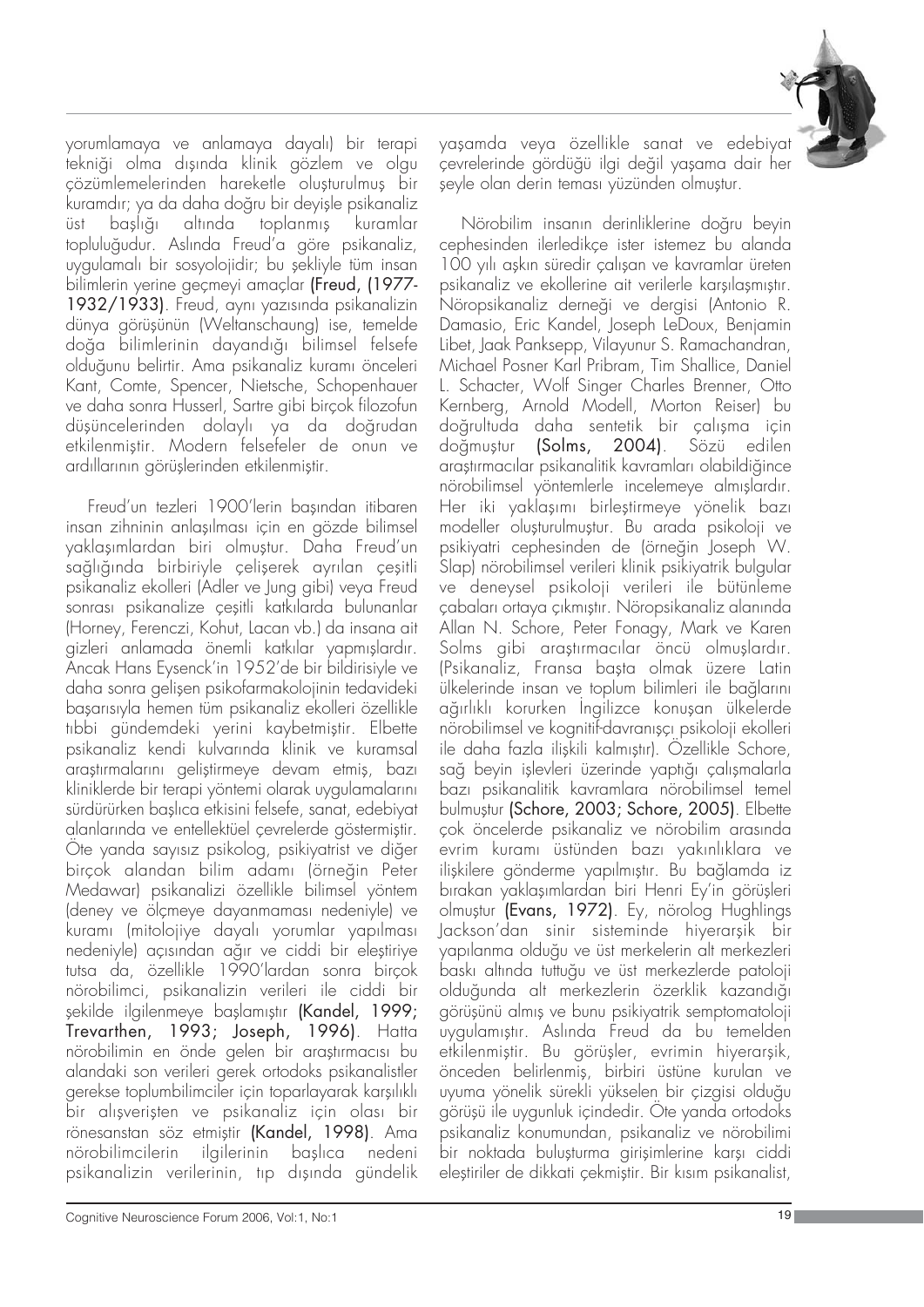yorumlamaya ve anlamaya dayalı) bir terapi tekniği olma dışında klinik gözlem ve olgu çözümlemelerinden hareketle oluşturulmuş bir kuramdır; ya da daha doğru bir deyişle psikanaliz üst başlığı altında toplanmış kuramlar topluluğudur. Aslında Freud'a göre psikanaliz, uygulamalı bir sosyolojidir; bu şekliyle tüm insan bilimlerin yerine geçmeyi amaçlar **(Freud, (1977-1932/1933)**. Freud, aynı yazısında psikanalizin dünya görüşünün (Weltanschaung) ise, temelde doğa bilimlerinin dayandığı bilimsel felsefe olduğunu belirtir. Ama psikanaliz kuramı önceleri Kant, Comte, Spencer, Nietsche, Schopenhauer ve daha sonra Husserl, Sartre gibi birçok filozofun düşüncelerinden dolaylı ya da doğrudan etkilenmiştir. Modern felsefeler de onun ve ardıllarının görüşlerinden etkilenmiştir.

Freud'un tezleri 1900'lerin başından itibaren insan zihninin anlaşılması için en gözde bilimsel yaklaşımlardan biri olmuştur. Daha Freud'un sağlığında birbiriyle çelişerek ayrılan çeşitli psikanaliz ekolleri (Adler ve Jung gibi) veya Freud sonrası psikanalize çeşitli katkılarda bulunanlar (Horney, Ferenczi, Kohut, Lacan vb.) da insana ait gizleri anlamada önemli katkılar yapmışlardır. Ancak Hans Eysenck'in 1952'de bir bildirisiyle ve daha sonra gelişen psikofarmakolojinin tedavideki başarısıyla hemen tüm psikanaliz ekolleri özellikle tıbbi gündemdeki yerini kaybetmiştir. Elbette psikanaliz kendi kulvarında klinik ve kuramsal araştırmalarını geliştirmeye devam etmiş, bazı kliniklerde bir terapi yöntemi olarak uygulamalarını sürdürürken başlıca etkisini felsefe, sanat, edebiyat alanlarında ve entellektüel çevrelerde göstermiştir. Öte yanda sayısız psikolog, psikiyatrist ve diğer birçok alandan bilim adamı (örneğin Peter Medawar) psikanalizi özellikle bilimsel yöntem (deney ve ölçmeye dayanmaması nedeniyle) ve kuramı (mitolojiye dayalı yorumlar yapılması nedeniyle) açısından ağır ve ciddi bir eleştiriye tutsa da, özellikle 1990'lardan sonra birçok nörobilimci, psikanalizin verileri ile ciddi bir şekilde ilgilenmeye başlamıştır **(Kandel, 1999; Trevarthen, 1993; Joseph, 1996)**. Hatta nörobilimin en önde gelen bir araştırmacısı bu alandaki son verileri gerek ortodoks psikanalistler gerekse toplumbilimciler için toparlayarak karşılıklı bir alışverişten ve psikanaliz için olası bir rönesanstan söz etmiştir **(Kandel, 1998)**. Ama nörobilimcilerin ilgilerinin başlıca nedeni psikanalizin verilerinin, tıp dışında gündelik yaşamda veya özellikle sanat ve edebiyat çevrelerinde gördüğü ilgi değil yaşama dair her şeyle olan derin teması yüzünden olmuştur.

Nörobilim insanın derinliklerine doğru beyin cephesinden ilerledikçe ister istemez bu alanda 100 yılı aşkın süredir çalışan ve kavramlar üreten psikanaliz ve ekollerine ait verilerle karşılaşmıştır. Nöropsikanaliz derneği ve dergisi (Antonio R. Damasio, Eric Kandel, Joseph LeDoux, Benjamin Libet, Jaak Panksepp, Vilayunur S. Ramachandran, Michael Posner Karl Pribram, Tim Shallice, Daniel L. Schacter, Wolf Singer Charles Brenner, Otto Kernberg, Arnold Modell, Morton Reiser) bu doğrultuda daha sentetik bir çalışma için doğmuştur **(Solms, 2004)**. Sözü edilen araştırmacılar psikanalitik kavramları olabildiğince nörobilimsel yöntemlerle incelemeye almışlardır. Her iki yaklaşımı birleştirmeye yönelik bazı modeller oluşturulmuştur. Bu arada psikoloji ve psikiyatri cephesinden de (örneğin Joseph W. Slap) nörobilimsel verileri klinik psikiyatrik bulgular ve deneysel psikoloji verileri ile bütünleme çabaları ortaya çıkmıştır. Nöropsikanaliz alanında Allan N. Schore, Peter Fonagy, Mark ve Karen Solms gibi araştırmacılar öncü olmuşlardır. (Psikanaliz, Fransa başta olmak üzere Latin ülkelerinde insan ve toplum bilimleri ile bağlarını ağırlıklı korurken İngilizce konuşan ülkelerde nörobilimsel ve kognitif-davranışçı psikoloji ekolleri ile daha fazla ilişkili kalmıştır). Özellikle Schore, sağ beyin işlevleri üzerinde yaptığı çalışmalarla bazı psikanalitik kavramlara nörobilimsel temel bulmuştur **(Schore, 2003; Schore, 2005)**. Elbette çok öncelerde psikanaliz ve nörobilim arasında evrim kuramı üstünden bazı yakınlıklara ve ilişkilere gönderme yapılmıştır. Bu bağlamda iz bırakan yaklaşımlardan biri Henri Ey'in görüşleri olmuştur **(Evans, 1972)**. Ey, nörolog Hughlings Jackson'dan sinir sisteminde hiyerarşik bir yapılanma olduğu ve üst merkezlerin alt merkezleri baskı altında tuttuğu ve üst merkezlerde patoloji olduğunda alt merkezlerin özerklik kazandığı görüşünü almış ve bunu psikiyatrik semptomatoloji uygulamıştır. Aslında Freud da bu temelden etkilenmiştir. Bu görüşler, evrimin hiyerarşik, önceden belirlenmiş, birbiri üstüne kurulan ve uyuma yönelik sürekli yükselen bir çizgisi olduğu görüşü ile uygunluk içindedir. Öte yanda ortodoks psikanaliz konumundan, psikanaliz ve nörobilimi bir noktada buluşturma girişimlerine karşı ciddi eleştiriler de dikkati çekmiştir. Bir kısım psikanalist,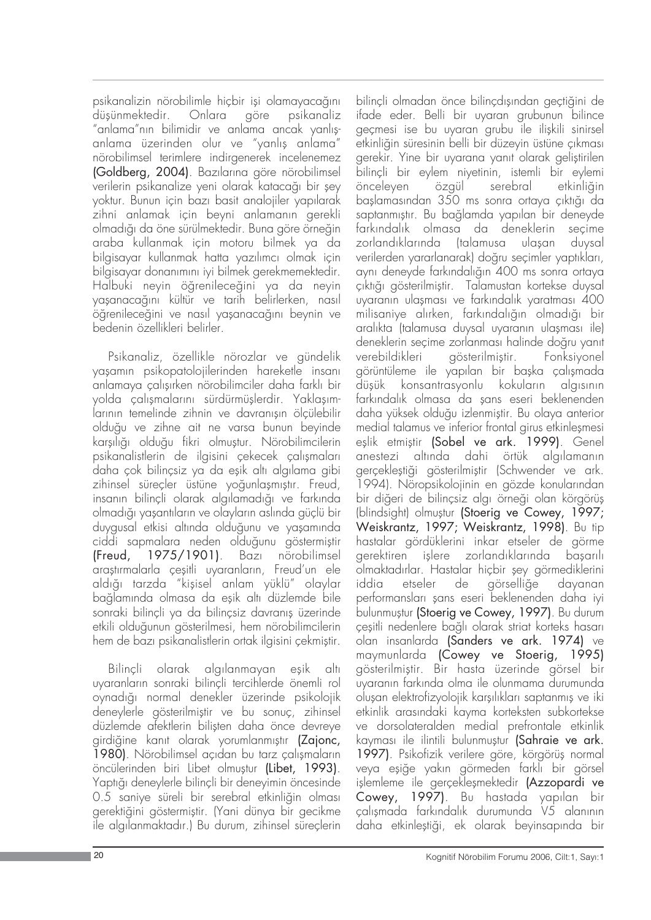psikanalizin nörobilimle hiçbir işi olamayacağını düşünmektedir. Onlara göre psikanaliz "anlama"nın bilimidir ve anlama ancak yanlış-anlama üzerinden olur ve "yanlış anlama" nörobilimsel terimlere indirgenerek incelenemez **(Goldberg, 2004)**. Bazılarına göre nörobilimsel verilerin psikanalize yeni olarak katacağı bir şey yoktur. Bunun için bazı basit analojiler yapılarak zihni anlamak için beyni anlamanın gerekli olmadığı da öne sürülmektedir. Buna göre örneğin araba kullanmak için motoru bilmek ya da bilgisayar kullanmak hatta yazılımcı olmak için bilgisayar donanımını iyi bilmek gerekmemektedir. Halbuki neyin öğrenileceğini ya da neyin yaşanacağını kültür ve tarih belirlerken, nasıl öğrenileceğini ve nasıl yaşanacağını beynin ve bedenin özellikleri belirler.

Psikanaliz, özellikle nörozlar ve gündelik yaşamın psikopatolojilerinden hareketle insanı anlamaya çalışırken nörobilimciler daha farklı bir yolda çalışmalarını sürdürmüşlerdir. Yaklaşımlarının temelinde zihnin ve davranışın ölçülebilir olduğu ve zihne ait ne varsa bunun beyinde karşılığı olduğu fikri olmuştur. Nörobilimcilerin psikanalistlerin de ilgisini çekecek çalışmaları daha çok bilinçsiz ya da eşik altı algılama gibi zihinsel süreçler üstüne yoğunlaşmıştır. Freud, insanın bilinçli olarak algılamadığı ve farkında olmadığı yaşantıların ve olayların aslında güçlü bir duygusal etkisi altında olduğunu ve yaşamında ciddi sapmalara neden olduğunu göstermiştir **(Freud, 1975/1901)**. Bazı nörobilimsel araştırmalarla çeşitli uyaranların, Freud'un ele aldığı tarzda "kişisel anlam yüklü" olaylar bağlamında olmasa da eşik altı düzlemde bile sonraki bilinçli ya da bilinçsiz davranış üzerinde etkili olduğunun gösterilmesi, hem nörobilimcilerin hem de bazı psikanalistlerin ortak ilgisini çekmiştir.

Bilinçli olarak algılanmayan eşik altı uyaranların sonraki bilinçli tercihlerde önemli rol oynadığı normal denekler üzerinde psikolojik deneylerle gösterilmiştir ve bu sonuç, zihinsel düzlemde afektlerin bilişten daha önce devreye girdiğine kanıt olarak yorumlanmıştır **(Zajonc, 1980)**. Nörobilimsel açıdan bu tarz çalışmaların öncülerinden biri Libet olmuştur **(Libet, 1993)**. Yaptığı deneylerle bilinçli bir deneyimin öncesinde 0.5 saniye süreli bir serebral etkinliğin olması gerektiğini göstermiştir. (Yani dünya bir gecikme ile algılanmaktadır.) Bu durum, zihinsel süreçlerin bilinçli olmadan önce bilinçdışından geçtiğini de ifade eder. Belli bir uyaran grubunun bilince geçmesi ise bu uyaran grubu ile ilişkili sinirsel etkinliğin süresinin belli bir düzeyin üstüne çıkması gerekir. Yine bir uyarana yanıt olarak geliştirilen bilinçli bir eylem niyetinin, istemli bir eylemi önceleyen özgül serebral etkinliğin başlamasından 350 ms sonra ortaya çıktığı da saptanmıştır. Bu bağlamda yapılan bir deneyde farkındalık olmasa da deneklerin seçime zorlandıklarında (talamusa ulaşan duysal verilerden yararlanarak) doğru seçimler yaptıkları, aynı deneyde farkındalığın 400 ms sonra ortaya çıktığı gösterilmiştir. Talamustan kortekse duysal uyaranın ulaşması ve farkındalık yaratması 400 milisaniye alırken, farkındalığın olmadığı bir aralıkta (talamusa duysal uyaranın ulaşması ile) deneklerin seçime zorlanması halinde doğru yanıt verebildikleri gösterilmiştir. Fonksiyonel görüntüleme ile yapılan bir başka çalışmada düşük konsantrasyonlu kokuların algısının farkındalık olmasa da şans eseri beklenenden daha yüksek olduğu izlenmiştir. Bu olaya anterior medial talamus ve inferior frontal girus etkinleşmesi eşlik etmiştir **(Sobel ve ark. 1999)**. Genel anestezi altında dahi örtük algılamanın gerçekleştiği gösterilmiştir (Schwender ve ark. 1994). Nöropsikolojinin en gözde konularından bir diğeri de bilinçsiz algı örneği olan körgörüş (blindsight) olmuştur **(Stoerig ve Cowey, 1997; Weiskrantz, 1997; Weiskrantz, 1998)**. Bu tip hastalar gördüklerini inkar etseler de görme gerektiren işlere zorlandıklarında başarılı olmaktadırlar. Hastalar hiçbir şey görmediklerini iddia etseler de görselliğe dayanan performansları şans eseri beklenenden daha iyi bulunmuştur **(Stoerig ve Cowey, 1997)**. Bu durum çeşitli nedenlere bağlı olarak striat korteks hasarı olan insanlarda **(Sanders ve ark. 1974)** ve maymunlarda **(Cowey ve Stoerig, 1995)** gösterilmiştir. Bir hasta üzerinde görsel bir uyaranın farkında olma ile olunmama durumunda oluşan elektrofizyolojik karşılıkları saptanmış ve iki etkinlik arasındaki kayma korteksten subkortekse ve dorsolateralden medial prefrontale etkinlik kayması ile ilintili bulunmuştur **(Sahraie ve ark. 1997)**. Psikofizik verilere göre, körgörüş normal veya eşiğe yakın görmeden farklı bir görsel işlemleme ile gerçekleşmektedir **(Azzopardi ve Cowey, 1997)**. Bu hastada yapılan bir çalışmada farkındalık durumunda V5 alanının daha etkinleştiği, ek olarak beyinsapında bir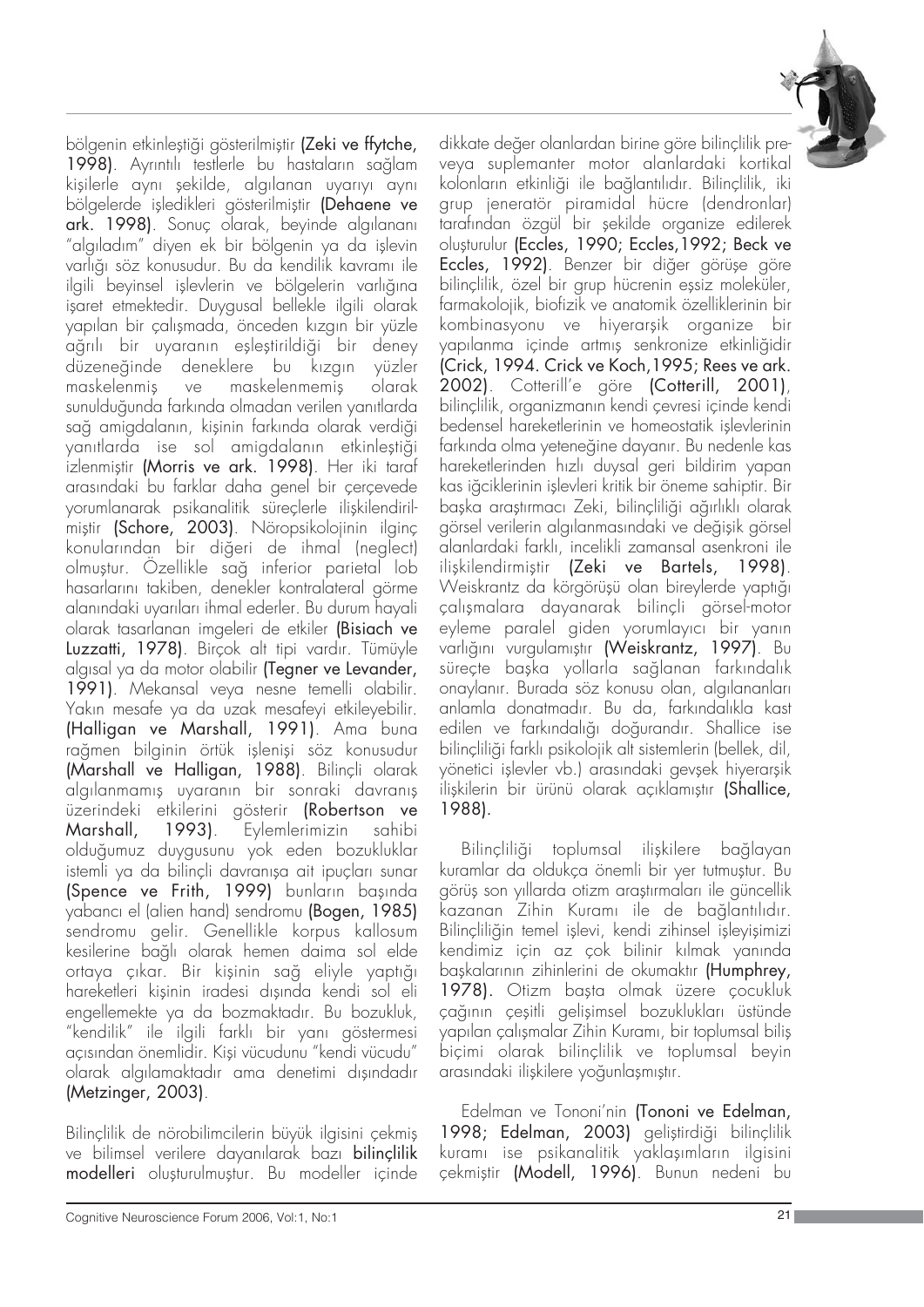bölgenin etkinleştiği gösterilmiştir (Zeki ve ffytche, 1998). Ayrıntılı testlerle bu hastaların sağlam kişilerle aynı şekilde, algılanan uyarıyı aynı bölgelerde işledikleri gösterilmiştir (Dehaene ve ark. 1998). Sonuç olarak, beyinde algılananı "algıladım" diyen ek bir bölgenin ya da işlevin varlığı söz konusudur. Bu da kendilik kavramı ile ilgili beyinsel işlevlerin ve bölgelerin varlığına işaret etmektedir. Duygusal bellekle ilgili olarak yapılan bir çalışmada, önceden kızgın bir yüzle ağrılı bir uyaranın eşleştirildiği bir deney düzeneğinde deneklere bu kızgın yüzler maskelenmiş ve maskelenmemiş olarak sunulduğunda farkında olmadan verilen yanıtlarda sağ amigdalanın, kişinin farkında olarak verdiği yanıtlarda ise sol amigdalanın etkinleştiği izlenmiştir (Morris ve ark. 1998). Her iki taraf arasındaki bu farklar daha genel bir çerçevede yorumlanarak psikanalitik süreçlerle ilişkilendirilmiştir (Schore, 2003). Nöropsikolojinin ilginç konularından bir diğeri de ihmal (neglect) olmuştur. Özellikle sağ inferior parietal lob hasarlarını takiben, denekler kontralateral görme alanındaki uyarıları ihmal ederler. Bu durum hayali olarak tasarlanan imgeleri de etkiler (Bisiach ve Luzzatti, 1978). Birçok alt tipi vardır. Tümüyle algısal ya da motor olabilir (Tegner ve Levander, 1991). Mekansal veya nesne temelli olabilir. Yakın mesafe ya da uzak mesafeyi etkileyebilir. (Halligan ve Marshall, 1991). Ama buna rağmen bilginin örtük işlenişi söz konusudur (Marshall ve Halligan, 1988). Bilinçli olarak algılanmamış uyaranın bir sonraki davranış üzerindeki etkilerini gösterir (Robertson ve Marshall, 1993). Eylemlerimizin sahibi olduğumuz duygusunu yok eden bozukluklar istemli ya da bilinçli davranışa ait ipuçları sunar (Spence ve Frith, 1999) bunların başında yabancı el (alien hand) sendromu (Bogen, 1985) sendromu gelir. Genellikle korpus kallosum kesilerine bağlı olarak hemen daima sol elde ortaya çıkar. Bir kişinin sağ eliyle yaptığı hareketleri kişinin iradesi dışında kendi sol eli engellemekte ya da bozmaktadır. Bu bozukluk, "kendilik" ile ilgili farklı bir yanı göstermesi açısından önemlidir. Kişi vücudunu "kendi vücudu" olarak algılamaktadır ama denetimi dışındadır (Metzinger, 2003).

Bilinçlilik de nörobilimcilerin büyük ilgisini çekmiş ve bilimsel verilere dayanılarak bazı **bilinçlilik modelleri** oluşturulmuştur. Bu modeller içinde dikkate değer olanlardan birine göre bilinçlilik pre- veya suplemanter motor alanlardaki kortikal kolonların etkinliği ile bağlantılıdır. Bilinçlilik, iki grup jeneratör piramidal hücre (dendronlar) tarafından özgül bir şekilde organize edilerek oluşturulur (Eccles, 1990; Eccles,1992; Beck ve Eccles, 1992). Benzer bir diğer görüşe göre bilinçlilik, özel bir grup hücrenin eşsiz moleküler, farmakolojik, biofizik ve anatomik özelliklerinin bir kombinasyonu ve hiyerarşik organize bir yapılanma içinde artmış senkronize etkinliğidir (Crick, 1994. Crick ve Koch,1995; Rees ve ark. 2002). Cotterill'e göre (Cotterill, 2001), bilinçlilik, organizmanın kendi çevresi içinde kendi bedensel hareketlerinin ve homeostatik işlevlerinin farkında olma yeteneğine dayanır. Bu nedenle kas hareketlerinden hızlı duysal geri bildirim yapan kas iğciklerinin işlevleri kritik bir öneme sahiptir. Bir başka araştırmacı Zeki, bilinçliliği ağırlıklı olarak görsel verilerin algılanmasındaki ve değişik görsel alanlardaki farklı, incelikli zamansal asenkroni ile ilişkilendirmiştir (Zeki ve Bartels, 1998). Weiskrantz da körgörüşü olan bireylerde yaptığı çalışmalara dayanarak bilinçli görsel-motor eyleme paralel giden yorumlayıcı bir yanın varlığını vurgulamıştır (Weiskrantz, 1997). Bu süreçte başka yollarla sağlanan farkındalık onaylanır. Burada söz konusu olan, algılananları anlamla donatmadır. Bu da, farkındalıkla kast edilen ve farkındalığı doğurandır. Shallice ise bilinçliliği farklı psikolojik alt sistemlerin (bellek, dil, yönetici işlevler vb.) arasındaki gevşek hiyerarşik ilişkilerin bir ürünü olarak açıklamıştır (Shallice, 1988).

Bilinçliliği toplumsal ilişkilere bağlayan kuramlar da oldukça önemli bir yer tutmuştur. Bu görüş son yıllarda otizm araştırmaları ile güncellik kazanan Zihin Kuramı ile de bağlantılıdır. Bilinçliliğin temel işlevi, kendi zihinsel işleyişimizi kendimiz için az çok bilinir kılmak yanında başkalarının zihinlerini de okumaktır (Humphrey, 1978). Otizm başta olmak üzere çocukluk çağının çeşitli gelişimsel bozuklukları üstünde yapılan çalışmalar Zihin Kuramı, bir toplumsal biliş biçimi olarak bilinçlilik ve toplumsal beyin arasındaki ilişkilere yoğunlaşmıştır.

Edelman ve Tononi'nin (Tononi ve Edelman, 1998; Edelman, 2003) geliştirdiği bilinçlilik kuramı ise psikanalitik yaklaşımların ilgisini çekmiştir (Modell, 1996). Bunun nedeni bu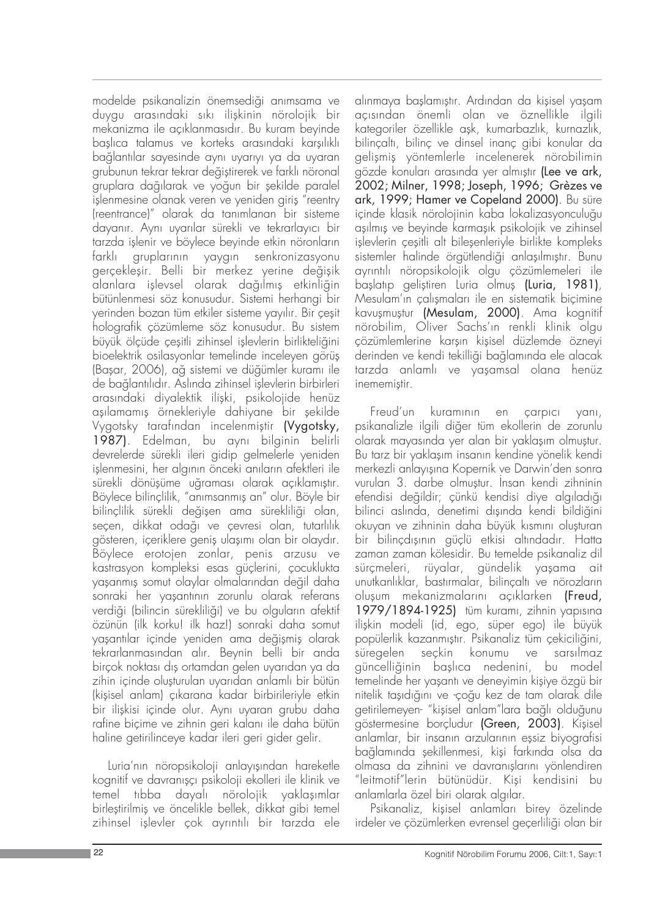modelde psikanalizin önemsediği anımsama ve duygu arasındaki sıkı ilişkinin nörolojik bir mekanizma ile açıklanmasıdır. Bu kuram beyinde başlıca talamus ve korteks arasındaki karşılıklı bağlantılar sayesinde aynı uyarıyı ya da uyaran grubunun tekrar tekrar değiştirerek ve farklı nöronal gruplara dağılarak ve yoğun bir şekilde paralel işlenmesine olanak veren ve yeniden giriş "reentry (reentrance)" olarak da tanımlanan bir sisteme dayanır. Aynı uyarılar sürekli ve tekrarlayıcı bir tarzda işlenir ve böylece beyinde etkin nöronların farklı gruplarının yaygın senkronizasyonu gerçekleşir. Belli bir merkez yerine değişik alanlara işlevsel olarak dağılmış etkinliğin bütünlenmesi söz konusudur. Sistemi herhangi bir yerinden bozan tüm etkiler sisteme yayılır. Bir çeşit holografik çözümleme söz konusudur. Bu sistem büyük ölçüde çeşitli zihinsel işlevlerin birlikteliğini bioelektrik osilasyonlar temelinde inceleyen görüş (Başar, 2006), ağ sistemi ve düğümler kuramı ile de bağlantılıdır. Aslında zihinsel işlevlerin birbirleri arasındaki diyalektik ilişki, psikolojide henüz aşılamamış örnekleriyle dahiyane bir şekilde Vygotsky tarafından incelenmiştir **(Vygotsky, 1987)**. Edelman, bu aynı bilginin belirli devrelerde sürekli ileri gidip gelmelerle yeniden işlenmesini, her algının önceki anıların afektleri ile sürekli dönüşüme uğraması olarak açıklamıştır. Böylece bilinçlilik, "anımsanmış an" olur. Böyle bir bilinçlilik sürekli değişen ama sürekliliği olan, seçen, dikkat odağı ve çevresi olan, tutarlılık gösteren, içeriklere geniş ulaşımı olan bir olaydır. Böylece erotojen zonlar, penis arzusu ve kastrasyon kompleksi esas güçlerini, çocuklukta yaşanmış somut olaylar olmalarından değil daha sonraki her yaşantının zorunlu olarak referans verdiği (bilincin sürekliliği) ve bu olguların afektif özünün (ilk korku! ilk haz!) sonraki daha somut yaşantılar içinde yeniden ama değişmiş olarak tekrarlanmasından alır. Beynin belli bir anda birçok noktası dış ortamdan gelen uyarıdan ya da zihin içinde oluşturulan uyarıdan anlamlı bir bütün (kişisel anlam) çıkarana kadar birbirileriyle etkin bir ilişkisi içinde olur. Aynı uyaran grubu daha rafine biçime ve zihnin geri kalanı ile daha bütün haline getirilinceye kadar ileri geri gider gelir.

Luria'nın nöropsikoloji anlayışından hareketle kognitif ve davranışçı psikoloji ekolleri ile klinik ve temel tıbba dayalı nörolojik yaklaşımlar birleştirilmiş ve öncelikle bellek, dikkat gibi temel zihinsel işlevler çok ayrıntılı bir tarzda ele alınmaya başlamıştır. Ardından da kişisel yaşam açısından önemli olan ve öznellikle ilgili kategoriler özellikle aşk, kumarbazlık, kurnazlık, bilinçaltı, bilinç ve dinsel inanç gibi konular da gelişmiş yöntemlerle incelenerek nörobilimin gözde konuları arasında yer almıştır **(Lee ve ark, 2002; Milner, 1998; Joseph, 1996; Grèzes ve ark, 1999; Hamer ve Copeland 2000)**. Bu süre içinde klasik nörolojinin kaba lokalizasyonculuğu aşılmış ve beyinde karmaşık psikolojik ve zihinsel işlevlerin çeşitli alt bileşenleriyle birlikte kompleks sistemler halinde örgütlendiği anlaşılmıştır. Bunu ayrıntılı nöropsikolojik olgu çözümlemeleri ile başlatıp geliştiren Luria olmuş **(Luria, 1981)**, Mesulam'ın çalışmaları ile en sistematik biçimine kavuşmuştur **(Mesulam, 2000)**. Ama kognitif nörobilim, Oliver Sachs'ın renkli klinik olgu çözümlemlerine karşın kişisel düzlemde özneyi derinden ve kendi tekilliği bağlamında ele alacak tarzda anlamlı ve yaşamsal olana henüz inememiştir.

Freud'un kuramının en çarpıcı yanı, psikanalizle ilgili diğer tüm ekollerin de zorunlu olarak mayasında yer alan bir yaklaşım olmuştur. Bu tarz bir yaklaşım insanın kendine yönelik kendi merkezli anlayışına Kopernik ve Darwin'den sonra vurulan 3. darbe olmuştur. İnsan kendi zihninin efendisi değildir; çünkü kendisi diye algıladığı bilinci aslında, denetimi dışında kendi bildiğini okuyan ve zihninin daha büyük kısmını oluşturan bir bilinçdışının güçlü etkisi altındadır. Hatta zaman zaman kölesidir. Bu temelde psikanaliz dil sürçmeleri, rüyalar, gündelik yaşama ait unutkanlıklar, bastırmalar, bilinçaltı ve nörozların oluşum mekanizmalarını açıklarken **(Freud, 1979/1894-1925)** tüm kuramı, zihnin yapısına ilişkin modeli (id, ego, süper ego) ile büyük popülerlik kazanmıştır. Psikanaliz tüm çekiciliğini, süregelen seçkin konumu ve sarsılmaz güncelliğinin başlıca nedenini, bu model temelinde her yaşantı ve deneyimin kişiye özgü bir nitelik taşıdığını ve -çoğu kez de tam olarak dile getirilemeyen- "kişisel anlam"lara bağlı olduğunu göstermesine borçludur **(Green, 2003)**. Kişisel anlamlar, bir insanın arzularının eşsiz biyografisi bağlamında şekillenmesi, kişi farkında olsa da olmasa da zihnini ve davranışlarını yönlendiren "leitmotif"lerin bütünüdür. Kişi kendisini bu anlamlarla özel biri olarak algılar.

Psikanaliz, kişisel anlamları birey özelinde irdeler ve çözümlerken evrensel geçerliliği olan bir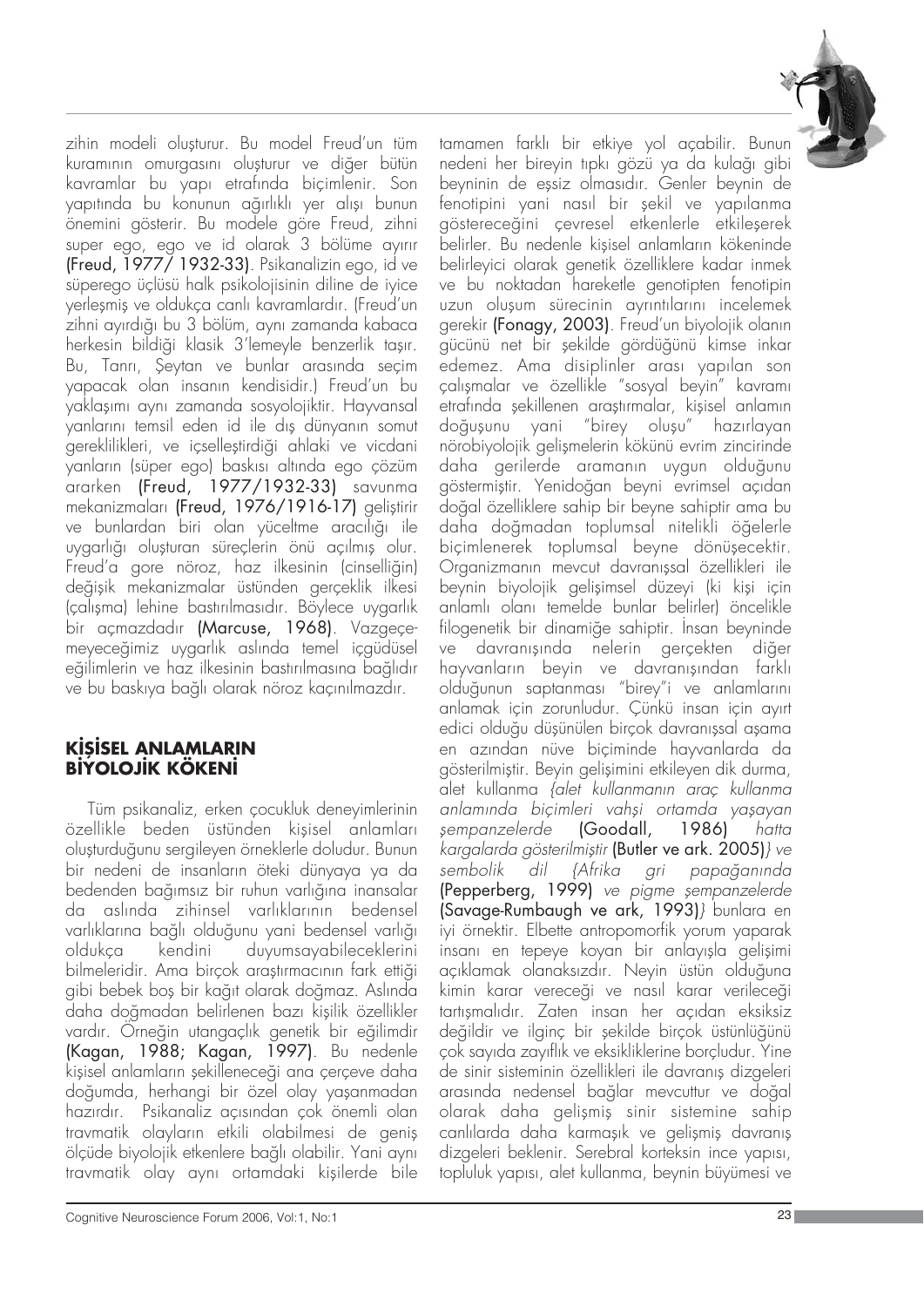zihin modeli oluşturur. Bu model Freud'un tüm kuramının omurgasını oluşturur ve diğer bütün kavramlar bu yapı etrafında biçimlenir. Son yapıtında bu konunun ağırlıklı yer alışı bunun önemini gösterir. Bu modele göre Freud, zihni super ego, ego ve id olarak 3 bölüme ayırır **(Freud, 1977/ 1932-33)**. Psikanalizin ego, id ve süperego üçlüsü halk psikolojisinin diline de iyice yerleşmiş ve oldukça canlı kavramlardır. (Freud'un zihni ayırdığı bu 3 bölüm, aynı zamanda kabaca herkesin bildiği klasik 3'lemeyle benzerlik taşır. Bu, Tanrı, Şeytan ve bunlar arasında seçim yapacak olan insanın kendisidir.) Freud'un bu yaklaşımı aynı zamanda sosyolojiktir. Hayvansal yanlarını temsil eden id ile dış dünyanın somut gereklilikleri, ve içselleştirdiği ahlaki ve vicdani yanların (süper ego) baskısı altında ego çözüm ararken **(Freud, 1977/1932-33)** savunma mekanizmaları **(Freud, 1976/1916-17)** geliştirir ve bunlardan biri olan yüceltme aracılığı ile uygarlığı oluşturan süreçlerin önü açılmış olur. Freud'a gore nöroz, haz ilkesinin (cinselliğin) değişik mekanizmalar üstünden gerçeklik ilkesi (çalışma) lehine bastırılmasıdır. Böylece uygarlık bir açmazdadır **(Marcuse, 1968)**. Vazgeçemeyeceğimiz uygarlık aslında temel içgüdüsel eğilimlerin ve haz ilkesinin bastırılmasına bağlıdır ve bu baskıya bağlı olarak nöroz kaçınılmazdır.

## KİŞİSEL ANLAMLARIN BİYOLOJİK KÖKENİ

Tüm psikanaliz, erken çocukluk deneyimlerinin özellikle beden üstünden kişisel anlamları oluşturduğunu sergileyen örneklerle doludur. Bunun bir nedeni de insanların öteki dünyaya ya da bedenden bağımsız bir ruhun varlığına inansalar da aslında zihinsel varlıklarının bedensel varlıklarına bağlı olduğunu yani bedensel varlığı oldukça kendini duyumsayabileceklerini bilmeleridir. Ama birçok araştırmacının fark ettiği gibi bebek boş bir kağıt olarak doğmaz. Aslında daha doğmadan belirlenen bazı kişilik özellikler vardır. Örneğin utangaçlık genetik bir eğilimdir **(Kagan, 1988; Kagan, 1997)**. Bu nedenle kişisel anlamların şekilleneceği ana çerçeve daha doğumda, herhangi bir özel olay yaşanmadan hazırdır. Psikanaliz açısından çok önemli olan travmatik olayların etkili olabilmesi de geniş ölçüde biyolojik etkenlere bağlı olabilir. Yani aynı travmatik olay aynı ortamdaki kişilerde bile tamamen farklı bir etkiye yol açabilir. Bunun nedeni her bireyin tıpkı gözü ya da kulağı gibi beyninin de eşsiz olmasıdır. Genler beynin de fenotipini yani nasıl bir şekil ve yapılanma göstereceğini çevresel etkenlerle etkileşerek belirler. Bu nedenle kişisel anlamların kökeninde belirleyici olarak genetik özelliklere kadar inmek ve bu noktadan hareketle genotipten fenotipin uzun oluşum sürecinin ayrıntılarını incelemek gerekir **(Fonagy, 2003)**. Freud'un biyolojik olanın gücünü net bir şekilde gördüğünü kimse inkar edemez. Ama disiplinler arası yapılan son çalışmalar ve özellikle "sosyal beyin" kavramı etrafında şekillenen araştırmalar, kişisel anlamın doğuşunu yani "birey oluşu" hazırlayan nörobiyolojik gelişmelerin kökünü evrim zincirinde daha gerilerde aramanın uygun olduğunu göstermiştir. Yenidoğan beyni evrimsel açıdan doğal özelliklere sahip bir beyne sahiptir ama bu daha doğmadan toplumsal nitelikli öğelerle biçimlenerek toplumsal beyne dönüşecektir. Organizmanın mevcut davranışsal özellikleri ile beynin biyolojik gelişimsel düzeyi (ki kişi için anlamlı olanı temelde bunlar belirler) öncelikle filogenetik bir dinamiğe sahiptir. İnsan beyninde ve davranışında nelerin gerçekten diğer hayvanların beyin ve davranışından farklı olduğunun saptanması "birey"i ve anlamlarını anlamak için zorunludur. Çünkü insan için ayırt edici olduğu düşünülen birçok davranışsal aşama en azından nüve biçiminde hayvanlarda da gösterilmiştir. Beyin gelişimini etkileyen dik durma, alet kullanma *{alet kullanmanın araç kullanma anlamında biçimleri vahşi ortamda yaşayan şempanzelerde* **(Goodall, 1986)** *hatta kargalarda gösterilmiştir* **(Butler ve ark. 2005)***} ve sembolik dil {Afrika gri papağanında* **(Pepperberg, 1999)** *ve pigme şempanzelerde* **(Savage-Rumbaugh ve ark, 1993)***}* bunlara en iyi örnektir. Elbette antropomorfik yorum yaparak insanı en tepeye koyan bir anlayışla gelişimi açıklamak olanaksızdır. Neyin üstün olduğuna kimin karar vereceği ve nasıl karar verileceği tartışmalıdır. Zaten insan her açıdan eksiksiz değildir ve ilginç bir şekilde birçok üstünlüğünü çok sayıda zayıflık ve eksikliklerine borçludur. Yine de sinir sisteminin özellikleri ile davranış dizgeleri arasında nedensel bağlar mevcuttur ve doğal olarak daha gelişmiş sinir sistemine sahip canlılarda daha karmaşık ve gelişmiş davranış dizgeleri beklenir. Serebral korteksin ince yapısı, topluluk yapısı, alet kullanma, beynin büyümesi ve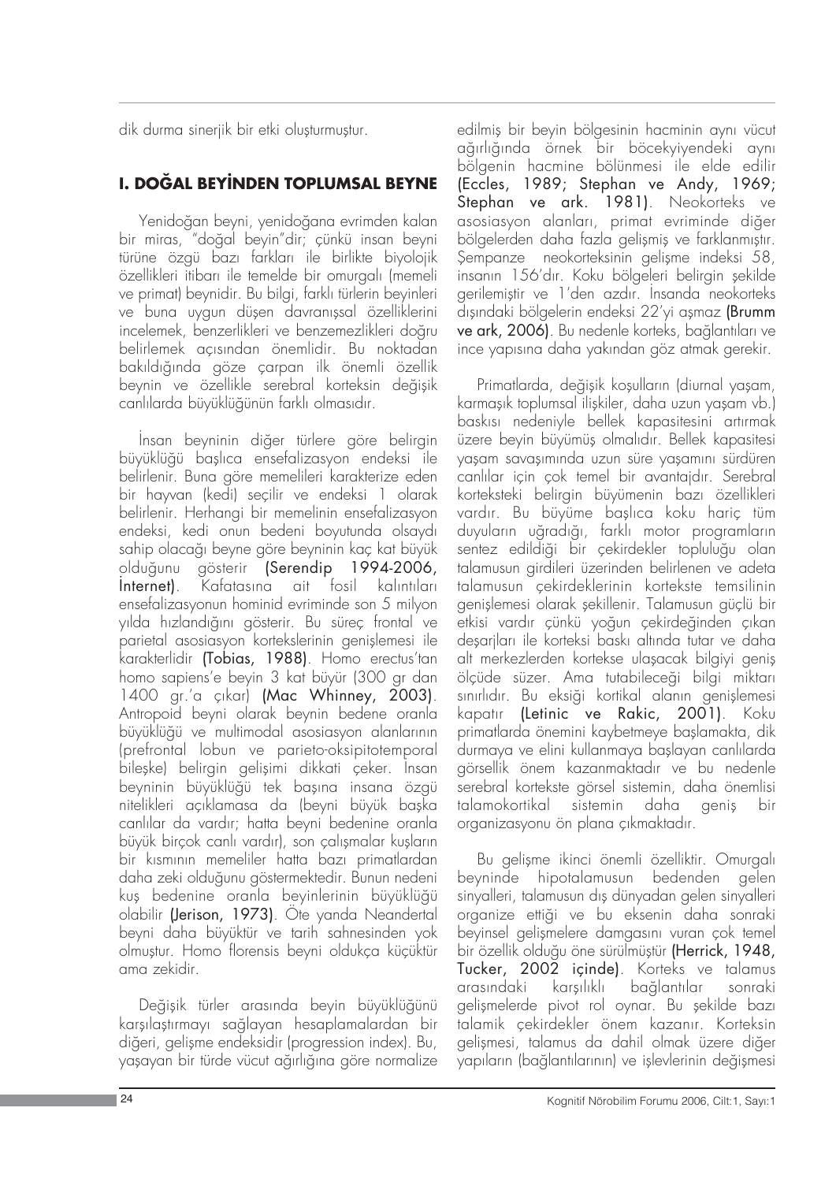dik durma sinerjik bir etki oluşturmuştur.

## I. DOĞAL BEYİNDEN TOPLUMSAL BEYNE

Yenidoğan beyni, yenidoğana evrimden kalan bir miras, "doğal beyin"dir; çünkü insan beyni türüne özgü bazı farkları ile birlikte biyolojik özellikleri itibarı ile temelde bir omurgalı (memeli ve primat) beynidir. Bu bilgi, farklı türlerin beyinleri ve buna uygun düşen davranışsal özelliklerini incelemek, benzerlikleri ve benzemezlikleri doğru belirlemek açısından önemlidir. Bu noktadan bakıldığında göze çarpan ilk önemli özellik beynin ve özellikle serebral korteksin değişik canlılarda büyüklüğünün farklı olmasıdır.

İnsan beyninin diğer türlere göre belirgin büyüklüğü başlıca ensefalizasyon endeksi ile belirlenir. Buna göre memelileri karakterize eden bir hayvan (kedi) seçilir ve endeksi 1 olarak belirlenir. Herhangi bir memelinin ensefalizasyon endeksi, kedi onun bedeni boyutunda olsaydı sahip olacağı beyne göre beyninin kaç kat büyük olduğunu gösterir **(Serendip 1994-2006, İnternet)**. Kafatasına ait fosil kalıntıları ensefalizasyonun hominid evriminde son 5 milyon yılda hızlandığını gösterir. Bu süreç frontal ve parietal asosiasyon kortekslerinin genişlemesi ile karakterlidir **(Tobias, 1988)**. Homo erectus'tan homo sapiens'e beyin 3 kat büyür (300 gr dan 1400 gr.'a çıkar) **(Mac Whinney, 2003)**. Antropoid beyni olarak beynin bedene oranla büyüklüğü ve multimodal asosiasyon alanlarının (prefrontal lobun ve parieto-oksipitotemporal bileşke) belirgin gelişimi dikkati çeker. İnsan beyninin büyüklüğü tek başına insana özgü nitelikleri açıklamasa da (beyni büyük başka canlılar da vardır; hatta beyni bedenine oranla büyük birçok canlı vardır), son çalışmalar kuşların bir kısmının memeliler hatta bazı primatlardan daha zeki olduğunu göstermektedir. Bunun nedeni kuş bedenine oranla beyinlerinin büyüklüğü olabilir **(Jerison, 1973)**. Öte yanda Neandertal beyni daha büyüktür ve tarih sahnesinden yok olmuştur. Homo florensis beyni oldukça küçüktür ama zekidir.

Değişik türler arasında beyin büyüklüğünü karşılaştırmayı sağlayan hesaplamalardan bir diğeri, gelişme endeksidir (progression index). Bu, yaşayan bir türde vücut ağırlığına göre normalize edilmiş bir beyin bölgesinin hacminin aynı vücut ağırlığında örnek bir böcekyiyendeki aynı bölgenin hacmine bölünmesi ile elde edilir **(Eccles, 1989; Stephan ve Andy, 1969; Stephan ve ark. 1981)**. Neokorteks ve asosiasyon alanları, primat evriminde diğer bölgelerden daha fazla gelişmiş ve farklanmıştır. Şempanze neokorteksinin gelişme indeksi 58, insanın 156'dır. Koku bölgeleri belirgin şekilde gerilemiştir ve 1'den azdır. İnsanda neokorteks dışındaki bölgelerin endeksi 22'yi aşmaz **(Brumm ve ark, 2006)**. Bu nedenle korteks, bağlantıları ve ince yapısına daha yakından göz atmak gerekir.

Primatlarda, değişik koşulların (diurnal yaşam, karmaşık toplumsal ilişkiler, daha uzun yaşam vb.) baskısı nedeniyle bellek kapasitesini artırmak üzere beyin büyümüş olmalıdır. Bellek kapasitesi yaşam savaşımında uzun süre yaşamını sürdüren canlılar için çok temel bir avantajdır. Serebral korteksteki belirgin büyümenin bazı özellikleri vardır. Bu büyüme başlıca koku hariç tüm duyuların uğradığı, farklı motor programların sentez edildiği bir çekirdekler topluluğu olan talamusun girdileri üzerinden belirlenen ve adeta talamusun çekirdeklerinin kortekste temsilinin genişlemesi olarak şekillenir. Talamusun güçlü bir etkisi vardır çünkü yoğun çekirdeğinden çıkan deşarjları ile korteksi baskı altında tutar ve daha alt merkezlerden kortekse ulaşacak bilgiyi geniş ölçüde süzer. Ama tutabileceği bilgi miktarı sınırlıdır. Bu eksiği kortikal alanın genişlemesi kapatır **(Letinic ve Rakic, 2001)**. Koku primatlarda önemini kaybetmeye başlamakta, dik durmaya ve elini kullanmaya başlayan canlılarda görsellik önem kazanmaktadır ve bu nedenle serebral kortekste görsel sistemin, daha önemlisi talamokortikal sistemin daha geniş bir organizasyonu ön plana çıkmaktadır.

Bu gelişme ikinci önemli özelliktir. Omurgalı beyninde hipotalamusun bedenden gelen sinyalleri, talamusun dış dünyadan gelen sinyalleri organize ettiği ve bu eksenin daha sonraki beyinsel gelişmelere damgasını vuran çok temel bir özellik olduğu öne sürülmüştür **(Herrick, 1948, Tucker, 2002 içinde)**. Korteks ve talamus arasındaki karşılıklı bağlantılar sonraki gelişmelerde pivot rol oynar. Bu şekilde bazı talamik çekirdekler önem kazanır. Korteksin gelişmesi, talamus da dahil olmak üzere diğer yapıların (bağlantılarının) ve işlevlerinin değişmesi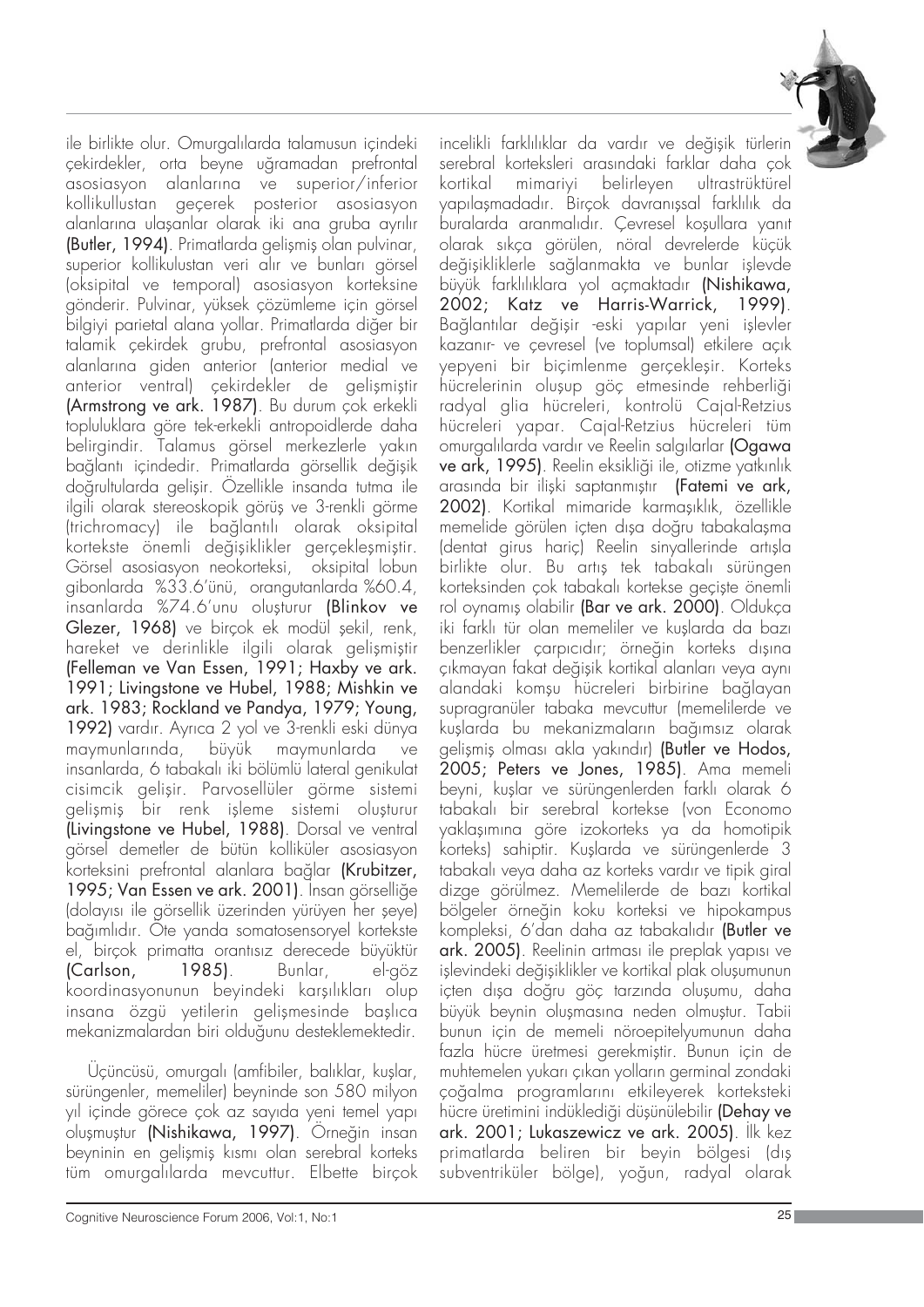ile birlikte olur. Omurgalılarda talamusun içindeki çekirdekler, orta beyne uğramadan prefrontal asosiasyon alanlarına ve superior/inferior kollikullustan geçerek posterior asosiasyon alanlarına ulaşanlar olarak iki ana gruba ayrılır **(Butler, 1994)**. Primatlarda gelişmiş olan pulvinar, superior kollikulustan veri alır ve bunları görsel (oksipital ve temporal) asosiasyon korteksine gönderir. Pulvinar, yüksek çözümleme için görsel bilgiyi parietal alana yollar. Primatlarda diğer bir talamik çekirdek grubu, prefrontal asosiasyon alanlarına giden anterior (anterior medial ve anterior ventral) çekirdekler de gelişmiştir **(Armstrong ve ark. 1987)**. Bu durum çok erkekli topluluklara göre tek-erkekli antropoidlerde daha belirgindir. Talamus görsel merkezlerle yakın bağlantı içindedir. Primatlarda görsellik değişik doğrultularda gelişir. Özellikle insanda tutma ile ilgili olarak stereoskopik görüş ve 3-renkli görme (trichromacy) ile bağlantılı olarak oksipital kortekste önemli değişiklikler gerçekleşmiştir. Görsel asosiasyon neokorteksi, oksipital lobun gibonlarda %33.6'ünü, orangutanlarda %60.4, insanlarda %74.6'unu oluşturur **(Blinkov ve Glezer, 1968)** ve birçok ek modül şekil, renk, hareket ve derinlikle ilgili olarak gelişmiştir **(Felleman ve Van Essen, 1991; Haxby ve ark. 1991; Livingstone ve Hubel, 1988; Mishkin ve ark. 1983; Rockland ve Pandya, 1979; Young, 1992)** vardır. Ayrıca 2 yol ve 3-renkli eski dünya maymunlarında, büyük maymunlarda ve insanlarda, 6 tabakalı iki bölümlü lateral genikulat cisimcik gelişir. Parvosellüler görme sistemi gelişmiş bir renk işleme sistemi oluşturur **(Livingstone ve Hubel, 1988)**. Dorsal ve ventral görsel demetler de bütün kolliküler asosiasyon korteksini prefrontal alanlara bağlar **(Krubitzer, 1995; Van Essen ve ark. 2001)**. İnsan görselliğe (dolayısı ile görsellik üzerinden yürüyen her şeye) bağımlıdır. Öte yanda somatosensoryel kortekste el, birçok primatta orantısız derecede büyüktür **(Carlson, 1985)**. Bunlar, el-göz koordinasyonunun beyindeki karşılıkları olup insana özgü yetilerin gelişmesinde başlıca mekanizmalardan biri olduğunu desteklemektedir.

Üçüncüsü, omurgalı (amfibiler, balıklar, kuşlar, sürüngenler, memeliler) beyninde son 580 milyon yıl içinde görece çok az sayıda yeni temel yapı oluşmuştur **(Nishikawa, 1997)**. Örneğin insan beyninin en gelişmiş kısmı olan serebral korteks tüm omurgalılarda mevcuttur. Elbette birçok incelikli farklılıklar da vardır ve değişik türlerin serebral korteksleri arasındaki farklar daha çok kortikal mimariyi belirleyen ultrastrüktürel yapılaşmadadır. Birçok davranışsal farklılık da buralarda aranmalıdır. Çevresel koşullara yanıt olarak sıkça görülen, nöral devrelerde küçük değişikliklerle sağlanmakta ve bunlar işlevde büyük farklılıklara yol açmaktadır **(Nishikawa, 2002; Katz ve Harris-Warrick, 1999)**. Bağlantılar değişir -eski yapılar yeni işlevler kazanır- ve çevresel (ve toplumsal) etkilere açık yepyeni bir biçimlenme gerçekleşir. Korteks hücrelerinin oluşup göç etmesinde rehberliği radyal glia hücreleri, kontrolü Cajal-Retzius hücreleri yapar. Cajal-Retzius hücreleri tüm omurgalılarda vardır ve Reelin salgılarlar **(Ogawa ve ark, 1995)**. Reelin eksikliği ile, otizme yatkınlık arasında bir ilişki saptanmıştır **(Fatemi ve ark, 2002)**. Kortikal mimaride karmaşıklık, özellikle memelide görülen içten dışa doğru tabakalaşma (dentat girus hariç) Reelin sinyallerinde artışla birlikte olur. Bu artış tek tabakalı sürüngen korteksinden çok tabakalı kortekse geçişte önemli rol oynamış olabilir **(Bar ve ark. 2000)**. Oldukça iki farklı tür olan memeliler ve kuşlarda da bazı benzerlikler çarpıcıdır; örneğin korteks dışına çıkmayan fakat değişik kortikal alanları veya aynı alandaki komşu hücreleri birbirine bağlayan supragranüler tabaka mevcuttur (memelilerde ve kuşlarda bu mekanizmaların bağımsız olarak gelişmiş olması akla yakındır) **(Butler ve Hodos, 2005; Peters ve Jones, 1985)**. Ama memeli beyni, kuşlar ve sürüngenlerden farklı olarak 6 tabakalı bir serebral kortekse (von Economo yaklaşımına göre izokorteks ya da homotipik korteks) sahiptir. Kuşlarda ve sürüngenlerde 3 tabakalı veya daha az korteks vardır ve tipik giral dizge görülmez. Memelilerde de bazı kortikal bölgeler örneğin koku korteksi ve hipokampus kompleksi, 6'dan daha az tabakalıdır **(Butler ve ark. 2005)**. Reelinin artması ile preplak yapısı ve işlevindeki değişiklikler ve kortikal plak oluşumunun içten dışa doğru göç tarzında oluşumu, daha büyük beynin oluşmasına neden olmuştur. Tabii bunun için de memeli nöroepitelyumunun daha fazla hücre üretmesi gerekmiştir. Bunun için de muhtemelen yukarı çıkan yolların germinal zondaki çoğalma programlarını etkileyerek korteksteki hücre üretimini indüklediği düşünülebilir **(Dehay ve ark. 2001; Lukaszewicz ve ark. 2005)**. İlk kez primatlarda beliren bir beyin bölgesi (dış subventriküler bölge), yoğun, radyal olarak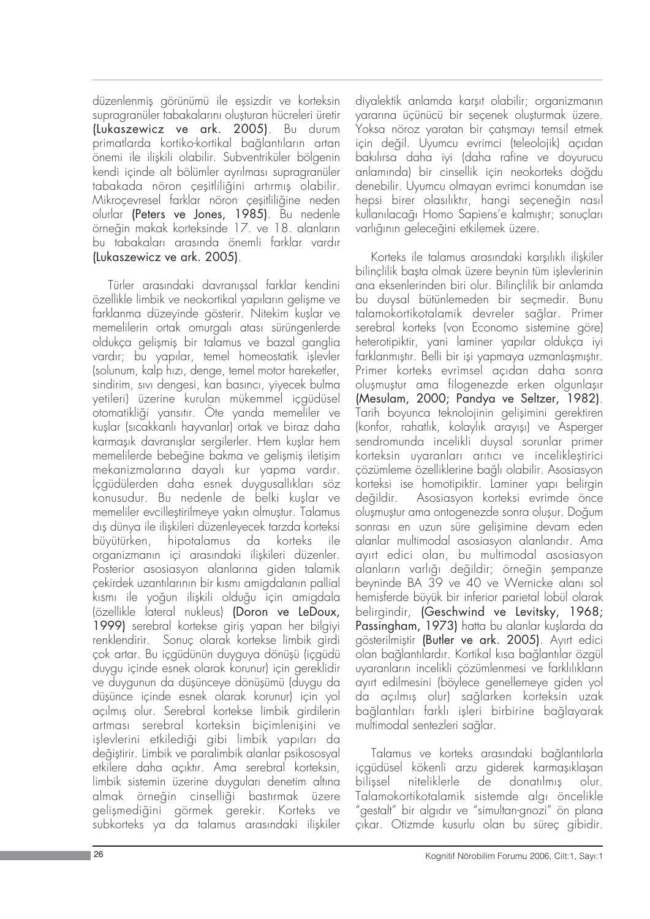düzenlenmiş görünümü ile eşsizdir ve korteksin supragranüler tabakalarını oluşturan hücreleri üretir **(Lukaszewicz ve ark. 2005)**. Bu durum primatlarda kortiko-kortikal bağlantıların artan önemi ile ilişkili olabilir. Subventriküler bölgenin kendi içinde alt bölümler ayrılması supragranüler tabakada nöron çeşitliliğini artırmış olabilir. Mikroçevresel farklar nöron çeşitliliğine neden olurlar **(Peters ve Jones, 1985)**. Bu nedenle örneğin makak korteksinde 17. ve 18. alanların bu tabakaları arasında önemli farklar vardır **(Lukaszewicz ve ark. 2005)**.

Türler arasındaki davranışsal farklar kendini özellikle limbik ve neokortikal yapıların gelişme ve farklanma düzeyinde gösterir. Nitekim kuşlar ve memelilerin ortak omurgalı atası sürüngenlerde oldukça gelişmiş bir talamus ve bazal ganglia vardır; bu yapılar, temel homeostatik işlevler (solunum, kalp hızı, denge, temel motor hareketler, sindirim, sıvı dengesi, kan basıncı, yiyecek bulma yetileri) üzerine kurulan mükemmel içgüdüsel otomatikliği yansıtır. Öte yanda memeliler ve kuşlar (sıcakkanlı hayvanlar) ortak ve biraz daha karmaşık davranışlar sergilerler. Hem kuşlar hem memelilerde bebeğine bakma ve gelişmiş iletişim mekanizmalarına dayalı kur yapma vardır. İçgüdülerden daha esnek duygusallıkları söz konusudur. Bu nedenle de belki kuşlar ve memeliler evcilleştirilmeye yakın olmuştur. Talamus dış dünya ile ilişkileri düzenleyecek tarzda korteksi büyütürken, hipotalamus da korteks ile organizmanın içi arasındaki ilişkileri düzenler. Posterior asosiasyon alanlarına giden talamik çekirdek uzantılarının bir kısmı amigdalanın pallial kısmı ile yoğun ilişkili olduğu için amigdala (özellikle lateral nukleus) **(Doron ve LeDoux, 1999)** serebral kortekse giriş yapan her bilgiyi renklendirir. Sonuç olarak kortekse limbik girdi çok artar. Bu içgüdünün duyguya dönüşü (içgüdü duygu içinde esnek olarak korunur) için gereklidir ve duygunun da düşünceye dönüşümü (duygu da düşünce içinde esnek olarak korunur) için yol açılmış olur. Serebral kortekse limbik girdilerin artması serebral korteksin biçimlenişini ve işlevlerini etkilediği gibi limbik yapıları da değiştirir. Limbik ve paralimbik alanlar psikososyal etkilere daha açıktır. Ama serebral korteksin, limbik sistemin üzerine duyguları denetim altına almak örneğin cinselliği bastırmak üzere gelişmediğini görmek gerekir. Korteks ve subkorteks ya da talamus arasındaki ilişkiler diyalektik anlamda karşıt olabilir; organizmanın yararına üçüncü bir seçenek oluşturmak üzere. Yoksa nöroz yaratan bir çatışmayı temsil etmek için değil. Uyumcu evrimci (teleolojik) açıdan bakılırsa daha iyi (daha rafine ve doyurucu anlamında) bir cinsellik için neokorteks doğdu denebilir. Uyumcu olmayan evrimci konumdan ise hepsi birer olasılıktır, hangi seçeneğin nasıl kullanılacağı Homo Sapiens'e kalmıştır; sonuçları varlığının geleceğini etkilemek üzere.

Korteks ile talamus arasındaki karşılıklı ilişkiler bilinçlilik başta olmak üzere beynin tüm işlevlerinin ana eksenlerinden biri olur. Bilinçlilik bir anlamda bu duysal bütünlemeden bir seçmedir. Bunu talamokortikotalamik devreler sağlar. Primer serebral korteks (von Economo sistemine göre) heterotipiktir, yani laminer yapılar oldukça iyi farklanmıştır. Belli bir işi yapmaya uzmanlaşmıştır. Primer korteks evrimsel açıdan daha sonra oluşmuştur ama filogenezde erken olgunlaşır **(Mesulam, 2000; Pandya ve Seltzer, 1982)**. Tarih boyunca teknolojinin gelişimini gerektiren (konfor, rahatlık, kolaylık arayışı) ve Asperger sendromunda incelikli duysal sorunlar primer korteksin uyaranları arıtıcı ve inceliklestirici çözümleme özelliklerine bağlı olabilir. Asosiasyon korteksi ise homotipiktir. Laminer yapı belirgin değildir. Asosiasyon korteksi evrimde önce oluşmuştur ama ontogenezde sonra oluşur. Doğum sonrası en uzun süre gelişimine devam eden alanlar multimodal asosiasyon alanlarıdır. Ama ayırt edici olan, bu multimodal asosiasyon alanların varlığı değildir; örneğin şempanze beyninde BA 39 ve 40 ve Wernicke alanı sol hemisferde büyük bir inferior parietal lobül olarak belirgindir, **(Geschwind ve Levitsky, 1968; Passingham, 1973)** hatta bu alanlar kuşlarda da gösterilmiştir **(Butler ve ark. 2005)**. Ayırt edici olan bağlantılardır. Kortikal kısa bağlantılar özgül uyaranların incelikli çözümlenmesi ve farklılıkların ayırt edilmesini (böylece genellemeye giden yol da açılmış olur) sağlarken korteksin uzak bağlantıları farklı işleri birbirine bağlayarak multimodal sentezleri sağlar.

Talamus ve korteks arasındaki bağlantılarla içgüdüsel kökenli arzu giderek karmaşıklaşan bilişsel niteliklerle de donatılmış olur. Talamokortikotalamik sistemde algı öncelikle "gestalt" bir algıdır ve "simultan-gnozi" ön plana çıkar. Otizmde kusurlu olan bu süreç gibidir.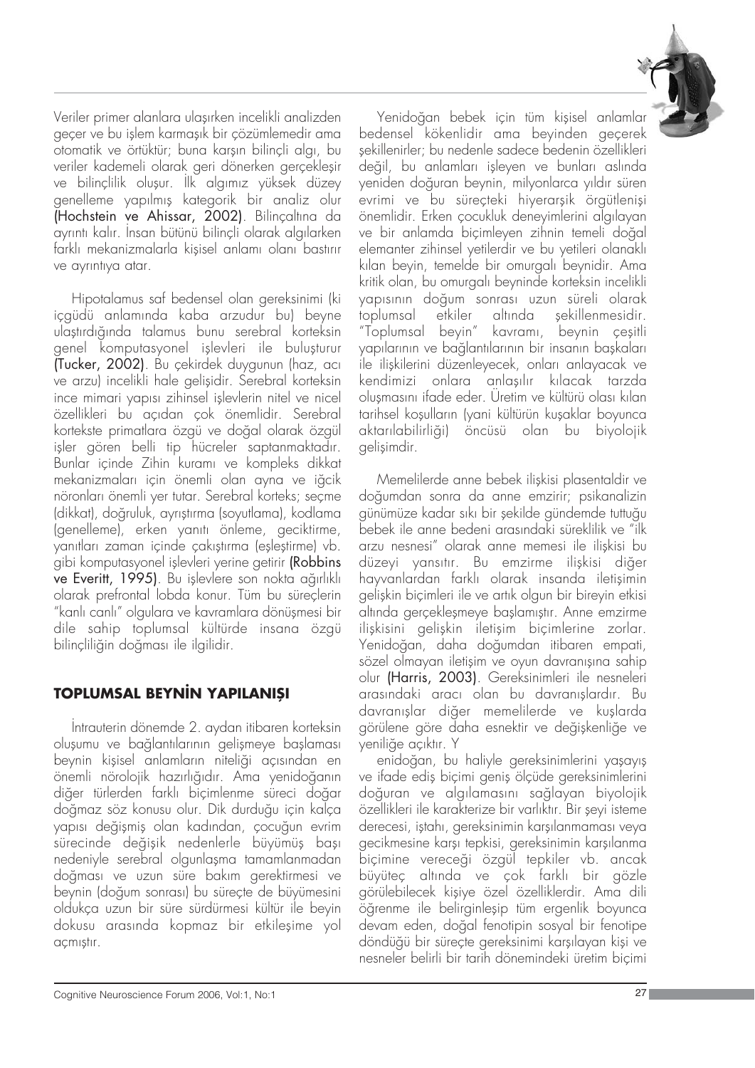Veriler primer alanlara ulaşırken incelikli analizden geçer ve bu işlem karmaşık bir çözümlemedir ama otomatik ve örtüktür; buna karşın bilinçli algı, bu veriler kademeli olarak geri dönerken gerçekleşir ve bilinçlilik oluşur. İlk algımız yüksek düzey genelleme yapılmış kategorik bir analiz olur **(Hochstein ve Ahissar, 2002)**. Bilinçaltına da ayrıntı kalır. İnsan bütünü bilinçli olarak algılarken farklı mekanizmalarla kişisel anlamı olanı bastırır ve ayrıntıya atar.

Hipotalamus saf bedensel olan gereksinimi (ki içgüdü anlamında kaba arzudur bu) beyne ulaştırdığında talamus bunu serebral korteksin genel komputasyonel işlevleri ile buluşturur **(Tucker, 2002)**. Bu çekirdek duygunun (haz, acı ve arzu) incelikli hale gelişidir. Serebral korteksin ince mimari yapısı zihinsel işlevlerin nitel ve nicel özellikleri bu açıdan çok önemlidir. Serebral kortekste primatlara özgü ve doğal olarak özgül işler gören belli tip hücreler saptanmaktadır. Bunlar içinde Zihin kuramı ve kompleks dikkat mekanizmaları için önemli olan ayna ve iğcik nöronları önemli yer tutar. Serebral korteks; seçme (dikkat), doğruluk, ayrıştırma (soyutlama), kodlama (genelleme), erken yanıtı önleme, geciktirme, yanıtları zaman içinde çakıştırma (eşleştirme) vb. gibi komputasyonel işlevleri yerine getirir **(Robbins ve Everitt, 1995)**. Bu işlevlere son nokta ağırlıklı olarak prefrontal lobda konur. Tüm bu süreçlerin "kanlı canlı" olgulara ve kavramlara dönüşmesi bir dile sahip toplumsal kültürde insana özgü bilinçliliğin doğması ile ilgilidir.

## TOPLUMSAL BEYNİN YAPILANIŞI

İntrauterin dönemde 2. aydan itibaren korteksin oluşumu ve bağlantılarının gelişmeye başlaması beynin kişisel anlamların niteliği açısından en önemli nörolojik hazırlığıdır. Ama yenidoğanın diğer türlerden farklı biçimlenme süreci doğar doğmaz söz konusu olur. Dik durduğu için kalça yapısı değişmiş olan kadından, çocuğun evrim sürecinde değişik nedenlerle büyümüş başı nedeniyle serebral olgunlaşma tamamlanmadan doğması ve uzun süre bakım gerektirmesi ve beynin (doğum sonrası) bu süreçte de büyümesini oldukça uzun bir süre sürdürmesi kültür ile beyin dokusu arasında kopmaz bir etkileşime yol açmıştır.

Yenidoğan bebek için tüm kişisel anlamlar bedensel kökenlidir ama beyinden geçerek şekillenirler; bu nedenle sadece bedenin özellikleri değil, bu anlamları işleyen ve bunları aslında yeniden doğuran beynin, milyonlarca yıldır süren evrimi ve bu süreçteki hiyerarşik örgütlenişi önemlidir. Erken çocukluk deneyimlerini algılayan ve bir anlamda biçimleyen zihnin temeli doğal elemanter zihinsel yetilerdir ve bu yetileri olanaklı kılan beyin, temelde bir omurgalı beynidir. Ama kritik olan, bu omurgalı beyninde korteksin incelikli yapısının doğum sonrası uzun süreli olarak toplumsal etkiler altında şekillenmesidir. "Toplumsal beyin" kavramı, beynin çeşitli yapılarının ve bağlantılarının bir insanın başkaları ile ilişkilerini düzenleyecek, onları anlayacak ve kendimizi onlara anlaşılır kılacak tarzda oluşmasını ifade eder. Üretim ve kültürü olası kılan tarihsel koşulların (yani kültürün kuşaklar boyunca aktarılabilirliği) öncüsü olan bu biyolojik gelişimdir.

Memelilerde anne bebek ilişkisi plasentaldir ve doğumdan sonra da anne emzirir; psikanalizin günümüze kadar sıkı bir şekilde gündemde tuttuğu bebek ile anne bedeni arasındaki süreklilik ve "ilk arzu nesnesi" olarak anne memesi ile ilişkisi bu düzeyi yansıtır. Bu emzirme ilişkisi diğer hayvanlardan farklı olarak insanda iletişimin gelişkin biçimleri ile ve artık olgun bir bireyin etkisi altında gerçekleşmeye başlamıştır. Anne emzirme ilişkisini gelişkin iletişim biçimlerine zorlar. Yenidoğan, daha doğumdan itibaren empati, sözel olmayan iletişim ve oyun davranışına sahip olur **(Harris, 2003)**. Gereksinimleri ile nesneleri arasındaki aracı olan bu davranışlardır. Bu davranışlar diğer memelilerde ve kuşlarda görülene göre daha esnektir ve değişkenliğe ve yeniliğe açıktır. Y

enidoğan, bu haliyle gereksinimlerini yaşayış ve ifade ediş biçimi geniş ölçüde gereksinimlerini doğuran ve algılamasını sağlayan biyolojik özellikleri ile karakterize bir varlıktır. Bir şeyi isteme derecesi, iştahı, gereksinimin karşılanmaması veya gecikmesine karşı tepkisi, gereksinimin karşılanma biçimine vereceği özgül tepkiler vb. ancak büyüteç altında ve çok farklı bir gözle görülebilecek kişiye özel özelliklerdir. Ama dili öğrenme ile belirginleşip tüm ergenlik boyunca devam eden, doğal fenotipin sosyal bir fenotipe döndüğü bir süreçte gereksinimi karşılayan kişi ve nesneler belirli bir tarih dönemindeki üretim biçimi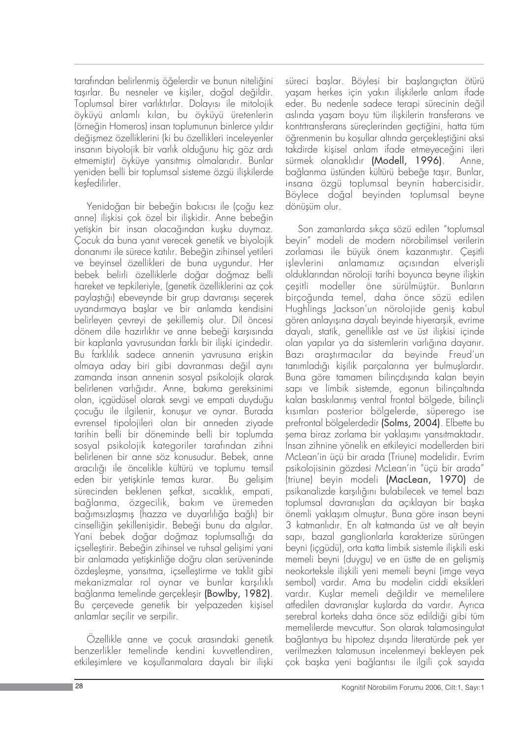tarafından belirlenmiş öğelerdir ve bunun niteliğini taşırlar. Bu nesneler ve kişiler, doğal değildir. Toplumsal birer varlıktırlar. Dolayısı ile mitolojik öyküyü anlamlı kılan, bu öyküyü üretenlerin (örneğin Homeros) insan toplumunun binlerce yıldır değişmez özelliklerini (ki bu özellikleri inceleyenler insanın biyolojik bir varlık olduğunu hiç göz ardı etmemiştir) öyküye yansıtmış olmalarıdır. Bunlar yeniden belli bir toplumsal sisteme özgü ilişkilerde keşfedilirler.

Yenidoğan bir bebeğin bakıcısı ile (çoğu kez anne) ilişkisi çok özel bir ilişkidir. Anne bebeğin yetişkin bir insan olacağından kuşku duymaz. Çocuk da buna yanıt verecek genetik ve biyolojik donanımı ile sürece katılır. Bebeğin zihinsel yetileri ve beyinsel özellikleri de buna uygundur. Her bebek belirli özelliklerle doğar doğmaz belli hareket ve tepkileriyle, (genetik özelliklerini az çok paylaştığı) ebeveynde bir grup davranışı seçerek uyandırmaya başlar ve bir anlamda kendisini belirleyen çevreyi de şekillemiş olur. Dil öncesi dönem dile hazırlıktır ve anne bebeği karşısında bir kaplanla yavrusundan farklı bir ilişki içindedir. Bu farklılık sadece annenin yavrusuna erişkin olmaya aday biri gibi davranması değil aynı zamanda insan annenin sosyal psikolojik olarak belirlenen varlığıdır. Anne, bakıma gereksinimi olan, içgüdüsel olarak sevgi ve empati duyduğu çocuğu ile ilgilenir, konuşur ve oynar. Burada evrensel tipolojileri olan bir anneden ziyade tarihin belli bir döneminde belli bir toplumda sosyal psikolojik kategoriler tarafından zihni belirlenen bir anne söz konusudur. Bebek, anne aracılığı ile öncelikle kültürü ve toplumu temsil eden bir yetişkinle temas kurar. Bu gelişim sürecinden beklenen şefkat, sıcaklık, empati, bağlanma, özgecilik, bakım ve üremeden bağımsızlaşmış (hazza ve duyarlılığa bağlı) bir cinselliğin şekillenişidir. Bebeği bunu da algılar. Yani bebek doğar doğmaz toplumsallığı da içselleştirir. Bebeğin zihinsel ve ruhsal gelişimi yani bir anlamada yetişkinliğe doğru olan serüveninde özdeşleşme, yansıtma, içselleştirme ve taklit gibi mekanizmalar rol oynar ve bunlar karşılıklı bağlanma temelinde gerçekleşir **(Bowlby, 1982)**. Bu çerçevede genetik bir yelpazeden kişisel anlamlar seçilir ve serpilir.

Özellikle anne ve çocuk arasındaki genetik benzerlikler temelinde kendini kuvvetlendiren, etkileşimlere ve koşullanmalara dayalı bir ilişki süreci başlar. Böylesi bir başlangıçtan ötürü yaşam herkes için yakın ilişkilerle anlam ifade eder. Bu nedenle sadece terapi sürecinin değil aslında yaşam boyu tüm ilişkilerin transferans ve kontrtransferans süreçlerinden geçtiğini, hatta tüm öğrenmenin bu koşullar altında gerçekleştiğini aksi takdirde kişisel anlam ifade etmeyeceğini ileri sürmek olanaklıdır **(Modell, 1996)**. Anne, bağlanma üstünden kültürü bebeğe taşır. Bunlar, insana özgü toplumsal beynin habercisidir. Böylece doğal beyinden toplumsal beyne dönüşüm olur.

Son zamanlarda sıkça sözü edilen "toplumsal beyin" modeli de modern nörobilimsel verilerin zorlaması ile büyük önem kazanmıştır. Çeşitli işlevlerini anlamamız açısından elverişli olduklarından nöroloji tarihi boyunca beyne ilişkin çeşitli modeller öne sürülmüştür. Bunların birçoğunda temel, daha önce sözü edilen Hughlings Jackson'un nörolojide geniş kabul gören anlayışına dayalı beyinde hiyerarşik, evrime dayalı, statik, genellikle ast ve üst ilişkisi içinde olan yapılar ya da sistemlerin varlığına dayanır. Bazı araştırmacılar da beyinde Freud'un tanımladığı kişilik parçalarına yer bulmuşlardır. Buna göre tamamen bilinçdışında kalan beyin sapı ve limbik sistemde, egonun bilinçaltında kalan baskılanmış ventral frontal bölgede, bilinçli kısımları posterior bölgelerde, süperego ise prefrontal bölgelerdedir **(Solms, 2004)**. Elbette bu şema biraz zorlama bir yaklaşımı yansıtmaktadır. İnsan zihnine yönelik en etkileyici modellerden biri McLean'in üçü bir arada (Triune) modelidir. Evrim psikolojisinin gözdesi McLean'in "üçü bir arada" (triune) beyin modeli **(MacLean, 1970)** de psikanalizde karşılığını bulabilecek ve temel bazı toplumsal davranışları da açıklayan bir başka önemli yaklaşım olmuştur. Buna göre insan beyni 3 katmanlıdır. En alt katmanda üst ve alt beyin sapı, bazal ganglionlarla karakterize sürüngen beyni (içgüdü), orta katta limbik sistemle ilişkili eski memeli beyni (duygu) ve en üstte de en gelişmiş neokorteksle ilişkili yeni memeli beyni (imge veya sembol) vardır. Ama bu modelin ciddi eksikleri vardır. Kuşlar memeli değildir ve memelilere atfedilen davranışlar kuşlarda da vardır. Ayrıca serebral korteks daha önce söz edildiği gibi tüm memelilerde mevcuttur. Son olarak talamosingulat bağlantıya bu hipotez dışında literatürde pek yer verilmezken talamusun incelenmeyi bekleyen pek çok başka yeni bağlantısı ile ilgili çok sayıda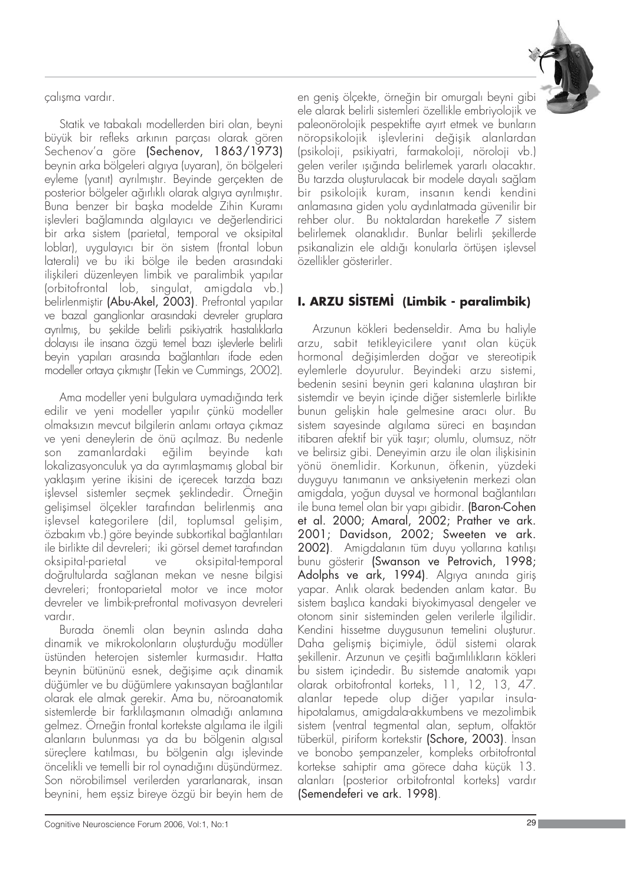çalışma vardır.

Statik ve tabakalı modellerden biri olan, beyni büyük bir refleks arkının parçası olarak gören Sechenov'a göre **(Sechenov, 1863/1973)** beynin arka bölgeleri algıya (uyaran), ön bölgeleri eyleme (yanıt) ayrılmıştır. Beyinde gerçekten de posterior bölgeler ağırlıklı olarak algıya ayrılmıştır. Buna benzer bir başka modelde Zihin Kuramı işlevleri bağlamında algılayıcı ve değerlendirici bir arka sistem (parietal, temporal ve oksipital loblar), uygulayıcı bir ön sistem (frontal lobun laterali) ve bu iki bölge ile beden arasındaki ilişkileri düzenleyen limbik ve paralimbik yapılar (orbitofrontal lob, singulat, amigdala vb.) belirlenmiştir **(Abu-Akel, 2003)**. Prefrontal yapılar ve bazal ganglionlar arasındaki devreler gruplara ayrılmış, bu şekilde belirli psikiyatrik hastalıklarla dolayısı ile insana özgü temel bazı işlevlerle belirli beyin yapıları arasında bağlantıları ifade eden modeller ortaya çıkmıştır (Tekin ve Cummings, 2002).

Ama modeller yeni bulgulara uymadığında terk edilir ve yeni modeller yapılır çünkü modeller olmaksızın mevcut bilgilerin anlamı ortaya çıkmaz ve yeni deneylerin de önü açılmaz. Bu nedenle son zamanlardaki eğilim beyinde katı lokalizasyonculuk ya da ayrımlaşmamış global bir yaklaşım yerine ikisini de içerecek tarzda bazı işlevsel sistemler seçmek şeklindedir. Örneğin gelişimsel ölçekler tarafından belirlenmiş ana işlevsel kategorilere (dil, toplumsal gelişim, özbakım vb.) göre beyinde subkortikal bağlantıları ile birlikte dil devreleri; iki görsel demet tarafından oksipital-parietal ve oksipital-temporal doğrultularda sağlanan mekan ve nesne bilgisi devreleri; frontoparietal motor ve ince motor devreler ve limbik-prefrontal motivasyon devreleri vardır.

Burada önemli olan beynin aslında daha dinamik ve mikrokolonların oluşturduğu modüller üstünden heterojen sistemler kurmasıdır. Hatta beynin bütününü esnek, değişime açık dinamik düğümler ve bu düğümlere yakınsayan bağlantılar olarak ele almak gerekir. Ama bu, nöroanatomik sistemlerde bir farklılaşmanın olmadığı anlamına gelmez. Örneğin frontal kortekste algılama ile ilgili alanların bulunması ya da bu bölgenin algısal süreçlere katılması, bu bölgenin algı işlevinde öncelikli ve temelli bir rol oynadığını düşündürmez. Son nörobilimsel verilerden yararlanarak, insan beynini, hem eşsiz bireye özgü bir beyin hem de en geniş ölçekte, örneğin bir omurgalı beyni gibi ele alarak belirli sistemleri özellikle embriyolojik ve paleonörolojik pespektifte ayırt etmek ve bunların nöropsikolojik işlevlerini değişik alanlardan (psikoloji, psikiyatri, farmakoloji, nöroloji vb.) gelen veriler ışığında belirlemek yararlı olacaktır. Bu tarzda oluşturulacak bir modele dayalı sağlam bir psikolojik kuram, insanın kendi kendini anlamasına giden yolu aydınlatmada güvenilir bir rehber olur. Bu noktalardan hareketle 7 sistem belirlemek olanaklıdır. Bunlar belirli şekillerde psikanalizin ele aldığı konularla örtüşen işlevsel özellikler gösterirler.

## I. ARZU SİSTEMİ (Limbik - paralimbik)

Arzunun kökleri bedenseldir. Ama bu haliyle arzu, sabit tetikleyicilere yanıt olan küçük hormonal değişimlerden doğar ve stereotipik eylemlerle doyurulur. Beyindeki arzu sistemi, bedenin sesini beynin geri kalanına ulaştıran bir sistemdir ve beyin içinde diğer sistemlerle birlikte bunun gelişkin hale gelmesine aracı olur. Bu sistem sayesinde algılama süreci en başından itibaren afektif bir yük taşır; olumlu, olumsuz, nötr ve belirsiz gibi. Deneyimin arzu ile olan ilişkisinin yönü önemlidir. Korkunun, öfkenin, yüzdeki duyguyu tanımanın ve anksiyetenin merkezi olan amigdala, yoğun duysal ve hormonal bağlantıları ile buna temel olan bir yapı gibidir. **(Baron-Cohen et al. 2000; Amaral, 2002; Prather ve ark. 2001; Davidson, 2002; Sweeten ve ark. 2002)**. Amigdalanın tüm duyu yollarına katılışı bunu gösterir **(Swanson ve Petrovich, 1998; Adolphs ve ark, 1994)**. Algıya anında giriş yapar. Anlık olarak bedenden anlam katar. Bu sistem başlıca kandaki biyokimyasal dengeler ve otonom sinir sisteminden gelen verilerle ilgilidir. Kendini hissetme duygusunun temelini oluşturur. Daha gelişmiş biçimiyle, ödül sistemi olarak şekillenir. Arzunun ve çeşitli bağımlılıkların kökleri bu sistem içindedir. Bu sistemde anatomik yapı olarak orbitofrontal korteks, 11, 12, 13, 47. alanlar tepede olup diğer yapılar insula-hipotalamus, amigdala-akkumbens ve mezolimbik sistem (ventral tegmental alan, septum, olfaktör tüberkül, piriform kortekstir **(Schore, 2003)**. İnsan ve bonobo şempanzeler, kompleks orbitofrontal kortekse sahiptir ama görece daha küçük 13. alanları (posterior orbitofrontal korteks) vardır **(Semendeferi ve ark. 1998)**.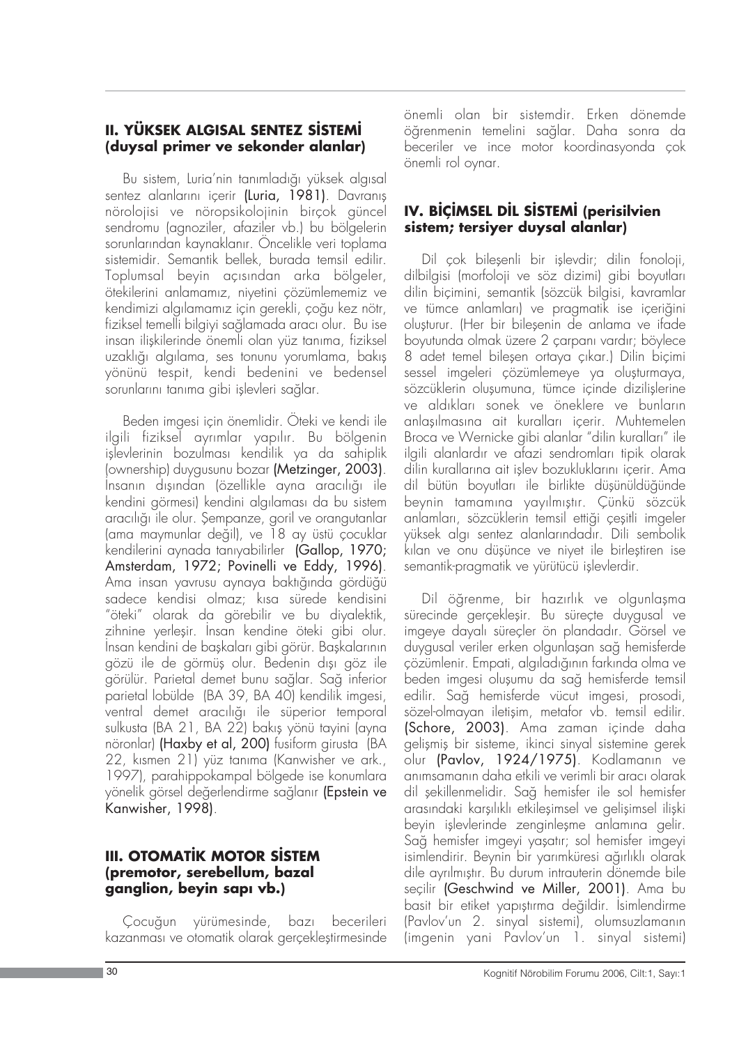## II. YÜKSEK ALGISAL SENTEZ SİSTEMİ (duysal primer ve sekonder alanlar)

Bu sistem, Luria'nin tanımladığı yüksek algısal sentez alanlarını içerir (Luria, 1981). Davranış nörolojisi ve nöropsikolojinin birçok güncel sendromu (agnoziler, afaziler vb.) bu bölgelerin sorunlarından kaynaklanır. Öncelikle veri toplama sistemidir. Semantik bellek, burada temsil edilir. Toplumsal beyin açısından arka bölgeler, ötekilerini anlamamız, niyetini çözümlememiz ve kendimizi algılamamız için gerekli, çoğu kez nötr, fiziksel temelli bilgiyi sağlamada aracı olur. Bu ise insan ilişkilerinde önemli olan yüz tanıma, fiziksel uzaklığı algılama, ses tonunu yorumlama, bakış yönünü tespit, kendi bedenini ve bedensel sorunlarını tanıma gibi işlevleri sağlar.

Beden imgesi için önemlidir. Öteki ve kendi ile ilgili fiziksel ayrımlar yapılır. Bu bölgenin işlevlerinin bozulması kendilik ya da sahiplik (ownership) duygusunu bozar (Metzinger, 2003). İnsanın dışından (özellikle ayna aracılığı ile kendini görmesi) kendini algılaması da bu sistem aracılığı ile olur. Şempanze, goril ve orangutanlar (ama maymunlar değil), ve 18 ay üstü çocuklar kendilerini aynada tanıyabilirler (Gallop, 1970; Amsterdam, 1972; Povinelli ve Eddy, 1996). Ama insan yavrusu aynaya baktığında gördüğü sadece kendisi olmaz; kısa sürede kendisini "öteki" olarak da görebilir ve bu diyalektik, zihnine yerleşir. İnsan kendine öteki gibi olur. İnsan kendini de başkaları gibi görür. Başkalarının gözü ile de görmüş olur. Bedenin dışı göz ile görülür. Parietal demet bunu sağlar. Sağ inferior parietal lobülde (BA 39, BA 40) kendilik imgesi, ventral demet aracılığı ile süperior temporal sulkusta (BA 21, BA 22) bakış yönü tayini (ayna nöronlar) (Haxby et al, 200) fusiform girusta (BA 22, kısmen 21) yüz tanıma (Kanwisher ve ark., 1997), parahippokampal bölgede ise konumlara yönelik görsel değerlendirme sağlanır (Epstein ve Kanwisher, 1998).

## III. OTOMATİK MOTOR SİSTEM (premotor, serebellum, bazal ganglion, beyin sapı vb.)

Çocuğun yürümesinde, bazı becerileri kazanması ve otomatik olarak gerçekleştirmesinde önemli olan bir sistemdir. Erken dönemde öğrenmenin temelini sağlar. Daha sonra da beceriler ve ince motor koordinasyonda çok önemli rol oynar.

## IV. BİÇİMSEL DİL SİSTEMİ (perisilvien sistem; tersiyer duysal alanlar)

Dil çok bileşenli bir işlevdir; dilin fonoloji, dilbilgisi (morfoloji ve söz dizimi) gibi boyutları dilin biçimini, semantik (sözcük bilgisi, kavramlar ve tümce anlamları) ve pragmatik ise içeriğini oluşturur. (Her bir bileşenin de anlama ve ifade boyutunda olmak üzere 2 çarpanı vardır; böylece 8 adet temel bileşen ortaya çıkar.) Dilin biçimi sessel imgeleri çözümlemeye ya oluşturmaya, sözcüklerin oluşumuna, tümce içinde dizilişlerine ve aldıkları sonek ve öneklere ve bunların anlaşılmasına ait kuralları içerir. Muhtemelen Broca ve Wernicke gibi alanlar "dilin kuralları" ile ilgili alanlardır ve afazi sendromları tipik olarak dilin kurallarına ait işlev bozukluklarını içerir. Ama dil bütün boyutları ile birlikte düşünüldüğünde beynin tamamına yayılmıştır. Çünkü sözcük anlamları, sözcüklerin temsil ettiği çeşitli imgeler yüksek algı sentez alanlarındadır. Dili sembolik kılan ve onu düşünce ve niyet ile birleştiren ise semantik-pragmatik ve yürütücü işlevlerdir.

Dil öğrenme, bir hazırlık ve olgunlaşma sürecinde gerçekleşir. Bu süreçte duygusal ve imgeye dayalı süreçler ön plandadır. Görsel ve duygusal veriler erken olgunlaşan sağ hemisferde çözümlenir. Empati, algıladığının farkında olma ve beden imgesi oluşumu da sağ hemisferde temsil edilir. Sağ hemisferde vücut imgesi, prosodi, sözel-olmayan iletişim, metafor vb. temsil edilir. (Schore, 2003). Ama zaman içinde daha gelişmiş bir sisteme, ikinci sinyal sistemine gerek olur (Pavlov, 1924/1975). Kodlamanın ve anımsamanın daha etkili ve verimli bir aracı olarak dil şekillenmelidir. Sağ hemisfer ile sol hemisfer arasındaki karşılıklı etkileşimsel ve gelişimsel ilişki beyin işlevlerinde zenginleşme anlamına gelir. Sağ hemisfer imgeyi yaşatır; sol hemisfer imgeyi isimlendirir. Beynin bir yarımküresi ağırlıklı olarak dile ayrılmıştır. Bu durum intrauterin dönemde bile seçilir (Geschwind ve Miller, 2001). Ama bu basit bir etiket yapıştırma değildir. İsimlendirme (Pavlov'un 2. sinyal sistemi), olumsuzlamanın (imgenin yani Pavlov'un 1. sinyal sistemi)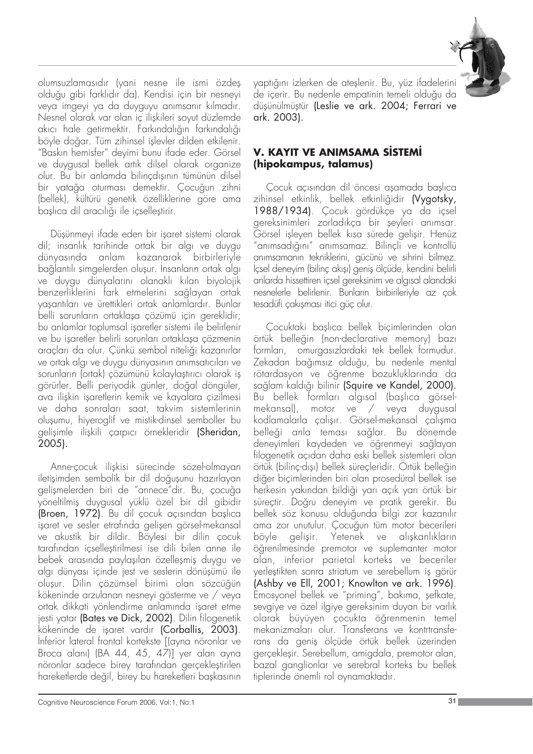olumsuzlamasıdır (yani nesne ile ismi özdeş olduğu gibi farklıdır da). Kendisi için bir nesneyi veya imgeyi ya da duyguyu anımsanır kılmadır. Nesnel olarak var olan iç ilişkileri soyut düzlemde akıcı hale getirmektir. Farkındalığın farkındalığı böyle doğar. Tüm zihinsel işlevler dilden etkilenir. "Baskın hemisfer" deyimi bunu ifade eder. Görsel ve duygusal bellek artık dilsel olarak organize olur. Bu bir anlamda bilinçdışının tümünün dilsel bir yatağa oturması demektir. Çocuğun zihni (bellek), kültürü genetik özelliklerine göre ama başlıca dil aracılığı ile içselleştirir.

Düşünmeyi ifade eden bir işaret sistemi olarak dil; insanlık tarihinde ortak bir algı ve duygu dünyasında anlam kazanarak birbirleriyle bağlantılı simgelerden oluşur. İnsanların ortak algı ve duygu dünyalarını olanaklı kılan biyolojik benzerliklerini fark etmelerini sağlayan ortak yaşantıları ve ürettikleri ortak anlamlardır. Bunlar belli sorunların ortaklaşa çözümü için gereklidir; bu anlamlar toplumsal işaretler sistemi ile belirlenir ve bu işaretler belirli sorunları ortaklaşa çözmenin araçları da olur. Çünkü sembol niteliği kazanırlar ve ortak algı ve duygu dünyasının anımsatıcıları ve sorunların (ortak) çözümünü kolaylaştırıcı olarak iş görürler. Belli periyodik günler, doğal döngüler, ava ilişkin işaretlerin kemik ve kayalara çizilmesi ve daha sonraları saat, takvim sistemlerinin oluşumu, hiyeroglif ve mistik-dinsel semboller bu gelişimle ilişkili çarpıcı örnekleridir **(Sheridan, 2005)**.

Anne-çocuk ilişkisi sürecinde sözel-olmayan iletişimden sembolik bir dil doğuşunu hazırlayan gelişmelerden biri de "annece"dir. Bu, çocuğa yöneltilmiş duygusal yüklü özel bir dil gibidir **(Broen, 1972)**. Bu dil çocuk açısından başlıca işaret ve sesler etrafında gelişen görsel-mekansal ve akustik bir dildir. Böylesi bir dilin çocuk tarafından içselleştirilmesi ise dili bilen anne ile bebek arasında paylaşılan özelleşmiş duygu ve algı dünyası içinde jest ve seslerin dönüşümü ile oluşur. Dilin çözümsel birimi olan sözcüğün kökeninde arzulanan nesneyi gösterme ve / veya ortak dikkati yönlendirme anlamında işaret etme jesti yatar **(Bates ve Dick, 2002)**. Dilin filogenetik kökeninde de işaret vardır **(Corballis, 2003)**. İnferior lateral frontal kortekste [(ayna nöronlar ve Broca alanı) (BA 44, 45, 47)] yer alan ayna nöronlar sadece birey tarafından gerçekleştirilen hareketlerde değil, birey bu hareketleri başkasının yaptığını izlerken de ateşlenir. Bu, yüz ifadelerini de içerir. Bu nedenle empatinin temeli olduğu da düşünülmüştür **(Leslie ve ark. 2004; Ferrari ve ark. 2003)**.

## V. KAYIT VE ANIMSAMA SİSTEMİ (hipokampus, talamus)

Çocuk açısından dil öncesi aşamada başlıca zihinsel etkinlik, bellek etkinliğidir **(Vygotsky, 1988/1934)**. Çocuk gördükçe ya da içsel gereksinimleri zorladıkça bir şeyleri anımsar. Görsel işleyen bellek kısa sürede gelişir. Henüz "anımsadığını" anımsamaz. Bilinçli ve kontrollü anımsamanın tekniklerini, gücünü ve sihrini bilmez. İçsel deneyim (bilinç akışı) geniş ölçüde, kendini belirli anlarda hissettiren içsel gereksinim ve algısal alandaki nesnelerle belirlenir. Bunların birbirileriyle az çok tesadüfi çakışması itici güç olur.

Çocuktaki başlıca bellek biçimlerinden olan örtük belleğin (non-declarative memory) bazı formları, omurgasızlardaki tek bellek formudur. Zekadan bağımsız olduğu, bu nedenle mental rötardasyon ve öğrenme bozukluklarında da sağlam kaldığı bilinir **(Squire ve Kandel, 2000)**. Bu bellek formları algısal (başlıca görsel-mekansal), motor ve / veya duygusal kodlamalarla çalışır. Görsel-mekansal çalışma belleği anla teması sağlar. Bu dönemde deneyimleri kaydeden ve öğrenmeyi sağlayan filogenetik açıdan daha eski bellek sistemleri olan örtük (bilinç-dışı) bellek süreçleridir. Örtük belleğin diğer biçimlerinden biri olan prosedüral bellek ise herkesin yakından bildiği yarı açık yarı örtük bir süreçtir. Doğru deneyim ve pratik gerekir. Bu bellek söz konusu olduğunda bilgi zor kazanılır ama zor unutulur. Çocuğun tüm motor becerileri böyle gelişir. Yetenek ve alışkanlıkların öğrenilmesinde premotor ve suplemanter motor alan, inferior parietal korteks ve beceriler yerleştikten sonra striatum ve serebellum iş görür **(Ashby ve Ell, 2001; Knowlton ve ark. 1996)**. Emosyonel bellek ve "priming", bakıma, şefkate, sevgiye ve özel ilgiye gereksinim duyan bir varlık olarak büyüyen çocukta öğrenmenin temel mekanizmaları olur. Transferans ve kontrtransferans da geniş ölçüde örtük bellek üzerinden gerçekleşir. Serebellum, amigdala, premotor alan, bazal ganglionlar ve serebral korteks bu bellek tiplerinde önemli rol oynamaktadır.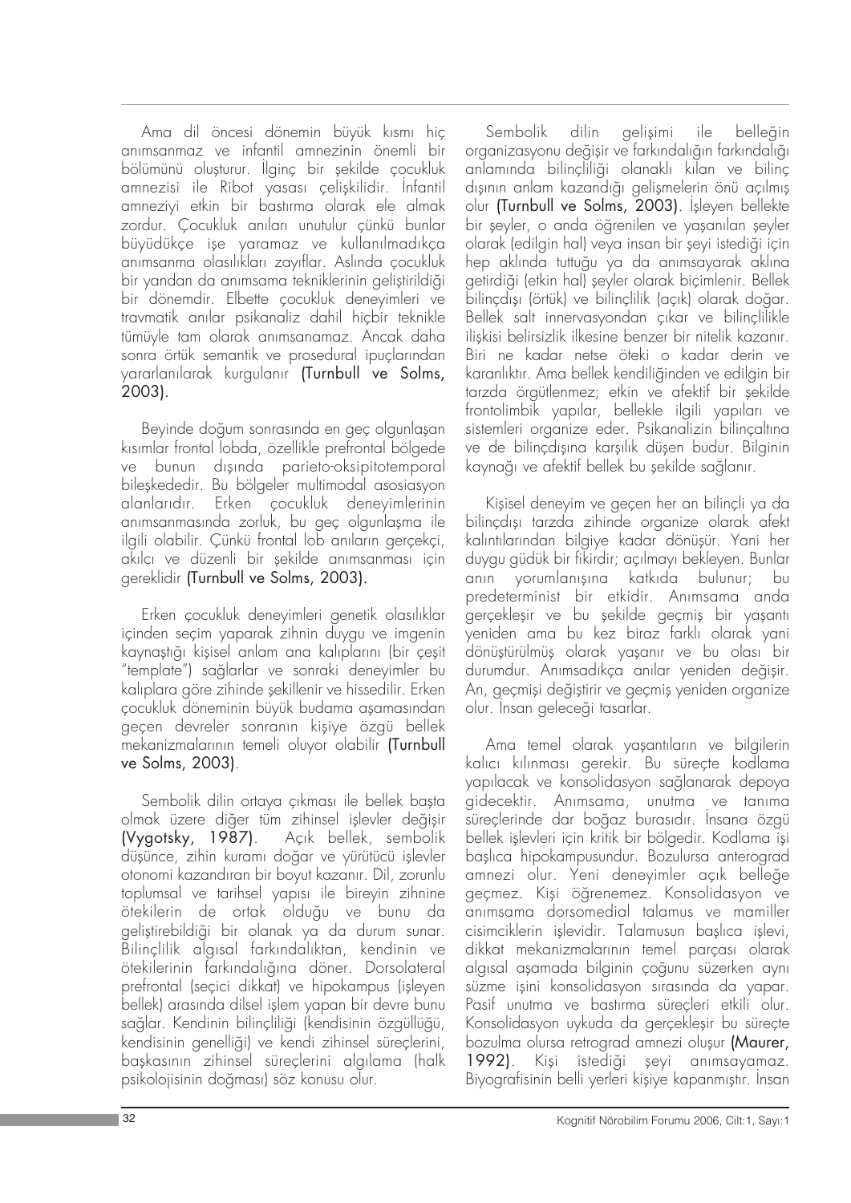Ama dil öncesi dönemin büyük kısmı hiç anımsanmaz ve infantil amnezinin önemli bir bölümünü oluşturur. İlginç bir şekilde çocukluk amnezisi ile Ribot yasası çelişkilidir. İnfantil amneziyi etkin bir bastırma olarak ele almak zordur. Çocukluk anıları unutulur çünkü bunlar büyüdükçe işe yaramaz ve kullanılmadıkça anımsanma olasılıkları zayıflar. Aslında çocukluk bir yandan da anımsama tekniklerinin geliştirildiği bir dönemdir. Elbette çocukluk deneyimleri ve travmatik anılar psikanaliz dahil hiçbir teknikle tümüyle tam olarak anımsanamaz. Ancak daha sonra örtük semantik ve prosedural ipuçlarından yararlanılarak kurgulanır **(Turnbull ve Solms, 2003)**.

Beyinde doğum sonrasında en geç olgunlaşan kısımlar frontal lobda, özellikle prefrontal bölgede ve bunun dışında parieto-oksipitotemporal bileşkededir. Bu bölgeler multimodal asosiasyon alanlarıdır. Erken çocukluk deneyimlerinin anımsanmasında zorluk, bu geç olgunlaşma ile ilgili olabilir. Çünkü frontal lob anıların gerçekçi, akılcı ve düzenli bir şekilde anımsanması için gereklidir **(Turnbull ve Solms, 2003)**.

Erken çocukluk deneyimleri genetik olasılıklar içinden seçim yaparak zihnin duygu ve imgenin kaynaştığı kişisel anlam ana kalıplarını (bir çeşit "template") sağlarlar ve sonraki deneyimler bu kalıplara göre zihinde şekillenir ve hissedilir. Erken çocukluk döneminin büyük budama aşamasından geçen devreler sonranın kişiye özgü bellek mekanizmalarının temeli oluyor olabilir **(Turnbull ve Solms, 2003)**.

Sembolik dilin ortaya çıkması ile bellek başta olmak üzere diğer tüm zihinsel işlevler değişir **(Vygotsky, 1987)**. Açık bellek, sembolik düşünce, zihin kuramı doğar ve yürütücü işlevler otonomi kazandıran bir boyut kazanır. Dil, zorunlu toplumsal ve tarihsel yapısı ile bireyin zihnine ötekilerin de ortak olduğu ve bunu da geliştirebildiği bir olanak ya da durum sunar. Bilinçlilik algısal farkındalıktan, kendinin ve ötekilerinin farkındalığına döner. Dorsolateral prefrontal (seçici dikkat) ve hipokampus (işleyen bellek) arasında dilsel işlem yapan bir devre bunu sağlar. Kendinin bilinçliliği (kendisinin özgüllüğü, kendisinin genelliği) ve kendi zihinsel süreçlerini, başkasının zihinsel süreçlerini algılama (halk psikolojisinin doğması) söz konusu olur.

Sembolik dilin gelişimi ile belleğin organizasyonu değişir ve farkındalığın farkındalığı anlamında bilinçliliği olanaklı kılan ve bilinç dışının anlam kazandığı gelişmelerin önü açılmış olur **(Turnbull ve Solms, 2003)**. İşleyen bellekte bir şeyler, o anda öğrenilen ve yaşanılan şeyler olarak (edilgin hal) veya insan bir şeyi istediği için hep aklında tuttuğu ya da anımsayarak aklına getirdiği (etkin hal) şeyler olarak biçimlenir. Bellek bilinçdışı (örtük) ve bilinçlilik (açık) olarak doğar. Bellek salt innervasyondan çıkar ve bilinçlilikle ilişkisi belirsizlik ilkesine benzer bir nitelik kazanır. Biri ne kadar netse öteki o kadar derin ve karanlıktır. Ama bellek kendiliğinden ve edilgin bir tarzda örgütlenmez; etkin ve afektif bir şekilde frontolimbik yapılar, bellekle ilgili yapıları ve sistemleri organize eder. Psikanalizin bilinçaltına ve de bilinçdışına karşılık düşen budur. Bilginin kaynağı ve afektif bellek bu şekilde sağlanır.

Kişisel deneyim ve geçen her an bilinçli ya da bilinçdışı tarzda zihinde organize olarak afekt kalıntılarından bilgiye kadar dönüşür. Yani her duygu güdük bir fikirdir; açılmayı bekleyen. Bunlar anın yorumlanışına katkıda bulunur; bu predeterminist bir etkidir. Anımsama anda gerçekleşir ve bu şekilde geçmiş bir yaşantı yeniden ama bu kez biraz farklı olarak yani dönüştürülmüş olarak yaşanır ve bu olası bir durumdur. Anımsadıkça anılar yeniden değişir. An, geçmişi değiştirir ve geçmiş yeniden organize olur. İnsan geleceği tasarlar.

Ama temel olarak yaşantıların ve bilgilerin kalıcı kılınması gerekir. Bu süreçte kodlama yapılacak ve konsolidasyon sağlanarak depoya gidecektir. Anımsama, unutma ve tanıma süreçlerinde dar boğaz burasıdır. İnsana özgü bellek işlevleri için kritik bir bölgedir. Kodlama işi başlıca hipokampusundur. Bozulursa anterograd amnezi olur. Yeni deneyimler açık belleğe geçmez. Kişi öğrenemez. Konsolidasyon ve anımsama dorsomedial talamus ve mamiller cisimciklerin işlevidir. Talamusun başlıca işlevi, dikkat mekanizmalarının temel parçası olarak algısal aşamada bilginin çoğunu süzerken aynı süzme işini konsolidasyon sırasında da yapar. Pasif unutma ve bastırma süreçleri etkili olur. Konsolidasyon uykuda da gerçekleşir bu süreçte bozulma olursa retrograd amnezi oluşur **(Maurer, 1992)**. Kişi istediği şeyi anımsayamaz. Biyografisinin belli yerleri kişiye kapanmıştır. İnsan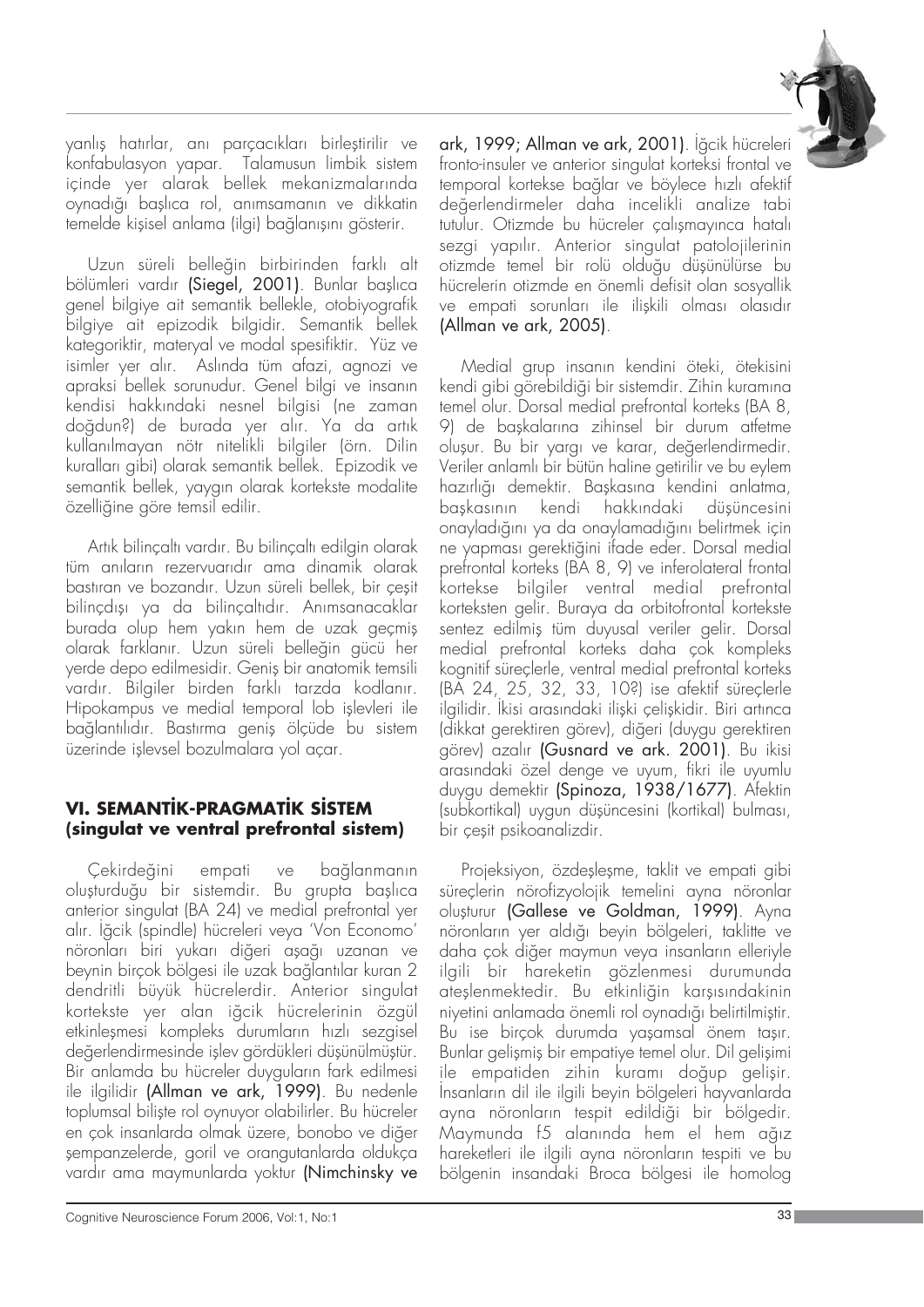yanlış hatırlar, anı parçacıkları birleştirilir ve konfabulasyon yapar. Talamusun limbik sistem içinde yer alarak bellek mekanizmalarında oynadığı başlıca rol, anımsamanın ve dikkatin temelde kişisel anlama (ilgi) bağlanışını gösterir.

Uzun süreli belleğin birbirinden farklı alt bölümleri vardır (Siegel, 2001). Bunlar başlıca genel bilgiye ait semantik bellekle, otobiyografik bilgiye ait epizodik bilgidir. Semantik bellek kategoriktir, materyal ve modal spesifiktir. Yüz ve isimler yer alır. Aslında tüm afazi, agnozi ve apraksi bellek sorunudur. Genel bilgi ve insanın kendisi hakkındaki nesnel bilgisi (ne zaman doğdun?) de burada yer alır. Ya da artık kullanılmayan nötr nitelikli bilgiler (örn. Dilin kuralları gibi) olarak semantik bellek. Epizodik ve semantik bellek, yaygın olarak kortekste modalite özelliğine göre temsil edilir.

Artık bilinçaltı vardır. Bu bilinçaltı edilgin olarak tüm anıların rezervuarıdır ama dinamik olarak bastıran ve bozandır. Uzun süreli bellek, bir çeşit bilinçdışı ya da bilinçaltıdır. Anımsanacaklar burada olup hem yakın hem de uzak geçmiş olarak farklanır. Uzun süreli belleğin gücü her yerde depo edilmesidir. Geniş bir anatomik temsili vardır. Bilgiler birden farklı tarzda kodlanır. Hipokampus ve medial temporal lob işlevleri ile bağlantılıdır. Bastırma geniş ölçüde bu sistem üzerinde işlevsel bozulmalara yol açar.

## VI. SEMANTİK-PRAGMATİK SİSTEM (singulat ve ventral prefrontal sistem)

Çekirdeğini empati ve bağlanmanın oluşturduğu bir sistemdir. Bu grupta başlıca anterior singulat (BA 24) ve medial prefrontal yer alır. İğcik (spindle) hücreleri veya 'Von Economo' nöronları biri yukarı diğeri aşağı uzanan ve beynin birçok bölgesi ile uzak bağlantılar kuran 2 dendritli büyük hücrelerdir. Anterior singulat kortekste yer alan iğcik hücrelerinin özgül etkinleşmesi kompleks durumların hızlı sezgisel değerlendirmesinde işlev gördükleri düşünülmüştür. Bir anlamda bu hücreler duyguların fark edilmesi ile ilgilidir (Allman ve ark, 1999). Bu nedenle toplumsal bilişte rol oynuyor olabilirler. Bu hücreler en çok insanlarda olmak üzere, bonobo ve diğer şempanzelerde, goril ve orangutanlarda oldukça vardır ama maymunlarda yoktur (Nimchinsky ve ark, 1999; Allman ve ark, 2001). İğcik hücreleri fronto-insuler ve anterior singulat korteksi frontal ve temporal kortekse bağlar ve böylece hızlı afektif değerlendirmeler daha incelikli analize tabi tutulur. Otizmde bu hücreler çalışmayınca hatalı sezgi yapılır. Anterior singulat patolojilerinin otizmde temel bir rolü olduğu düşünülürse bu hücrelerin otizmde en önemli defisit olan sosyallik ve empati sorunları ile ilişkili olması olasıdır (Allman ve ark, 2005).

Medial grup insanın kendini öteki, ötekisini kendi gibi görebildiği bir sistemdir. Zihin kuramına temel olur. Dorsal medial prefrontal korteks (BA 8, 9) de başkalarına zihinsel bir durum atfetme oluşur. Bu bir yargı ve karar, değerlendirmedir. Veriler anlamlı bir bütün haline getirilir ve bu eylem hazırlığı demektir. Başkasına kendini anlatma, başkasının kendi hakkındaki düşüncesini onayladığını ya da onaylamadığını belirtmek için ne yapması gerektiğini ifade eder. Dorsal medial prefrontal korteks (BA 8, 9) ve inferolateral frontal kortekse bilgiler ventral medial prefrontal korteksten gelir. Buraya da orbitofrontal kortekste sentez edilmiş tüm duyusal veriler gelir. Dorsal medial prefrontal korteks daha çok kompleks kognitif süreçlerle, ventral medial prefrontal korteks (BA 24, 25, 32, 33, 10?) ise afektif süreçlerle ilgilidir. İkisi arasındaki ilişki çelişkidir. Biri artınca (dikkat gerektiren görev), diğeri (duygu gerektiren görev) azalır (Gusnard ve ark. 2001). Bu ikisi arasındaki özel denge ve uyum, fikri ile uyumlu duygu demektir (Spinoza, 1938/1677). Afektin (subkortikal) uygun düşüncesini (kortikal) bulması, bir çeşit psikoanalizdir.

Projeksiyon, özdeşleşme, taklit ve empati gibi süreçlerin nörofizyolojik temelini ayna nöronlar oluşturur (Gallese ve Goldman, 1999). Ayna nöronların yer aldığı beyin bölgeleri, taklitte ve daha çok diğer maymun veya insanların elleriyle ilgili bir hareketin gözlenmesi durumunda ateşlenmektedir. Bu etkinliğin karşısındakinin niyetini anlamada önemli rol oynadığı belirtilmiştir. Bu ise birçok durumda yaşamsal önem taşır. Bunlar gelişmiş bir empatiye temel olur. Dil gelişimi ile empatiden zihin kuramı doğup gelişir. İnsanların dil ile ilgili beyin bölgeleri hayvanlarda ayna nöronların tespit edildiği bir bölgedir. Maymunda f5 alanında hem el hem ağız hareketleri ile ilgili ayna nöronların tespiti ve bu bölgenin insandaki Broca bölgesi ile homolog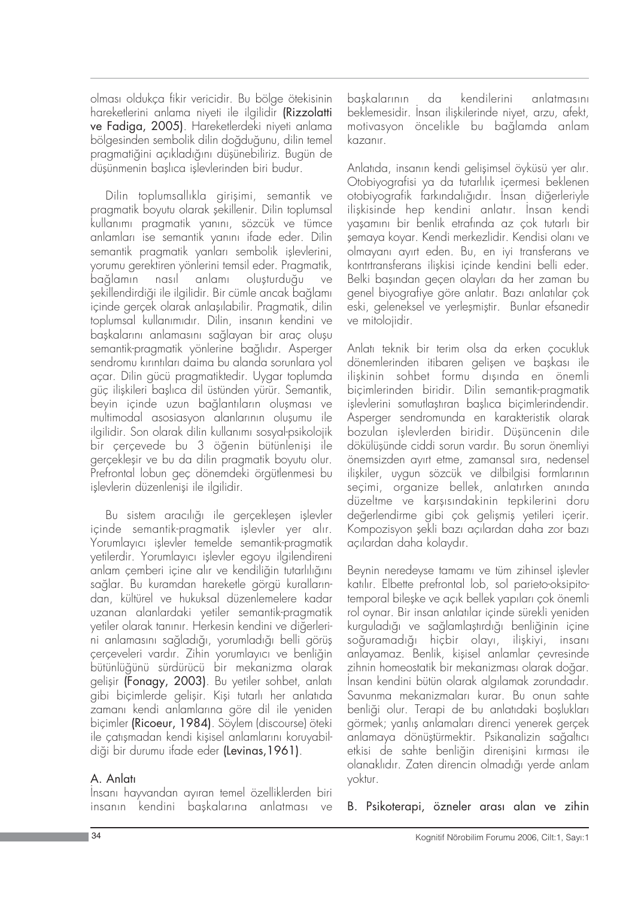olması oldukça fikir vericidir. Bu bölge ötekisinin hareketlerini anlama niyeti ile ilgilidir **(Rizzolatti ve Fadiga, 2005)**. Hareketlerdeki niyeti anlama bölgesinden sembolik dilin doğduğunu, dilin temel pragmatiğini açıkladığını düşünebiliriz. Bugün de düşünmenin başlıca işlevlerinden biri budur.

Dilin toplumsallıkla girişimi, semantik ve pragmatik boyutu olarak şekillenir. Dilin toplumsal kullanımı pragmatik yanını, sözcük ve tümce anlamları ise semantik yanını ifade eder. Dilin semantik pragmatik yanları sembolik işlevlerini, yorumu gerektiren yönlerini temsil eder. Pragmatik, bağlamın nasıl anlamı oluşturduğu ve şekillendirdiği ile ilgilidir. Bir cümle ancak bağlamı içinde gerçek olarak anlaşılabilir. Pragmatik, dilin toplumsal kullanımıdır. Dilin, insanın kendini ve başkalarını anlamasını sağlayan bir araç oluşu semantik-pragmatik yönlerine bağlıdır. Asperger sendromu kırıntıları daima bu alanda sorunlara yol açar. Dilin gücü pragmatiktedir. Uygar toplumda güç ilişkileri başlıca dil üstünden yürür. Semantik, beyin içinde uzun bağlantıların oluşması ve multimodal asosiasyon alanlarının oluşumu ile ilgilidir. Son olarak dilin kullanımı sosyal-psikolojik bir çerçevede bu 3 öğenin bütünlenişi ile gerçekleşir ve bu da dilin pragmatik boyutu olur. Prefrontal lobun geç dönemdeki örgütlenmesi bu işlevlerin düzenlenişi ile ilgilidir.

Bu sistem aracılığı ile gerçekleşen işlevler içinde semantik-pragmatik işlevler yer alır. Yorumlayıcı işlevler temelde semantik-pragmatik yetilerdir. Yorumlayıcı işlevler egoyu ilgilendireni anlam çemberi içine alır ve kendiliğin tutarlılığını sağlar. Bu kuramdan hareketle görgü kurallarından, kültürel ve hukuksal düzenlemelere kadar uzanan alanlardaki yetiler semantik-pragmatik yetiler olarak tanınır. Herkesin kendini ve diğerlerini anlamasını sağladığı, yorumladığı belli görüş çerçeveleri vardır. Zihin yorumlayıcı ve benliğin bütünlüğünü sürdürücü bir mekanizma olarak gelişir **(Fonagy, 2003)**. Bu yetiler sohbet, anlatı gibi biçimlerde gelişir. Kişi tutarlı her anlatıda zamanı kendi anlamlarına göre dil ile yeniden biçimler **(Ricoeur, 1984)**. Söylem (discourse) öteki ile çatışmadan kendi kişisel anlamlarını koruyabildiği bir durumu ifade eder **(Levinas,1961)**.

## A. Anlatı

İnsanı hayvandan ayıran temel özelliklerden biri insanın kendini başkalarına anlatması ve başkalarının da kendilerini anlatmasını beklemesidir. İnsan ilişkilerinde niyet, arzu, afekt, motivasyon öncelikle bu bağlamda anlam kazanır.

Anlatıda, insanın kendi gelişimsel öyküsü yer alır. Otobiyografisi ya da tutarlılık içermesi beklenen otobiyografik farkındalığıdır. İnsan diğerleriyle ilişkisinde hep kendini anlatır. İnsan kendi yaşamını bir benlik etrafında az çok tutarlı bir şemaya koyar. Kendi merkezlidir. Kendisi olanı ve olmayanı ayırt eden. Bu, en iyi transferans ve kontrtransferans ilişkisi içinde kendini belli eder. Belki başından geçen olayları da her zaman bu genel biyografiye göre anlatır. Bazı anlatılar çok eski, geleneksel ve yerleşmiştir. Bunlar efsanedir ve mitolojidir.

Anlatı teknik bir terim olsa da erken çocukluk dönemlerinden itibaren gelişen ve başkası ile ilişkinin sohbet formu dışında en önemli biçimlerinden biridir. Dilin semantik-pragmatik işlevlerini somutlaştıran başlıca biçimlerindendir. Asperger sendromunda en karakteristik olarak bozulan işlevlerden biridir. Düşüncenin dile dökülüşünde ciddi sorun vardır. Bu sorun önemliyi önemsizden ayırt etme, zamansal sıra, nedensel ilişkiler, uygun sözcük ve dilbilgisi formlarının seçimi, organize bellek, anlatırken anında düzeltme ve karşısındakinin tepkilerini doru değerlendirme gibi çok gelişmiş yetileri içerir. Kompozisyon şekli bazı açılardan daha zor bazı açılardan daha kolaydır.

Beynin neredeyse tamamı ve tüm zihinsel işlevler katılır. Elbette prefrontal lob, sol parieto-oksipito-temporal bileşke ve açık bellek yapıları çok önemli rol oynar. Bir insan anlatılar içinde sürekli yeniden kurguladığı ve sağlamlaştırdığı benliğinin içine soğuramadığı hiçbir olayı, ilişkiyi, insanı anlayamaz. Benlik, kişisel anlamlar çevresinde zihnin homeostatik bir mekanizması olarak doğar. İnsan kendini bütün olarak algılamak zorundadır. Savunma mekanizmaları kurar. Bu onun sahte benliği olur. Terapi de bu anlatıdaki boşlukları görmek; yanlış anlamaları direnci yenerek gerçek anlamaya dönüştürmektir. Psikanalizin sağaltıcı etkisi de sahte benliğin direnişini kırması ile olanaklıdır. Zaten direncin olmadığı yerde anlam yoktur.

## B. Psikoterapi, özneler arası alan ve zihin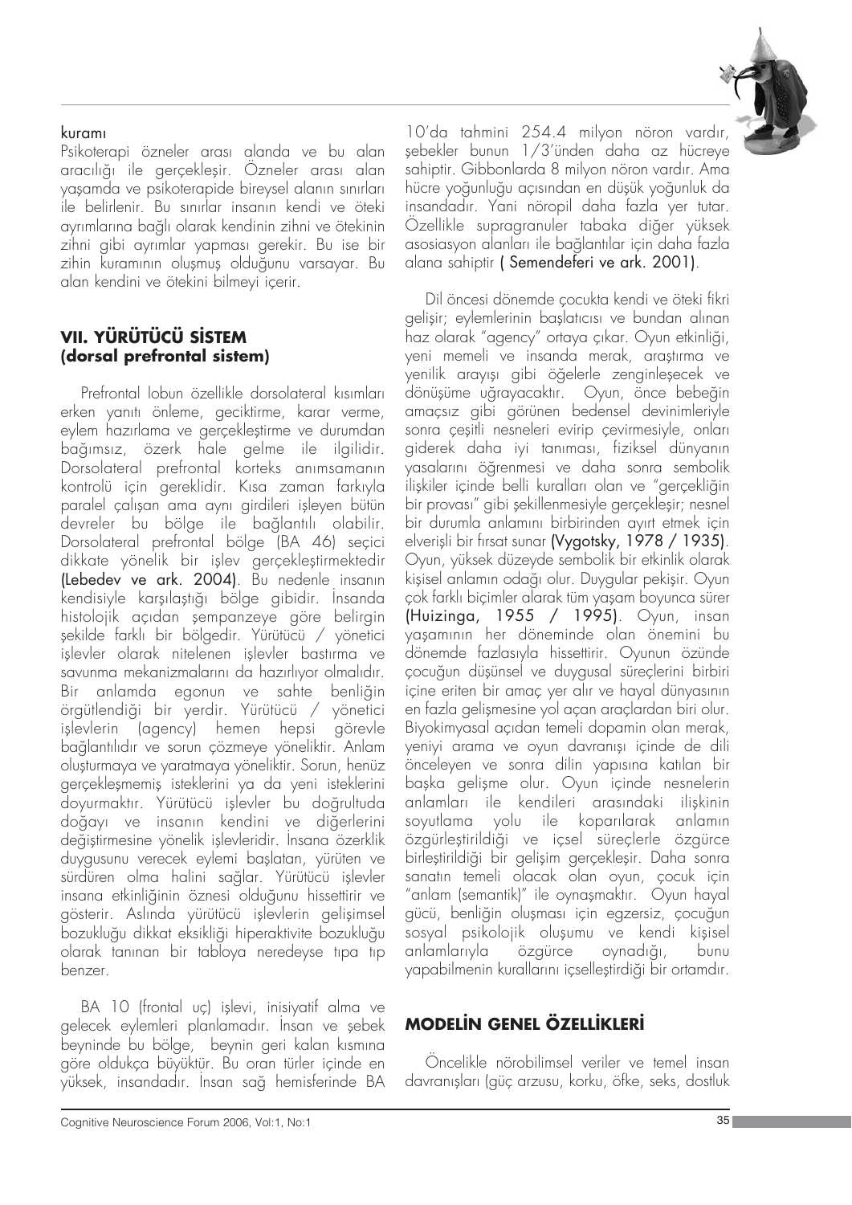kuramı

Psikoterapi özneler arası alanda ve bu alan aracılığı ile gerçekleşir. Özneler arası alan yaşamda ve psikoterapide bireysel alanın sınırları ile belirlenir. Bu sınırlar insanın kendi ve öteki ayrımlarına bağlı olarak kendinin zihni ve ötekinin zihni gibi ayrımlar yapması gerekir. Bu ise bir zihin kuramının oluşmuş olduğunu varsayar. Bu alan kendini ve ötekini bilmeyi içerir.

## VII. YÜRÜTÜCÜ SİSTEM (dorsal prefrontal sistem)

Prefrontal lobun özellikle dorsolateral kısımları erken yanıtı önleme, geciktirme, karar verme, eylem hazırlama ve gerçekleştirme ve durumdan bağımsız, özerk hale gelme ile ilgilidir. Dorsolateral prefrontal korteks anımsamanın kontrolü için gereklidir. Kısa zaman farkıyla paralel çalışan ama aynı girdileri işleyen bütün devreler bu bölge ile bağlantılı olabilir. Dorsolateral prefrontal bölge (BA 46) seçici dikkate yönelik bir işlev gerçekleştirmektedir (Lebedev ve ark. 2004). Bu nedenle insanın kendisiyle karşılaştığı bölge gibidir. İnsanda histolojik açıdan şempanzeye göre belirgin şekilde farklı bir bölgedir. Yürütücü / yönetici işlevler olarak nitelenen işlevler bastırma ve savunma mekanizmalarını da hazırlıyor olmalıdır. Bir anlamda egonun ve sahte benliğin örgütlendiği bir yerdir. Yürütücü / yönetici işlevlerin (agency) hemen hepsi görevle bağlantılıdır ve sorun çözmeye yöneliktir. Anlam oluşturmaya ve yaratmaya yöneliktir. Sorun, henüz gerçekleşmemiş isteklerini ya da yeni isteklerini doyurmaktır. Yürütücü işlevler bu doğrultuda doğayı ve insanın kendini ve diğerlerini değiştirmesine yönelik işlevleridir. İnsana özerklik duygusunu verecek eylemi başlatan, yürüten ve sürdüren olma halini sağlar. Yürütücü işlevler insana etkinliğinin öznesi olduğunu hissettirir ve gösterir. Aslında yürütücü işlevlerin gelişimsel bozukluğu dikkat eksikliği hiperaktivite bozukluğu olarak tanınan bir tabloya neredeyse tıpa tıp benzer.

BA 10 (frontal uç) işlevi, inisiyatif alma ve gelecek eylemleri planlamadır. İnsan ve şebek beyninde bu bölge, beynin geri kalan kısmına göre oldukça büyüktür. Bu oran türler içinde en yüksek, insandadır. İnsan sağ hemisferinde BA 10'da tahmini 254.4 milyon nöron vardır, şebekler bunun 1/3'ünden daha az hücreye sahiptir. Gibbonlarda 8 milyon nöron vardır. Ama hücre yoğunluğu açısından en düşük yoğunluk da insandadır. Yani nöropil daha fazla yer tutar. Özellikle supragranuler tabaka diğer yüksek asosiasyon alanları ile bağlantılar için daha fazla alana sahiptir ( Semendeferi ve ark. 2001).

Dil öncesi dönemde çocukta kendi ve öteki fikri gelişir; eylemlerinin başlatıcısı ve bundan alınan haz olarak "agency" ortaya çıkar. Oyun etkinliği, yeni memeli ve insanda merak, araştırma ve yenilik arayışı gibi öğelerle zenginleşecek ve dönüşüme uğrayacaktır. Oyun, önce bebeğin amaçsız gibi görünen bedensel devinimleriyle sonra çeşitli nesneleri evirip çevirmesiyle, onları giderek daha iyi tanıması, fiziksel dünyanın yasalarını öğrenmesi ve daha sonra sembolik ilişkiler içinde belli kuralları olan ve "gerçekliğin bir provası" gibi şekillenmesiyle gerçekleşir; nesnel bir durumla anlamını birbirinden ayırt etmek için elverişli bir fırsat sunar (Vygotsky, 1978 / 1935). Oyun, yüksek düzeyde sembolik bir etkinlik olarak kişisel anlamın odağı olur. Duygular pekişir. Oyun çok farklı biçimler alarak tüm yaşam boyunca sürer (Huizinga, 1955 / 1995). Oyun, insan yaşamının her döneminde olan önemini bu dönemde fazlasıyla hissettirir. Oyunun özünde çocuğun düşünsel ve duygusal süreçlerini birbiri içine eriten bir amaç yer alır ve hayal dünyasının en fazla gelişmesine yol açan araçlardan biri olur. Biyokimyasal açıdan temeli dopamin olan merak, yeniyi arama ve oyun davranışı içinde de dili önceleyen ve sonra dilin yapısına katılan bir başka gelişme olur. Oyun içinde nesnelerin anlamları ile kendileri arasındaki ilişkinin soyutlama yolu ile koparılarak anlamın özgürleştirildiği ve içsel süreçlerle özgürce birleştirildiği bir gelişim gerçekleşir. Daha sonra sanatın temeli olacak olan oyun, çocuk için "anlam (semantik)" ile oynaşmaktır. Oyun hayal gücü, benliğin oluşması için egzersiz, çocuğun sosyal psikolojik oluşumu ve kendi kişisel anlamlarıyla özgürce oynadığı, bunu yapabilmenin kurallarını içselleştirdiği bir ortamdır.

## MODELİN GENEL ÖZELLİKLERİ

Öncelikle nörobilimsel veriler ve temel insan davranışları (güç arzusu, korku, öfke, seks, dostluk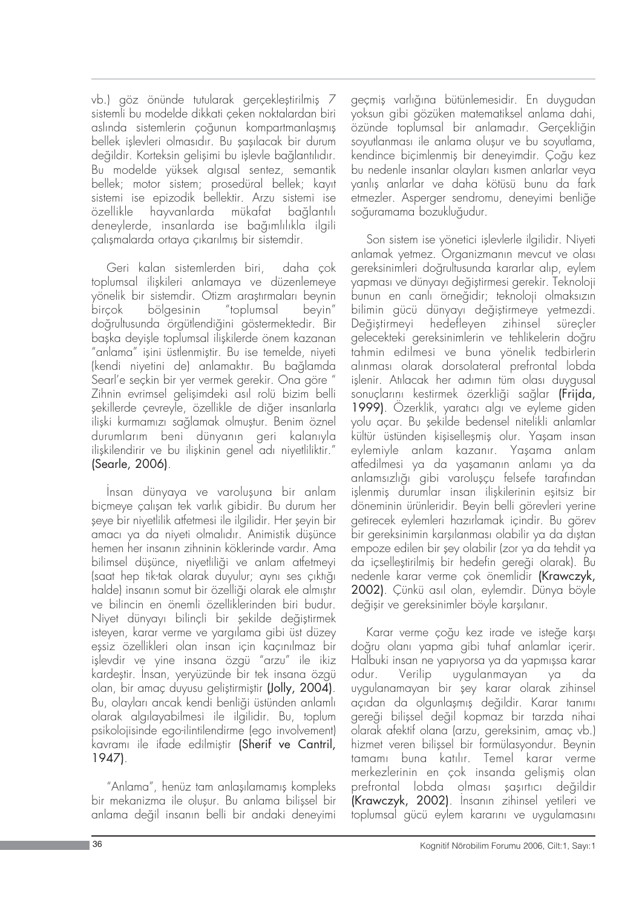vb.) göz önünde tutularak gerçekleştirilmiş 7 sistemli bu modelde dikkati çeken noktalardan biri aslında sistemlerin çoğunun kompartmanlaşmış bellek işlevleri olmasıdır. Bu şaşılacak bir durum değildir. Korteksin gelişimi bu işlevle bağlantılıdır. Bu modelde yüksek algısal sentez, semantik bellek; motor sistem; prosedüral bellek; kayıt sistemi ise epizodik bellektir. Arzu sistemi ise özellikle hayvanlarda mükafat bağlantılı deneylerde, insanlarda ise bağımlılıkla ilgili çalışmalarda ortaya çıkarılmış bir sistemdir.

Geri kalan sistemlerden biri, daha çok toplumsal ilişkileri anlamaya ve düzenlemeye yönelik bir sistemdir. Otizm araştırmaları beynin birçok bölgesinin "toplumsal beyin" doğrultusunda örgütlendiğini göstermektedir. Bir başka deyişle toplumsal ilişkilerde önem kazanan "anlama" işini üstlenmiştir. Bu ise temelde, niyeti (kendi niyetini de) anlamaktır. Bu bağlamda Searl'e seçkin bir yer vermek gerekir. Ona göre " Zihnin evrimsel gelişimdeki asıl rolü bizim belli şekillerde çevreyle, özellikle de diğer insanlarla ilişki kurmamızı sağlamak olmuştur. Benim öznel durumlarım beni dünyanın geri kalanıyla ilişkilendirir ve bu ilişkinin genel adı niyetliliktir." (Searle, 2006).

İnsan dünyaya ve varoluşuna bir anlam biçmeye çalışan tek varlık gibidir. Bu durum her şeye bir niyetlilik atfetmesi ile ilgilidir. Her şeyin bir amacı ya da niyeti olmalıdır. Animistik düşünce hemen her insanın zihninin köklerinde vardır. Ama bilimsel düşünce, niyetliliği ve anlam atfetmeyi (saat hep tik-tak olarak duyulur; aynı ses çıktığı halde) insanın somut bir özelliği olarak ele almıştır ve bilincin en önemli özelliklerinden biri budur. Niyet dünyayı bilinçli bir şekilde değiştirmek isteyen, karar verme ve yargılama gibi üst düzey eşsiz özellikleri olan insan için kaçınılmaz bir işlevdir ve yine insana özgü "arzu" ile ikiz kardeştir. İnsan, yeryüzünde bir tek insana özgü olan, bir amaç duyusu geliştirmiştir (Jolly, 2004). Bu, olayları ancak kendi benliği üstünden anlamlı olarak algılayabilmesi ile ilgilidir. Bu, toplum psikolojisinde ego-ilintilendirme (ego involvement) kavramı ile ifade edilmiştir (Sherif ve Cantril, 1947).

"Anlama", henüz tam anlaşılamamış kompleks bir mekanizma ile oluşur. Bu anlama bilişsel bir anlama değil insanın belli bir andaki deneyimi geçmiş varlığına bütünlemesidir. En duygudan yoksun gibi gözüken matematiksel anlama dahi, özünde toplumsal bir anlamadır. Gerçekliğin soyutlanması ile anlama oluşur ve bu soyutlama, kendince biçimlenmiş bir deneyimdir. Çoğu kez bu nedenle insanlar olayları kısmen anlarlar veya yanlış anlarlar ve daha kötüsü bunu da fark etmezler. Asperger sendromu, deneyimi benliğe soğuramama bozukluğudur.

Son sistem ise yönetici işlevlerle ilgilidir. Niyeti anlamak yetmez. Organizmanın mevcut ve olası gereksinimleri doğrultusunda kararlar alıp, eylem yapması ve dünyayı değiştirmesi gerekir. Teknoloji bunun en canlı örneğidir; teknoloji olmaksızın bilimin gücü dünyayı değiştirmeye yetmezdi. Değiştirmeyi hedefleyen zihinsel süreçler gelecekteki gereksinimlerin ve tehlikelerin doğru tahmin edilmesi ve buna yönelik tedbirlerin alınması olarak dorsolateral prefrontal lobda işlenir. Atılacak her adımın tüm olası duygusal sonuçlarını kestirmek özerkliği sağlar (Frijda, 1999). Özerklik, yaratıcı algı ve eyleme giden yolu açar. Bu şekilde bedensel nitelikli anlamlar kültür üstünden kişiselleşmiş olur. Yaşam insan eylemiyle anlam kazanır. Yaşama anlam atfedilmesi ya da yaşamanın anlamı ya da anlamsızlığı gibi varoluşçu felsefe tarafından işlenmiş durumlar insan ilişkilerinin eşitsiz bir döneminin ürünleridir. Beyin belli görevleri yerine getirecek eylemleri hazırlamak içindir. Bu görev bir gereksinimin karşılanması olabilir ya da dıştan empoze edilen bir şey olabilir (zor ya da tehdit ya da içselleştirilmiş bir hedefin gereği olarak). Bu nedenle karar verme çok önemlidir (Krawczyk, 2002). Çünkü asıl olan, eylemdir. Dünya böyle değişir ve gereksinimler böyle karşılanır.

Karar verme çoğu kez irade ve isteğe karşı doğru olanı yapma gibi tuhaf anlamlar içerir. Halbuki insan ne yapıyorsa ya da yapmışsa karar odur. Verilip uygulanmayan ya da uygulanamayan bir şey karar olarak zihinsel açıdan da olgunlaşmış değildir. Karar tanımı gereği bilişsel değil kopmaz bir tarzda nihai olarak afektif olana (arzu, gereksinim, amaç vb.) hizmet veren bilişsel bir formülasyondur. Beynin tamamı buna katılır. Temel karar verme merkezlerinin en çok insanda gelişmiş olan prefrontal lobda olması şaşırtıcı değildir (Krawczyk, 2002). İnsanın zihinsel yetileri ve toplumsal gücü eylem kararını ve uygulamasını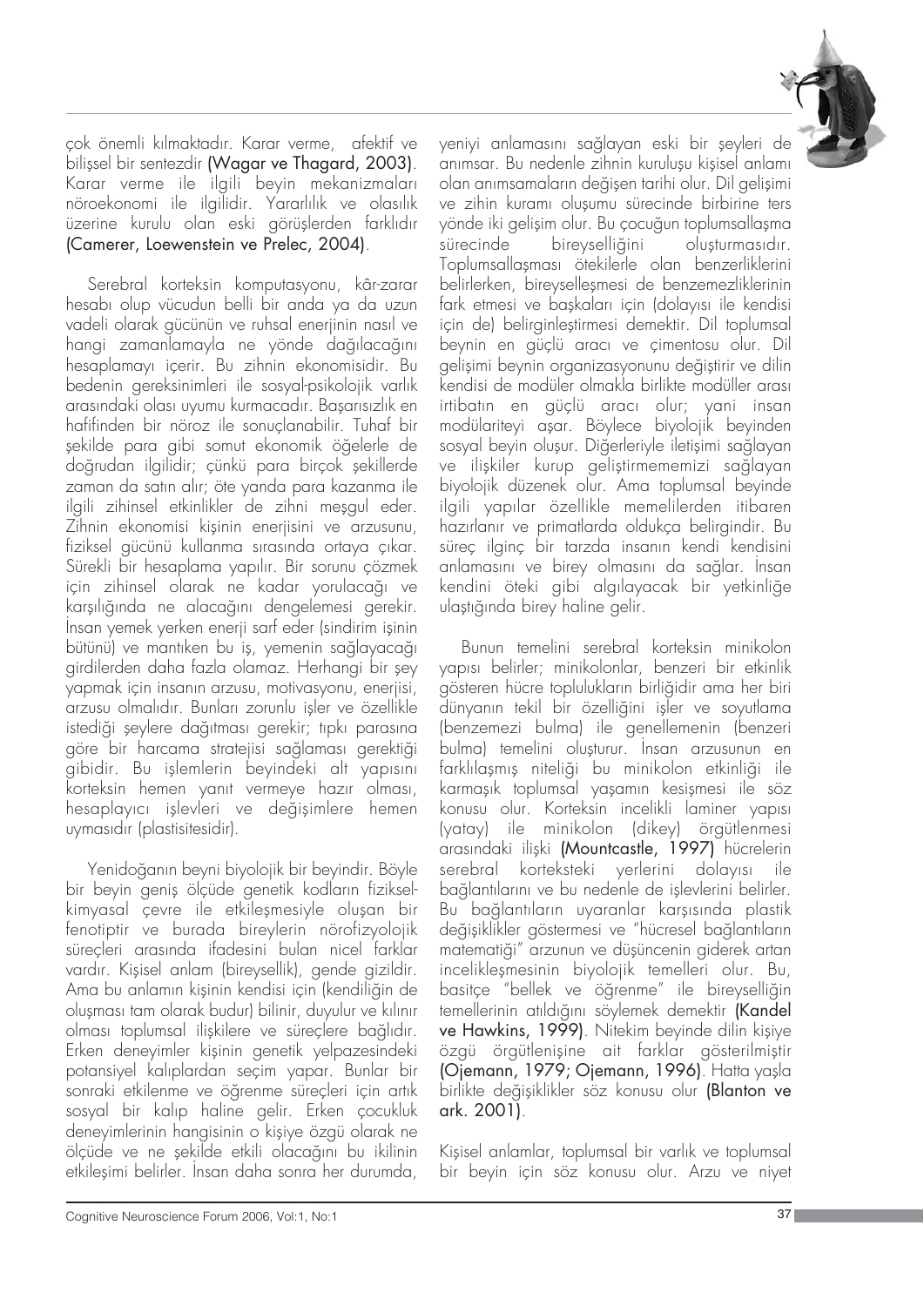çok önemli kılmaktadır. Karar verme, afektif ve bilişsel bir sentezdir (Wagar ve Thagard, 2003). Karar verme ile ilgili beyin mekanizmaları nöroekonomi ile ilgilidir. Yararlılık ve olasılık üzerine kurulu olan eski görüşlerden farklıdır (Camerer, Loewenstein ve Prelec, 2004).

Serebral korteksin komputasyonu, kâr-zarar hesabı olup vücudun belli bir anda ya da uzun vadeli olarak gücünün ve ruhsal enerjinin nasıl ve hangi zamanlamayla ne yönde dağılacağını hesaplamayı içerir. Bu zihnin ekonomisidir. Bu bedenin gereksinimleri ile sosyal-psikolojik varlık arasındaki olası uyumu kurmacadır. Başarısızlık en hafifinden bir nöroz ile sonuçlanabilir. Tuhaf bir şekilde para gibi somut ekonomik öğelerle de doğrudan ilgilidir; çünkü para birçok şekillerde zaman da satın alır; öte yanda para kazanma ile ilgili zihinsel etkinlikler de zihni meşgul eder. Zihnin ekonomisi kişinin enerjisini ve arzusunu, fiziksel gücünü kullanma sırasında ortaya çıkar. Sürekli bir hesaplama yapılır. Bir sorunu çözmek için zihinsel olarak ne kadar yorulacağı ve karşılığında ne alacağını dengelemesi gerekir. İnsan yemek yerken enerji sarf eder (sindirim işinin bütünü) ve mantıken bu iş, yemenin sağlayacağı girdilerden daha fazla olamaz. Herhangi bir şey yapmak için insanın arzusu, motivasyonu, enerjisi, arzusu olmalıdır. Bunları zorunlu işler ve özellikle istediği şeylere dağıtması gerekir; tıpkı parasına göre bir harcama stratejisi sağlaması gerektiği gibidir. Bu işlemlerin beyindeki alt yapısını korteksin hemen yanıt vermeye hazır olması, hesaplayıcı işlevleri ve değişimlere hemen uymasıdır (plastisitesidir).

Yenidoğanın beyni biyolojik bir beyindir. Böyle bir beyin geniş ölçüde genetik kodların fiziksel-kimyasal çevre ile etkileşmesiyle oluşan bir fenotiptir ve burada bireylerin nörofizyolojik süreçleri arasında ifadesini bulan nicel farklar vardır. Kişisel anlam (bireysellik), gende gizildir. Ama bu anlamın kişinin kendisi için (kendiliğin de oluşması tam olarak budur) bilinir, duyulur ve kılınır olması toplumsal ilişkilere ve süreçlere bağlıdır. Erken deneyimler kişinin genetik yelpazesindeki potansiyel kalıplardan seçim yapar. Bunlar bir sonraki etkilenme ve öğrenme süreçleri için artık sosyal bir kalıp haline gelir. Erken çocukluk deneyimlerinin hangisinin o kişiye özgü olarak ne ölçüde ve ne şekilde etkili olacağını bu ikilinin etkileşimi belirler. İnsan daha sonra her durumda, yeniyi anlamasını sağlayan eski bir şeyleri de anımsar. Bu nedenle zihnin kuruluşu kişisel anlamı olan anımsamaların değişen tarihi olur. Dil gelişimi ve zihin kuramı oluşumu sürecinde birbirine ters yönde iki gelişim olur. Bu çocuğun toplumsallaşma sürecinde bireyselliğini oluşturmasıdır. Toplumsallaşması ötekilerle olan benzerliklerini belirlerken, bireyselleşmesi de benzemezliklerinin fark etmesi ve başkaları için (dolayısı ile kendisi için de) belirginleştirmesi demektir. Dil toplumsal beynin en güçlü aracı ve çimentosu olur. Dil gelişimi beynin organizasyonunu değiştirir ve dilin kendisi de modüler olmakla birlikte modüller arası irtibatın en güçlü aracı olur; yani insan modülariteyi aşar. Böylece biyolojik beyinden sosyal beyin oluşur. Diğerleriyle iletişimi sağlayan ve ilişkiler kurup geliştirmememizi sağlayan biyolojik düzenek olur. Ama toplumsal beyinde ilgili yapılar özellikle memelilerden itibaren hazırlanır ve primatlarda oldukça belirgindir. Bu süreç ilginç bir tarzda insanın kendi kendisini anlamasını ve birey olmasını da sağlar. İnsan kendini öteki gibi algılayacak bir yetkinliğe ulaştığında birey haline gelir.

Bunun temelini serebral korteksin minikolon yapısı belirler; minikolonlar, benzeri bir etkinlik gösteren hücre toplulukların birliğidir ama her biri dünyanın tekil bir özelliğini işler ve soyutlama (benzemezi bulma) ile genellemenin (benzeri bulma) temelini oluşturur. İnsan arzusunun en farklılaşmış niteliği bu minikolon etkinliği ile karmaşık toplumsal yaşamın kesişmesi ile söz konusu olur. Korteksin incelikli laminer yapısı (yatay) ile minikolon (dikey) örgütlenmesi arasındaki ilişki (Mountcastle, 1997) hücrelerin serebral korteksteki yerlerini dolayısı ile bağlantılarını ve bu nedenle de işlevlerini belirler. Bu bağlantıların uyaranlar karşısında plastik değişiklikler göstermesi ve "hücresel bağlantıların matematiği" arzunun ve düşüncenin giderek artan incelikleşmesinin biyolojik temelleri olur. Bu, basitçe "bellek ve öğrenme" ile bireyselliğin temellerinin atıldığını söylemek demektir (Kandel ve Hawkins, 1999). Nitekim beyinde dilin kişiye özgü örgütlenişine ait farklar gösterilmiştir (Ojemann, 1979; Ojemann, 1996). Hatta yaşla birlikte değişiklikler söz konusu olur (Blanton ve ark. 2001).

Kişisel anlamlar, toplumsal bir varlık ve toplumsal bir beyin için söz konusu olur. Arzu ve niyet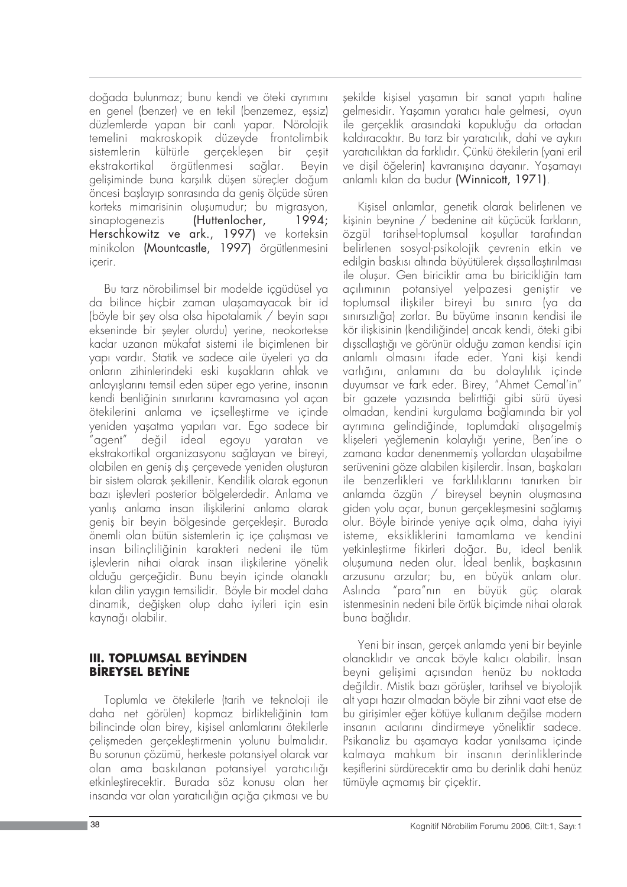doğada bulunmaz; bunu kendi ve öteki ayrımını en genel (benzer) ve en tekil (benzemez, eşsiz) düzlemlerde yapan bir canlı yapar. Nörolojik temelini makroskopik düzeyde frontolimbik sistemlerin kültürle gerçekleşen bir çeşit ekstrakortikal örgütlenmesi sağlar. Beyin gelişiminde buna karşılık düşen süreçler doğum öncesi başlayıp sonrasında da geniş ölçüde süren korteks mimarisinin oluşumudur; bu migrasyon, sinaptogenezis **(Huttenlocher, 1994; Herschkowitz ve ark., 1997)** ve korteksin minikolon **(Mountcastle, 1997)** örgütlenmesini içerir.

Bu tarz nörobilimsel bir modelde içgüdüsel ya da bilince hiçbir zaman ulaşamayacak bir id (böyle bir şey olsa olsa hipotalamik / beyin sapı ekseninde bir şeyler olurdu) yerine, neokortekse kadar uzanan mükafat sistemi ile biçimlenen bir yapı vardır. Statik ve sadece aile üyeleri ya da onların zihinlerindeki eski kuşakların ahlak ve anlayışlarını temsil eden süper ego yerine, insanın kendi benliğinin sınırlarını kavramasına yol açan ötekilerini anlama ve içselleştirme ve içinde yeniden yaşatma yapıları var. Ego sadece bir "agent" değil ideal egoyu yaratan ve ekstrakortikal organizasyonu sağlayan ve bireyi, olabilen en geniş dış çerçevede yeniden oluşturan bir sistem olarak şekillenir. Kendilik olarak egonun bazı işlevleri posterior bölgelerdedir. Anlama ve yanlış anlama insan ilişkilerini anlama olarak geniş bir beyin bölgesinde gerçekleşir. Burada önemli olan bütün sistemlerin iç içe çalışması ve insan bilinçliliğinin karakteri nedeni ile tüm işlevlerin nihai olarak insan ilişkilerine yönelik olduğu gerçeğidir. Bunu beyin içinde olanaklı kılan dilin yaygın temsilidir. Böyle bir model daha dinamik, değişken olup daha iyileri için esin kaynağı olabilir.

## III. TOPLUMSAL BEYİNDEN BİREYSEL BEYİNE

Toplumla ve ötekilerle (tarih ve teknoloji ile daha net görülen) kopmaz birlikteliğinin tam bilincinde olan birey, kişisel anlamlarını ötekilerle çelişmeden gerçekleştirmenin yolunu bulmalıdır. Bu sorunun çözümü, herkeste potansiyel olarak var olan ama baskılanan potansiyel yaratıcılığı etkinleştirecektir. Burada söz konusu olan her insanda var olan yaratıcılığın açığa çıkması ve bu şekilde kişisel yaşamın bir sanat yapıtı haline gelmesidir. Yaşamın yaratıcı hale gelmesi, oyun ile gerçeklik arasındaki kopukluğu da ortadan kaldıracaktır. Bu tarz bir yaratıcılık, dahi ve aykırı yaratıcılıktan da farklıdır. Çünkü ötekilerin (yani eril ve dişil öğelerin) kavranışına dayanır. Yaşamayı anlamlı kılan da budur **(Winnicott, 1971)**.

Kişisel anlamlar, genetik olarak belirlenen ve kişinin beynine / bedenine ait küçücük farkların, özgül tarihsel-toplumsal koşullar tarafından belirlenen sosyal-psikolojik çevrenin etkin ve edilgin baskısı altında büyütülerek dışsallaştırılması ile oluşur. Gen biriciktir ama bu biricikliğin tam açılımının potansiyel yelpazesi geniştir ve toplumsal ilişkiler bireyi bu sınıra (ya da sınırsızlığa) zorlar. Bu büyüme insanın kendisi ile kör ilişkisinin (kendiliğinde) ancak kendi, öteki gibi dışsallaştığı ve görünür olduğu zaman kendisi için anlamlı olmasını ifade eder. Yani kişi kendi varlığını, anlamını da bu dolaylılık içinde duyumsar ve fark eder. Birey, "Ahmet Cemal'in" bir gazete yazısında belirttiği gibi sürü üyesi olmadan, kendini kurgulama bağlamında bir yol ayrımına gelindiğinde, toplumdaki alışagelmiş klişeleri yeğlemenin kolaylığı yerine, Ben'ine o zamana kadar denenmemiş yollardan ulaşabilme serüvenini göze alabilen kişilerdir. İnsan, başkaları ile benzerlikleri ve farklılıklarını tanırken bir anlamda özgün / bireysel beynin oluşmasına giden yolu açar, bunun gerçekleşmesini sağlamış olur. Böyle birinde yeniye açık olma, daha iyiyi isteme, eksikliklerini tamamlama ve kendini yetkinleştirme fikirleri doğar. Bu, ideal benlik oluşumuna neden olur. İdeal benlik, başkasının arzusunu arzular; bu, en büyük anlam olur. Aslında "para"nın en büyük güç olarak istenmesinin nedeni bile örtük biçimde nihai olarak buna bağlıdır.

Yeni bir insan, gerçek anlamda yeni bir beyinle olanaklıdır ve ancak böyle kalıcı olabilir. İnsan beyni gelişimi açısından henüz bu noktada değildir. Mistik bazı görüşler, tarihsel ve biyolojik alt yapı hazır olmadan böyle bir zihni vaat etse de bu girişimler eğer kötüye kullanım değilse modern insanın acılarını dindirmeye yöneliktir sadece. Psikanaliz bu aşamaya kadar yanılsama içinde kalmaya mahkum bir insanın derinliklerinde keşiflerini sürdürecektir ama bu derinlik dahi henüz tümüyle açmamış bir çiçektir.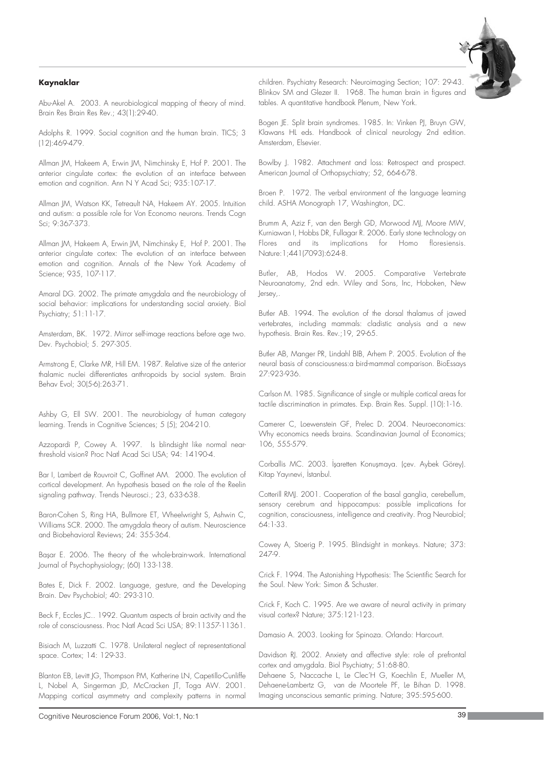#### Kaynaklar

Abu-Akel A. 2003. A neurobiological mapping of theory of mind. Brain Res Brain Res Rev.; 43(1):29-40.

Adolphs R. 1999. Social cognition and the human brain. TICS; 3 (12):469-479.

Allman JM, Hakeem A, Erwin JM, Nimchinsky E, Hof P. 2001. The anterior cingulate cortex: the evolution of an interface between emotion and cognition. Ann N Y Acad Sci; 935:107-17.

Allman JM, Watson KK, Tetreault NA, Hakeem AY. 2005. Intuition and autism: a possible role for Von Economo neurons. Trends Cogn Sci; 9:367-373.

Allman JM, Hakeem A, Erwin JM, Nimchinsky E, Hof P. 2001. The anterior cingulate cortex: The evolution of an interface between emotion and cognition. Annals of the New York Academy of Science; 935, 107-117.

Amaral DG. 2002. The primate amygdala and the neurobiology of social behavior: implications for understanding social anxiety. Biol Psychiatry; 51:11-17.

Amsterdam, BK. 1972. Mirror self-image reactions before age two. Dev. Psychobiol; 5. 297-305.

Armstrong E, Clarke MR, Hill EM. 1987. Relative size of the anterior thalamic nuclei differentiates anthropoids by social system. Brain Behav Evol; 30(5-6):263-71.

Ashby G, Ell SW. 2001. The neurobiology of human category learning. Trends in Cognitive Sciences; 5 (5); 204-210.

Azzopardi P, Cowey A. 1997. Is blindsight like normal near-threshold vision? Proc Natl Acad Sci USA; 94: 14190-4.

Bar I, Lambert de Rouvroit C, Goffinet AM. 2000. The evolution of cortical development. An hypothesis based on the role of the Reelin signaling pathway. Trends Neurosci.; 23, 633-638.

Baron-Cohen S, Ring HA, Bullmore ET, Wheelwright S, Ashwin C, Williams SCR. 2000. The amygdala theory of autism. Neuroscience and Biobehavioral Reviews; 24: 355-364.

Başar E. 2006. The theory of the whole-brain-work. International Journal of Psychophysiology; (60) 133-138.

Bates E, Dick F. 2002. Language, gesture, and the Developing Brain. Dev Psychobiol; 40: 293-310.

Beck F, Eccles JC.. 1992. Quantum aspects of brain activity and the role of consciousness. Proc Natl Acad Sci USA; 89:11357-11361.

Bisiach M, Luzzatti C. 1978. Unilateral neglect of representational space. Cortex; 14: 129-33.

Blanton EB, Levitt JG, Thompson PM, Katherine LN, Capetillo-Cunliffe L, Nobel A, Singerman JD, McCracken JT, Toga AW. 2001. Mapping cortical asymmetry and complexity patterns in normal children. Psychiatry Research: Neuroimaging Section; 107: 29-43.

Blinkov SM and Glezer II. 1968. The human brain in figures and tables. A quantitative handbook Plenum, New York.

Bogen JE. Split brain syndromes. 1985. In: Vinken PJ, Bruyn GW, Klawans HL eds. Handbook of clinical neurology 2nd edition. Amsterdam, Elsevier.

Bowlby J. 1982. Attachment and loss: Retrospect and prospect. American Journal of Orthopsychiatry; 52, 664-678.

Broen P. 1972. The verbal environment of the language learning child. ASHA Monograph 17, Washington, DC.

Brumm A, Aziz F, van den Bergh GD, Morwood MJ, Moore MW, Kurniawan I, Hobbs DR, Fullagar R. 2006. Early stone technology on Flores and its implications for Homo floresiensis. Nature:1;441(7093):624-8.

Butler, AB, Hodos W. 2005. Comparative Vertebrate Neuroanatomy, 2nd edn. Wiley and Sons, Inc, Hoboken, New Jersey,.

Butler AB. 1994. The evolution of the dorsal thalamus of jawed vertebrates, including mammals: cladistic analysis and a new hypothesis. Brain Res. Rev.;19, 29-65.

Butler AB, Manger PR, Lindahl BIB, Arhem P. 2005. Evolution of the neural basis of consciousness:a bird-mammal comparison. BioEssays 27:923-936.

Carlson M. 1985. Significance of single or multiple cortical areas for tactile discrimination in primates. Exp. Brain Res. Suppl. (10):1-16.

Camerer C, Loewenstein GF, Prelec D. 2004. Neuroeconomics: Why economics needs brains. Scandinavian Journal of Economics; 106, 555-579.

Corballis MC. 2003. İşaretten Konuşmaya. (çev. Aybek Görey). Kitap Yayınevi, İstanbul.

Cotterill RMJ. 2001. Cooperation of the basal ganglia, cerebellum, sensory cerebrum and hippocampus: possible implications for cognition, consciousness, intelligence and creativity. Prog Neurobiol; 64:1-33.

Cowey A, Stoerig P. 1995. Blindsight in monkeys. Nature; 373: 247-9.

Crick F. 1994. The Astonishing Hypothesis: The Scientific Search for the Soul. New York: Simon & Schuster.

Crick F, Koch C. 1995. Are we aware of neural activity in primary visual cortex? Nature; 375:121-123.

Damasio A. 2003. Looking for Spinoza. Orlando: Harcourt.

Davidson RJ. 2002. Anxiety and affective style: role of prefrontal cortex and amygdala. Biol Psychiatry; 51:68-80.

Dehaene S, Naccache L, Le Clec'H G, Koechlin E, Mueller M, Dehaene-Lambertz G, van de Moortele PF, Le Bihan D. 1998. Imaging unconscious semantic priming. Nature; 395:595-600.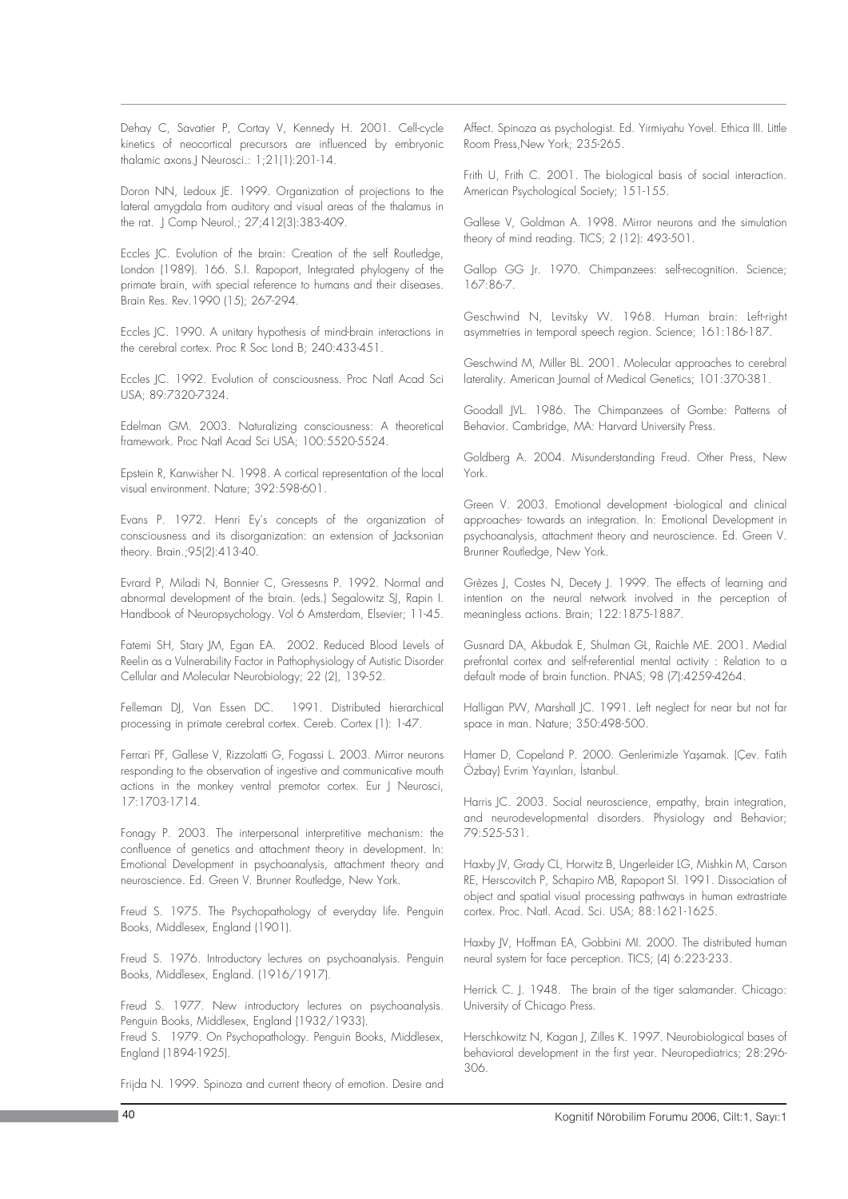Dehay C, Savatier P, Cortay V, Kennedy H. 2001. Cell-cycle kinetics of neocortical precursors are influenced by embryonic thalamic axons.J Neurosci.: 1;21(1):201-14.

Doron NN, Ledoux JE. 1999. Organization of projections to the lateral amygdala from auditory and visual areas of the thalamus in the rat. J Comp Neurol.; 27;412(3):383-409.

Eccles JC. Evolution of the brain: Creation of the self Routledge, London (1989). 166. S.I. Rapoport, Integrated phylogeny of the primate brain, with special reference to humans and their diseases. Brain Res. Rev.1990 (15); 267-294.

Eccles JC. 1990. A unitary hypothesis of mind-brain interactions in the cerebral cortex. Proc R Soc Lond B; 240:433-451.

Eccles JC. 1992. Evolution of consciousness. Proc Natl Acad Sci USA; 89:7320-7324.

Edelman GM. 2003. Naturalizing consciousness: A theoretical framework. Proc Natl Acad Sci USA; 100:5520-5524.

Epstein R, Kanwisher N. 1998. A cortical representation of the local visual environment. Nature; 392:598-601.

Evans P. 1972. Henri Ey's concepts of the organization of consciousness and its disorganization: an extension of Jacksonian theory. Brain.;95(2):413-40.

Evrard P, Miladi N, Bonnier C, Gressesns P. 1992. Normal and abnormal development of the brain. (eds.) Segalowitz SJ, Rapin I. Handbook of Neuropsychology. Vol 6 Amsterdam, Elsevier; 11-45.

Fatemi SH, Stary JM, Egan EA. 2002. Reduced Blood Levels of Reelin as a Vulnerability Factor in Pathophysiology of Autistic Disorder Cellular and Molecular Neurobiology; 22 (2), 139-52.

Felleman DJ, Van Essen DC. 1991. Distributed hierarchical processing in primate cerebral cortex. Cereb. Cortex (1): 1-47.

Ferrari PF, Gallese V, Rizzolatti G, Fogassi L. 2003. Mirror neurons responding to the observation of ingestive and communicative mouth actions in the monkey ventral premotor cortex. Eur J Neurosci, 17:1703-1714.

Fonagy P. 2003. The interpersonal interpretitive mechanism: the confluence of genetics and attachment theory in development. In: Emotional Development in psychoanalysis, attachment theory and neuroscience. Ed. Green V. Brunner Routledge, New York.

Freud S. 1975. The Psychopathology of everyday life. Penguin Books, Middlesex, England (1901).

Freud S. 1976. Introductory lectures on psychoanalysis. Penguin Books, Middlesex, England. (1916/1917).

Freud S. 1977. New introductory lectures on psychoanalysis. Penguin Books, Middlesex, England (1932/1933).

Freud S. 1979. On Psychopathology. Penguin Books, Middlesex, England (1894-1925).

Frijda N. 1999. Spinoza and current theory of emotion. Desire and Affect. Spinoza as psychologist. Ed. Yirmiyahu Yovel. Ethica III. Little Room Press,New York; 235-265.

Frith U, Frith C. 2001. The biological basis of social interaction. American Psychological Society; 151-155.

Gallese V, Goldman A. 1998. Mirror neurons and the simulation theory of mind reading. TICS; 2 (12): 493-501.

Gallop GG Jr. 1970. Chimpanzees: self-recognition. Science; 167:86-7.

Geschwind N, Levitsky W. 1968. Human brain: Left-right asymmetries in temporal speech region. Science; 161:186-187.

Geschwind M, Miller BL. 2001. Molecular approaches to cerebral laterality. American Journal of Medical Genetics; 101:370-381.

Goodall JVL. 1986. The Chimpanzees of Gombe: Patterns of Behavior. Cambridge, MA: Harvard University Press.

Goldberg A. 2004. Misunderstanding Freud. Other Press, New York.

Green V. 2003. Emotional development -biological and clinical approaches- towards an integration. In: Emotional Development in psychoanalysis, attachment theory and neuroscience. Ed. Green V. Brunner Routledge, New York.

Grèzes J, Costes N, Decety J. 1999. The effects of learning and intention on the neural network involved in the perception of meaningless actions. Brain; 122:1875-1887.

Gusnard DA, Akbudak E, Shulman GL, Raichle ME. 2001. Medial prefrontal cortex and self-referential mental activity : Relation to a default mode of brain function. PNAS; 98 (7):4259-4264.

Halligan PW, Marshall JC. 1991. Left neglect for near but not far space in man. Nature; 350:498-500.

Hamer D, Copeland P. 2000. Genlerimizle Yaşamak. (Çev. Fatih Özbay) Evrim Yayınları, İstanbul.

Harris JC. 2003. Social neuroscience, empathy, brain integration, and neurodevelopmental disorders. Physiology and Behavior; 79:525-531.

Haxby JV, Grady CL, Horwitz B, Ungerleider LG, Mishkin M, Carson RE, Herscovitch P, Schapiro MB, Rapoport SI. 1991. Dissociation of object and spatial visual processing pathways in human extrastriate cortex. Proc. Natl. Acad. Sci. USA; 88:1621-1625.

Haxby JV, Hoffman EA, Gobbini MI. 2000. The distributed human neural system for face perception. TICS; (4) 6:223-233.

Herrick C. J. 1948. The brain of the tiger salamander. Chicago: University of Chicago Press.

Herschkowitz N, Kagan J, Zilles K. 1997. Neurobiological bases of behavioral development in the first year. Neuropediatrics; 28:296-306.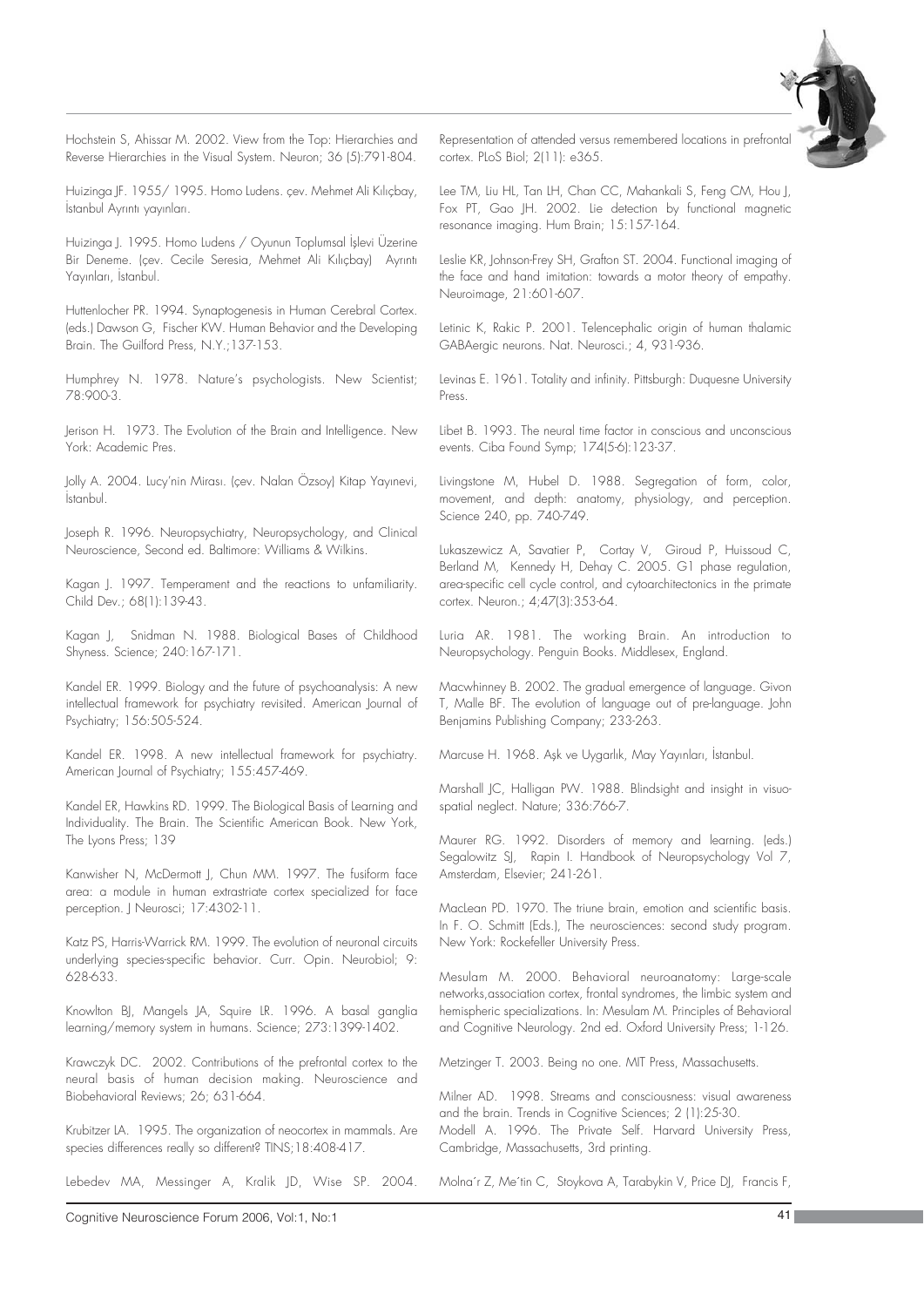Hochstein S, Ahissar M. 2002. View from the Top: Hierarchies and Reverse Hierarchies in the Visual System. Neuron; 36 (5):791-804.

Huizinga JF. 1955/ 1995. Homo Ludens. çev. Mehmet Ali Kılıçbay, İstanbul Ayrıntı yayınları.

Huizinga J. 1995. Homo Ludens / Oyunun Toplumsal İşlevi Üzerine Bir Deneme. (çev. Cecile Seresia, Mehmet Ali Kılıçbay) Ayrıntı Yayınları, İstanbul.

Huttenlocher PR. 1994. Synaptogenesis in Human Cerebral Cortex. (eds.) Dawson G, Fischer KW. Human Behavior and the Developing Brain. The Guilford Press, N.Y.;137-153.

Humphrey N. 1978. Nature's psychologists. New Scientist; 78:900-3.

Jerison H. 1973. The Evolution of the Brain and Intelligence. New York: Academic Pres.

Jolly A. 2004. Lucy'nin Mirası. (çev. Nalan Özsoy) Kitap Yayınevi, İstanbul.

Joseph R. 1996. Neuropsychiatry, Neuropsychology, and Clinical Neuroscience, Second ed. Baltimore: Williams & Wilkins.

Kagan J. 1997. Temperament and the reactions to unfamiliarity. Child Dev.; 68(1):139-43.

Kagan J, Snidman N. 1988. Biological Bases of Childhood Shyness. Science; 240:167-171.

Kandel ER. 1999. Biology and the future of psychoanalysis: A new intellectual framework for psychiatry revisited. American Journal of Psychiatry; 156:505-524.

Kandel ER. 1998. A new intellectual framework for psychiatry. American Journal of Psychiatry; 155:457-469.

Kandel ER, Hawkins RD. 1999. The Biological Basis of Learning and Individuality. The Brain. The Scientific American Book. New York, The Lyons Press; 139

Kanwisher N, McDermott J, Chun MM. 1997. The fusiform face area: a module in human extrastriate cortex specialized for face perception. J Neurosci; 17:4302-11.

Katz PS, Harris-Warrick RM. 1999. The evolution of neuronal circuits underlying species-specific behavior. Curr. Opin. Neurobiol; 9: 628-633.

Knowlton BJ, Mangels JA, Squire LR. 1996. A basal ganglia learning/memory system in humans. Science; 273:1399-1402.

Krawczyk DC. 2002. Contributions of the prefrontal cortex to the neural basis of human decision making. Neuroscience and Biobehavioral Reviews; 26; 631-664.

Krubitzer LA. 1995. The organization of neocortex in mammals. Are species differences really so different? TINS;18:408-417.

Lebedev MA, Messinger A, Kralik JD, Wise SP. 2004. Representation of attended versus remembered locations in prefrontal cortex. PLoS Biol; 2(11): e365.

Lee TM, Liu HL, Tan LH, Chan CC, Mahankali S, Feng CM, Hou J, Fox PT, Gao JH. 2002. Lie detection by functional magnetic resonance imaging. Hum Brain; 15:157-164.

Leslie KR, Johnson-Frey SH, Grafton ST. 2004. Functional imaging of the face and hand imitation: towards a motor theory of empathy. Neuroimage, 21:601-607.

Letinic K, Rakic P. 2001. Telencephalic origin of human thalamic GABAergic neurons. Nat. Neurosci.; 4, 931-936.

Levinas E. 1961. Totality and infinity. Pittsburgh: Duquesne University Press.

Libet B. 1993. The neural time factor in conscious and unconscious events. Ciba Found Symp; 174(5-6):123-37.

Livingstone M, Hubel D. 1988. Segregation of form, color, movement, and depth: anatomy, physiology, and perception. Science 240, pp. 740-749.

Lukaszewicz A, Savatier P, Cortay V, Giroud P, Huissoud C, Berland M, Kennedy H, Dehay C. 2005. G1 phase regulation, area-specific cell cycle control, and cytoarchitectonics in the primate cortex. Neuron.; 4;47(3):353-64.

Luria AR. 1981. The working Brain. An introduction to Neuropsychology. Penguin Books. Middlesex, England.

Macwhinney B. 2002. The gradual emergence of language. Givon T, Malle BF. The evolution of language out of pre-language. John Benjamins Publishing Company; 233-263.

Marcuse H. 1968. Aşk ve Uygarlık, May Yayınları, İstanbul.

Marshall JC, Halligan PW. 1988. Blindsight and insight in visuo-spatial neglect. Nature; 336:766-7.

Maurer RG. 1992. Disorders of memory and learning. (eds.) Segalowitz SJ, Rapin I. Handbook of Neuropsychology Vol 7, Amsterdam, Elsevier; 241-261.

MacLean PD. 1970. The triune brain, emotion and scientific basis. In F. O. Schmitt (Eds.), The neurosciences: second study program. New York: Rockefeller University Press.

Mesulam M. 2000. Behavioral neuroanatomy: Large-scale networks,association cortex, frontal syndromes, the limbic system and hemispheric specializations. In: Mesulam M. Principles of Behavioral and Cognitive Neurology. 2nd ed. Oxford University Press; 1-126.

Metzinger T. 2003. Being no one. MIT Press, Massachusetts.

Milner AD. 1998. Streams and consciousness: visual awareness and the brain. Trends in Cognitive Sciences; 2 (1):25-30.

Modell A. 1996. The Private Self. Harvard University Press, Cambridge, Massachusetts, 3rd printing.

Molna´r Z, Me´tin C, Stoykova A, Tarabykin V, Price DJ, Francis F,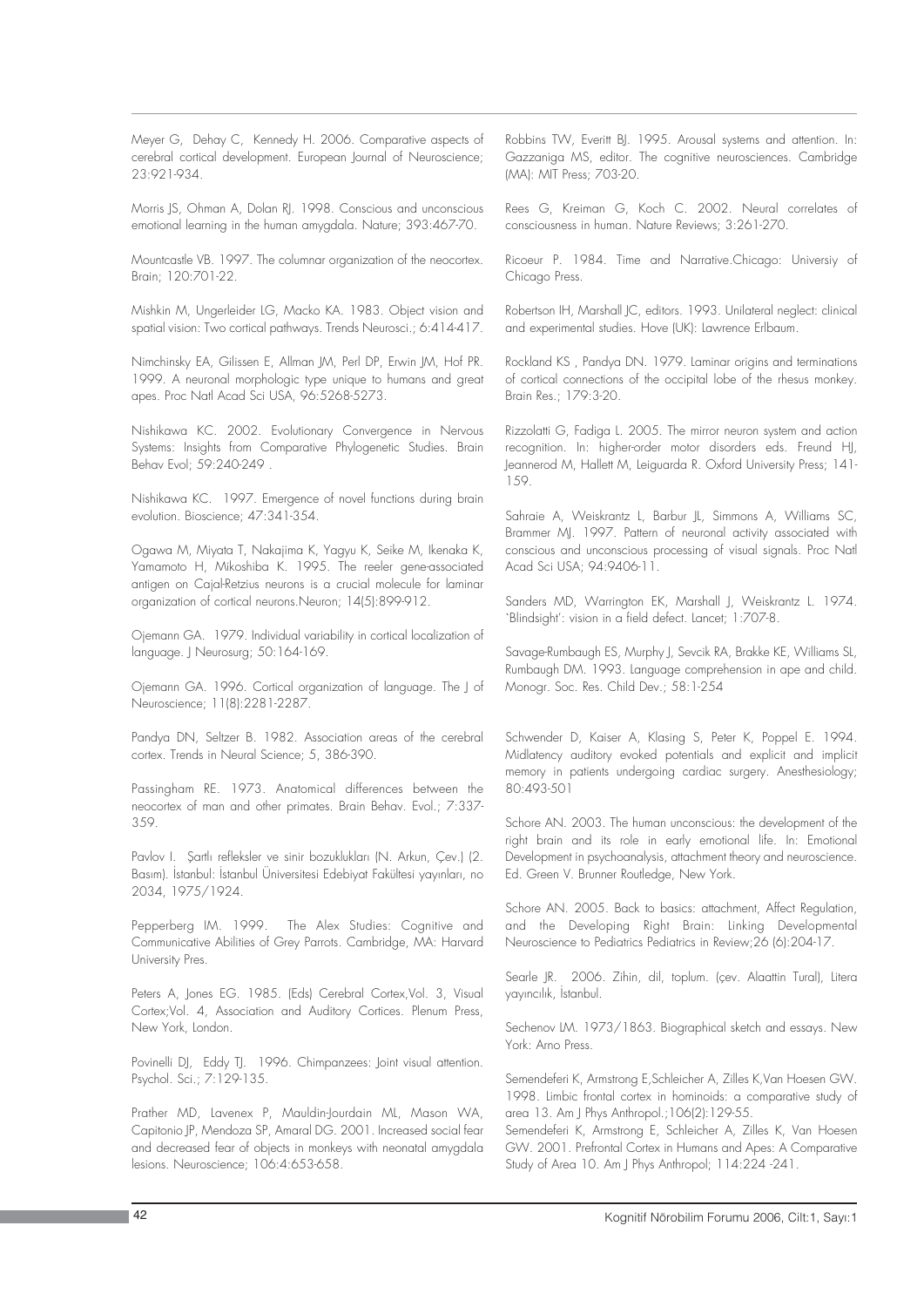Meyer G, Dehay C, Kennedy H. 2006. Comparative aspects of cerebral cortical development. European Journal of Neuroscience; 23:921-934.

Morris JS, Ohman A, Dolan RJ. 1998. Conscious and unconscious emotional learning in the human amygdala. Nature; 393:467-70.

Mountcastle VB. 1997. The columnar organization of the neocortex. Brain; 120:701-22.

Mishkin M, Ungerleider LG, Macko KA. 1983. Object vision and spatial vision: Two cortical pathways. Trends Neurosci.; 6:414-417.

Nimchinsky EA, Gilissen E, Allman JM, Perl DP, Erwin JM, Hof PR. 1999. A neuronal morphologic type unique to humans and great apes. Proc Natl Acad Sci USA, 96:5268-5273.

Nishikawa KC. 2002. Evolutionary Convergence in Nervous Systems: Insights from Comparative Phylogenetic Studies. Brain Behav Evol; 59:240-249 .

Nishikawa KC. 1997. Emergence of novel functions during brain evolution. Bioscience; 47:341-354.

Ogawa M, Miyata T, Nakajima K, Yagyu K, Seike M, Ikenaka K, Yamamoto H, Mikoshiba K. 1995. The reeler gene-associated antigen on Cajal-Retzius neurons is a crucial molecule for laminar organization of cortical neurons.Neuron; 14(5):899-912.

Ojemann GA. 1979. Individual variability in cortical localization of language. J Neurosurg; 50:164-169.

Ojemann GA. 1996. Cortical organization of language. The J of Neuroscience; 11(8):2281-2287.

Pandya DN, Seltzer B. 1982. Association areas of the cerebral cortex. Trends in Neural Science; 5, 386-390.

Passingham RE. 1973. Anatomical differences between the neocortex of man and other primates. Brain Behav. Evol.; 7:337-359.

Pavlov I. Şartlı refleksler ve sinir bozuklukları (N. Arkun, Çev.) (2. Basım). İstanbul: İstanbul Üniversitesi Edebiyat Fakültesi yayınları, no 2034, 1975/1924.

Pepperberg IM. 1999. The Alex Studies: Cognitive and Communicative Abilities of Grey Parrots. Cambridge, MA: Harvard University Pres.

Peters A, Jones EG. 1985. (Eds) Cerebral Cortex,Vol. 3, Visual Cortex;Vol. 4, Association and Auditory Cortices. Plenum Press, New York, London.

Povinelli DJ, Eddy TJ. 1996. Chimpanzees: Joint visual attention. Psychol. Sci.; 7:129-135.

Prather MD, Lavenex P, Mauldin-Jourdain ML, Mason WA, Capitonio JP, Mendoza SP, Amaral DG. 2001. Increased social fear and decreased fear of objects in monkeys with neonatal amygdala lesions. Neuroscience; 106:4:653-658.

Robbins TW, Everitt BJ. 1995. Arousal systems and attention. In: Gazzaniga MS, editor. The cognitive neurosciences. Cambridge (MA): MIT Press; 703-20.

Rees G, Kreiman G, Koch C. 2002. Neural correlates of consciousness in human. Nature Reviews; 3:261-270.

Ricoeur P. 1984. Time and Narrative.Chicago: Universiy of Chicago Press.

Robertson IH, Marshall JC, editors. 1993. Unilateral neglect: clinical and experimental studies. Hove (UK): Lawrence Erlbaum.

Rockland KS , Pandya DN. 1979. Laminar origins and terminations of cortical connections of the occipital lobe of the rhesus monkey. Brain Res.; 179:3-20.

Rizzolatti G, Fadiga L. 2005. The mirror neuron system and action recognition. In: higher-order motor disorders eds. Freund HJ, Jeannerod M, Hallett M, Leiguarda R. Oxford University Press; 141-159.

Sahraie A, Weiskrantz L, Barbur JL, Simmons A, Williams SC, Brammer MJ. 1997. Pattern of neuronal activity associated with conscious and unconscious processing of visual signals. Proc Natl Acad Sci USA; 94:9406-11.

Sanders MD, Warrington EK, Marshall J, Weiskrantz L. 1974. `Blindsight': vision in a field defect. Lancet; 1:707-8.

Savage-Rumbaugh ES, Murphy J, Sevcik RA, Brakke KE, Williams SL, Rumbaugh DM. 1993. Language comprehension in ape and child. Monogr. Soc. Res. Child Dev.; 58:1-254

Schwender D, Kaiser A, Klasing S, Peter K, Poppel E. 1994. Midlatency auditory evoked potentials and explicit and implicit memory in patients undergoing cardiac surgery. Anesthesiology; 80:493-501

Schore AN. 2003. The human unconscious: the development of the right brain and its role in early emotional life. In: Emotional Development in psychoanalysis, attachment theory and neuroscience. Ed. Green V. Brunner Routledge, New York.

Schore AN. 2005. Back to basics: attachment, Affect Regulation, and the Developing Right Brain: Linking Developmental Neuroscience to Pediatrics Pediatrics in Review;26 (6):204-17.

Searle JR. 2006. Zihin, dil, toplum. (çev. Alaattin Tural), Litera yayıncılık, İstanbul.

Sechenov IM. 1973/1863. Biographical sketch and essays. New York: Arno Press.

Semendeferi K, Armstrong E,Schleicher A, Zilles K,Van Hoesen GW. 1998. Limbic frontal cortex in hominoids: a comparative study of area 13. Am J Phys Anthropol.;106(2):129-55.

Semendeferi K, Armstrong E, Schleicher A, Zilles K, Van Hoesen GW. 2001. Prefrontal Cortex in Humans and Apes: A Comparative Study of Area 10. Am J Phys Anthropol; 114:224 -241.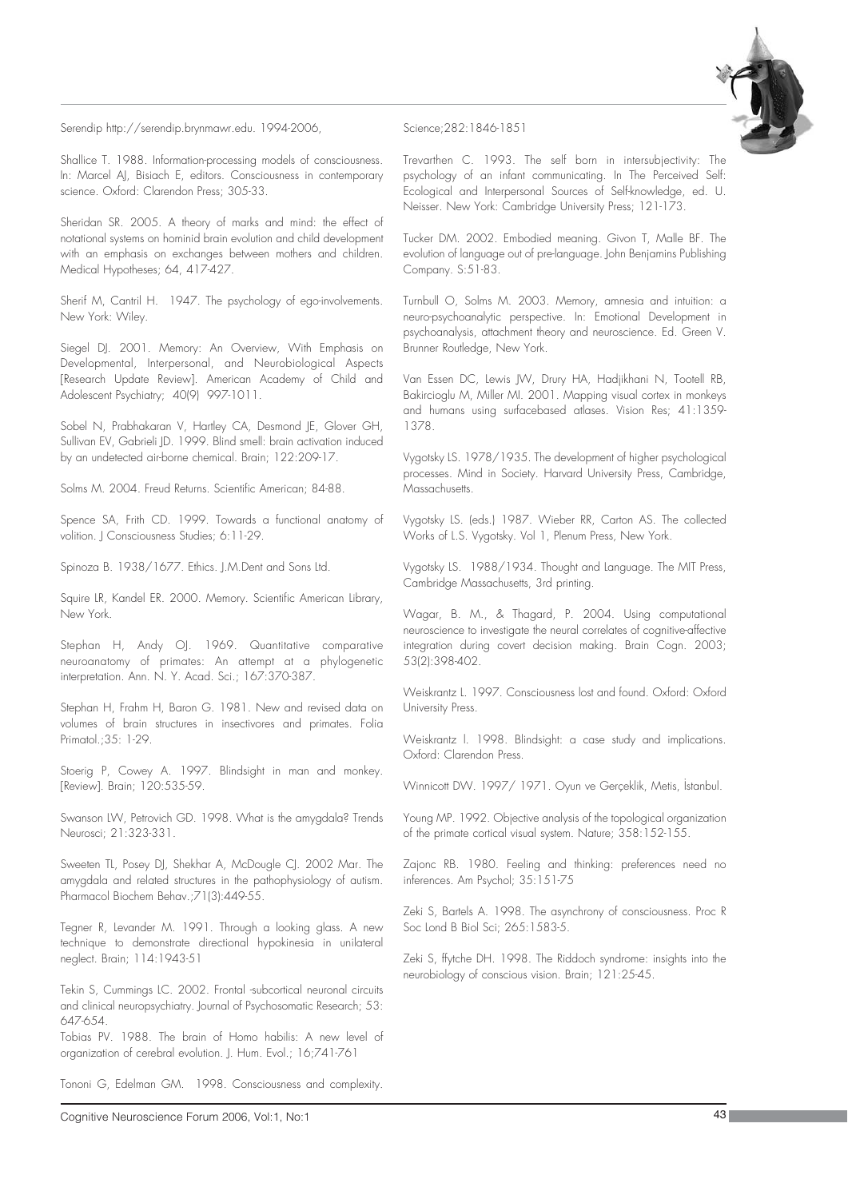Serendip http://serendip.brynmawr.edu. 1994-2006,

Shallice T. 1988. Information-processing models of consciousness. In: Marcel AJ, Bisiach E, editors. Consciousness in contemporary science. Oxford: Clarendon Press; 305-33.

Sheridan SR. 2005. A theory of marks and mind: the effect of notational systems on hominid brain evolution and child development with an emphasis on exchanges between mothers and children. Medical Hypotheses; 64, 417-427.

Sherif M, Cantril H. 1947. The psychology of ego-involvements. New York: Wiley.

Siegel DJ. 2001. Memory: An Overview, With Emphasis on Developmental, Interpersonal, and Neurobiological Aspects [Research Update Review]. American Academy of Child and Adolescent Psychiatry; 40(9) 997-1011.

Sobel N, Prabhakaran V, Hartley CA, Desmond JE, Glover GH, Sullivan EV, Gabrieli JD. 1999. Blind smell: brain activation induced by an undetected air-borne chemical. Brain; 122:209-17.

Solms M. 2004. Freud Returns. Scientific American; 84-88.

Spence SA, Frith CD. 1999. Towards a functional anatomy of volition. J Consciousness Studies; 6:11-29.

Spinoza B. 1938/1677. Ethics. J.M.Dent and Sons Ltd.

Squire LR, Kandel ER. 2000. Memory. Scientific American Library, New York.

Stephan H, Andy OJ. 1969. Quantitative comparative neuroanatomy of primates: An attempt at a phylogenetic interpretation. Ann. N. Y. Acad. Sci.; 167:370-387.

Stephan H, Frahm H, Baron G. 1981. New and revised data on volumes of brain structures in insectivores and primates. Folia Primatol.;35: 1-29.

Stoerig P, Cowey A. 1997. Blindsight in man and monkey. [Review]. Brain; 120:535-59.

Swanson LW, Petrovich GD. 1998. What is the amygdala? Trends Neurosci; 21:323-331.

Sweeten TL, Posey DJ, Shekhar A, McDougle CJ. 2002 Mar. The amygdala and related structures in the pathophysiology of autism. Pharmacol Biochem Behav.;71(3):449-55.

Tegner R, Levander M. 1991. Through a looking glass. A new technique to demonstrate directional hypokinesia in unilateral neglect. Brain; 114:1943-51

Tekin S, Cummings LC. 2002. Frontal -subcortical neuronal circuits and clinical neuropsychiatry. Journal of Psychosomatic Research; 53: 647-654.

Tobias PV. 1988. The brain of Homo habilis: A new level of organization of cerebral evolution. J. Hum. Evol.; 16;741-761

Tononi G, Edelman GM. 1998. Consciousness and complexity. Science;282:1846-1851

Trevarthen C. 1993. The self born in intersubjectivity: The psychology of an infant communicating. In The Perceived Self: Ecological and Interpersonal Sources of Self-knowledge, ed. U. Neisser. New York: Cambridge University Press; 121-173.

Tucker DM. 2002. Embodied meaning. Givon T, Malle BF. The evolution of language out of pre-language. John Benjamins Publishing Company. S:51-83.

Turnbull O, Solms M. 2003. Memory, amnesia and intuition: a neuro-psychoanalytic perspective. In: Emotional Development in psychoanalysis, attachment theory and neuroscience. Ed. Green V. Brunner Routledge, New York.

Van Essen DC, Lewis JW, Drury HA, Hadjikhani N, Tootell RB, Bakircioglu M, Miller MI. 2001. Mapping visual cortex in monkeys and humans using surfacebased atlases. Vision Res; 41:1359-1378.

Vygotsky LS. 1978/1935. The development of higher psychological processes. Mind in Society. Harvard University Press, Cambridge, Massachusetts.

Vygotsky LS. (eds.) 1987. Wieber RR, Carton AS. The collected Works of L.S. Vygotsky. Vol 1, Plenum Press, New York.

Vygotsky LS. 1988/1934. Thought and Language. The MIT Press, Cambridge Massachusetts, 3rd printing.

Wagar, B. M., & Thagard, P. 2004. Using computational neuroscience to investigate the neural correlates of cognitive-affective integration during covert decision making. Brain Cogn. 2003; 53(2):398-402.

Weiskrantz L. 1997. Consciousness lost and found. Oxford: Oxford University Press.

Weiskrantz l. 1998. Blindsight: a case study and implications. Oxford: Clarendon Press.

Winnicott DW. 1997/ 1971. Oyun ve Gerçeklik, Metis, İstanbul.

Young MP. 1992. Objective analysis of the topological organization of the primate cortical visual system. Nature; 358:152-155.

Zajonc RB. 1980. Feeling and thinking: preferences need no inferences. Am Psychol; 35:151-75

Zeki S, Bartels A. 1998. The asynchrony of consciousness. Proc R Soc Lond B Biol Sci; 265:1583-5.

Zeki S, ffytche DH. 1998. The Riddoch syndrome: insights into the neurobiology of conscious vision. Brain; 121:25-45.